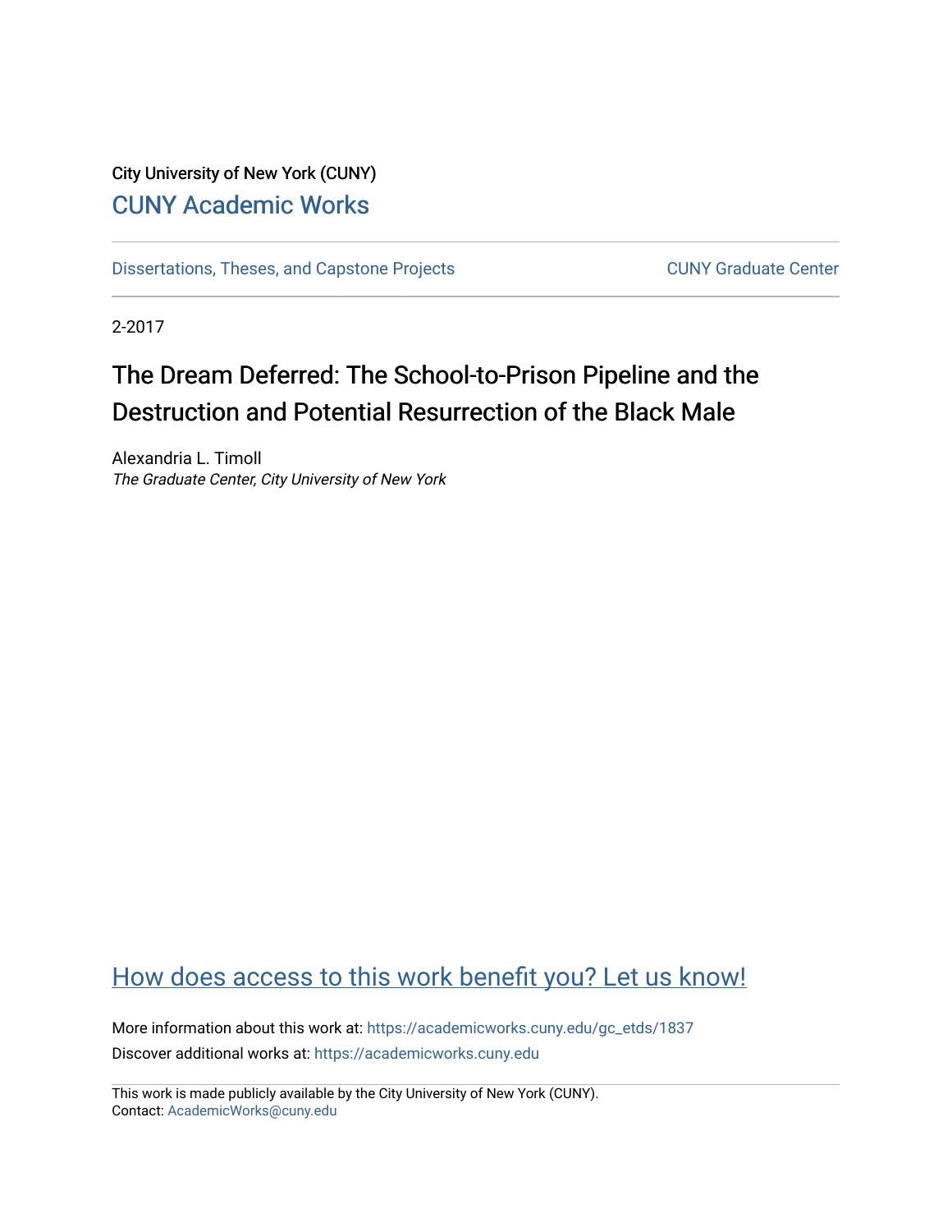City University of New York (CUNY)

CUNY Academic Works

Dissertations, Theses, and Capstone Projects

CUNY Graduate Center

2-2017

# The Dream Deferred: The School-to-Prison Pipeline and the Destruction and Potential Resurrection of the Black Male

Alexandria L. Timoll

*The Graduate Center, City University of New York*

How does access to this work benefit you? Let us know!

More information about this work at: https://academicworks.cuny.edu/gc_etds/1837

Discover additional works at: https://academicworks.cuny.edu

This work is made publicly available by the City University of New York (CUNY).
Contact: AcademicWorks@cuny.edu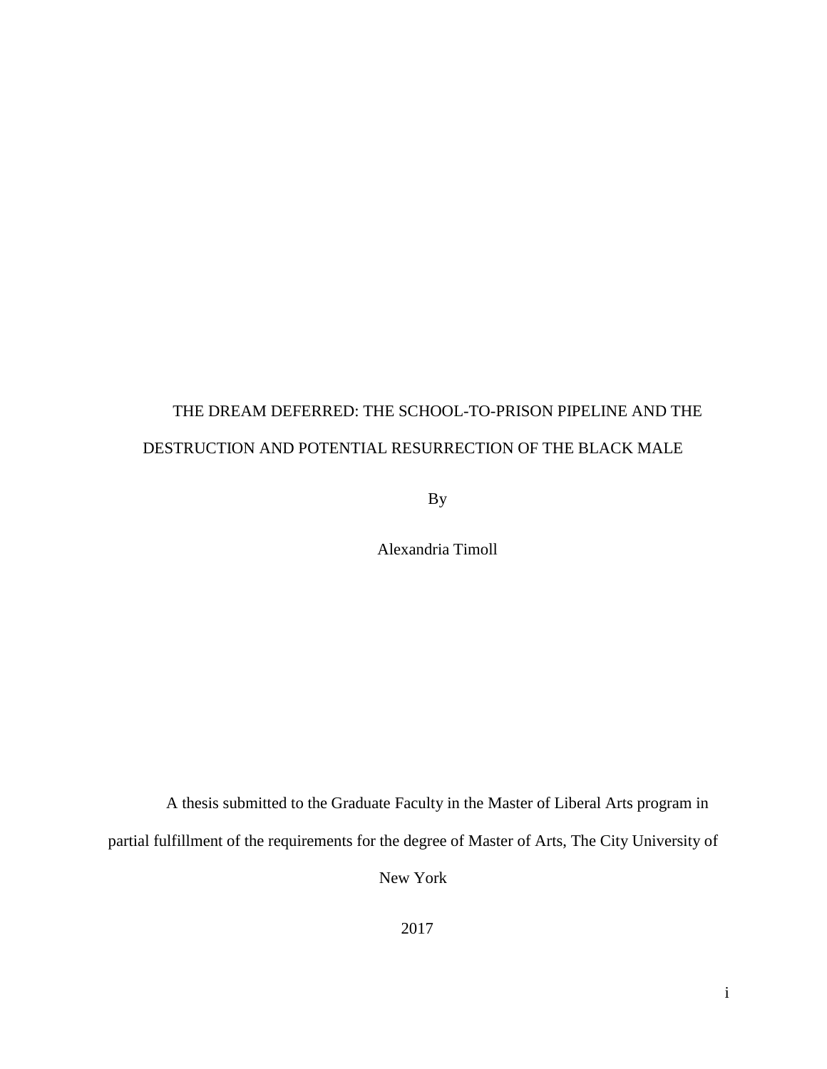# THE DREAM DEFERRED: THE SCHOOL-TO-PRISON PIPELINE AND THE DESTRUCTION AND POTENTIAL RESURRECTION OF THE BLACK MALE

By

Alexandria Timoll

A thesis submitted to the Graduate Faculty in the Master of Liberal Arts program in partial fulfillment of the requirements for the degree of Master of Arts, The City University of New York

2017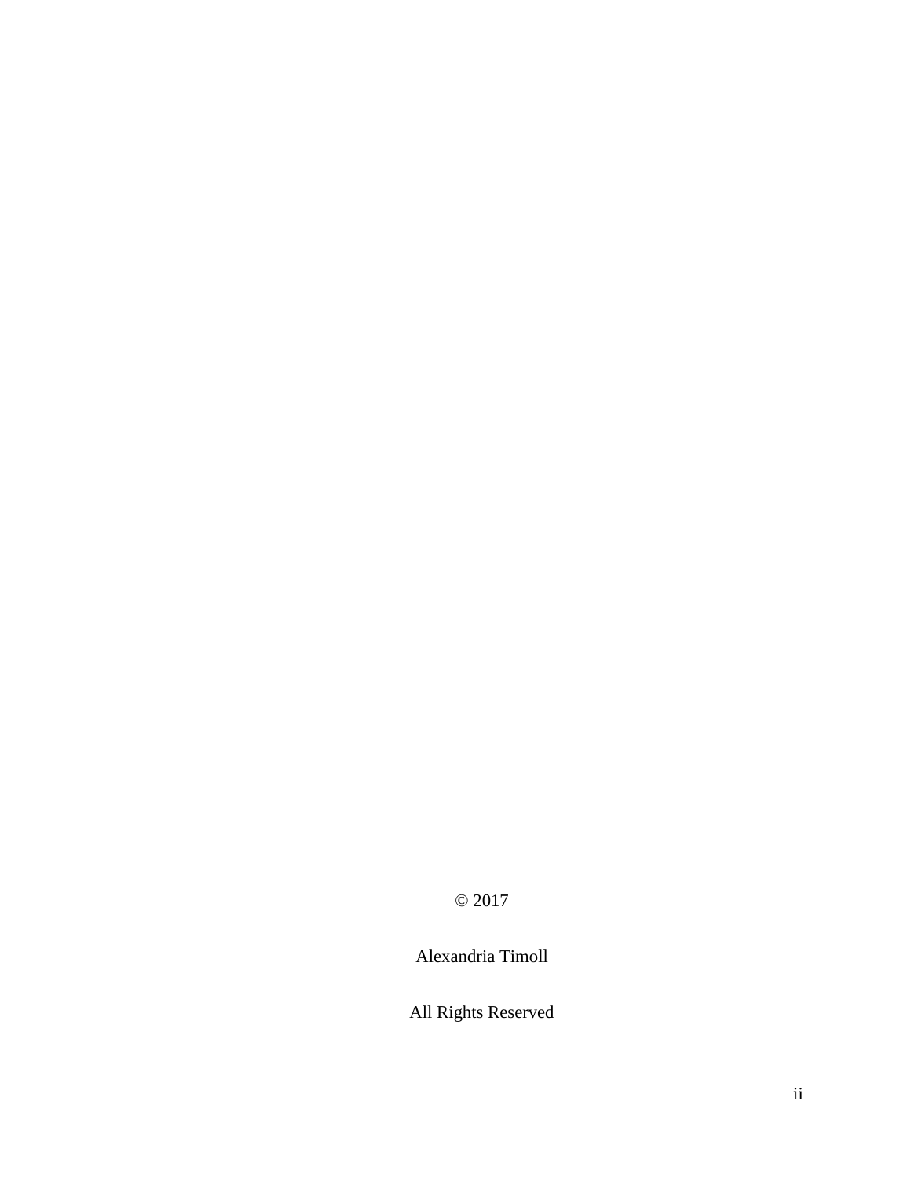© 2017

Alexandria Timoll

All Rights Reserved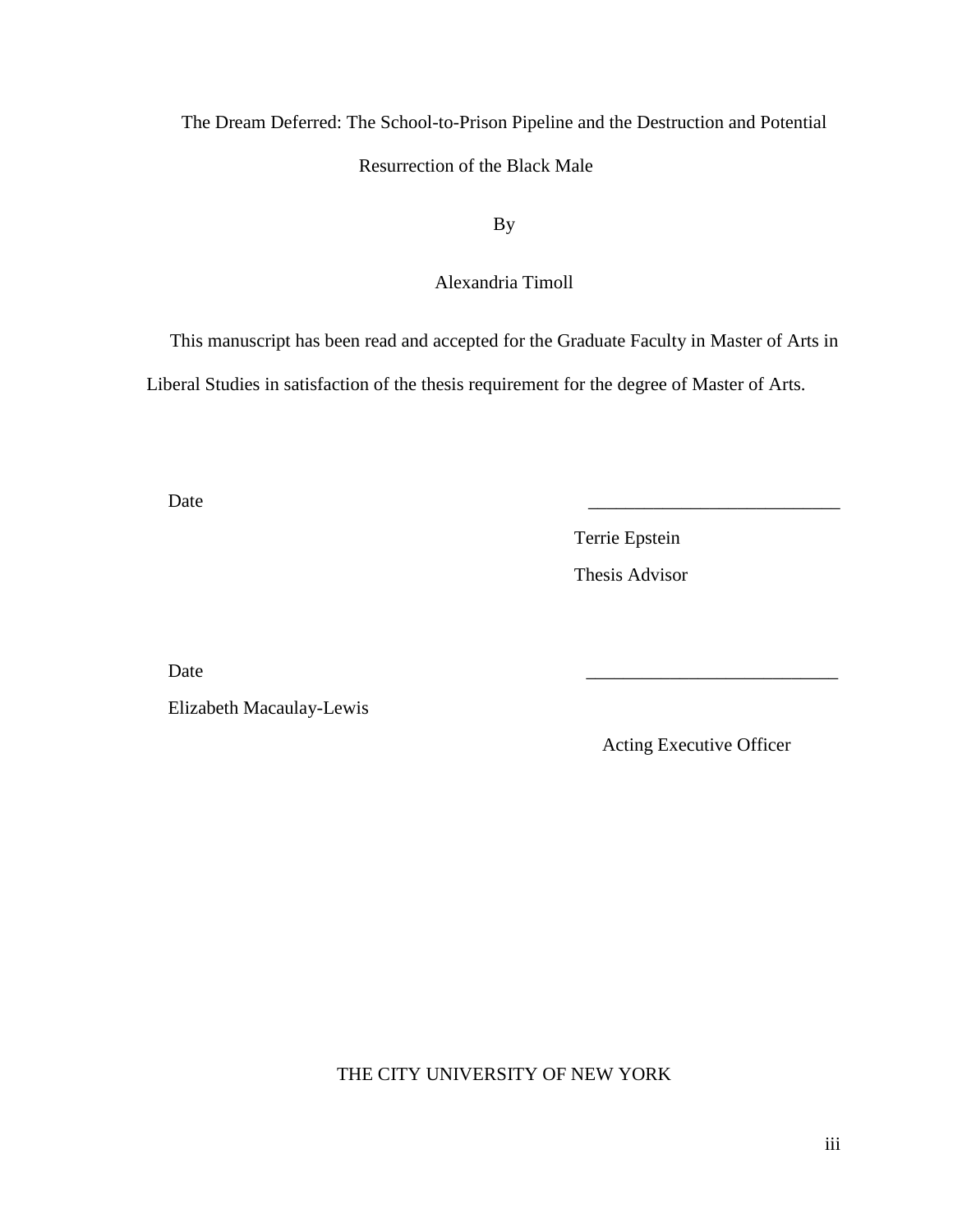The Dream Deferred: The School-to-Prison Pipeline and the Destruction and Potential Resurrection of the Black Male

By

Alexandria Timoll

This manuscript has been read and accepted for the Graduate Faculty in Master of Arts in Liberal Studies in satisfaction of the thesis requirement for the degree of Master of Arts.

Date ___________________________

Terrie Epstein

Thesis Advisor

Date ___________________________

Elizabeth Macaulay-Lewis

Acting Executive Officer

THE CITY UNIVERSITY OF NEW YORK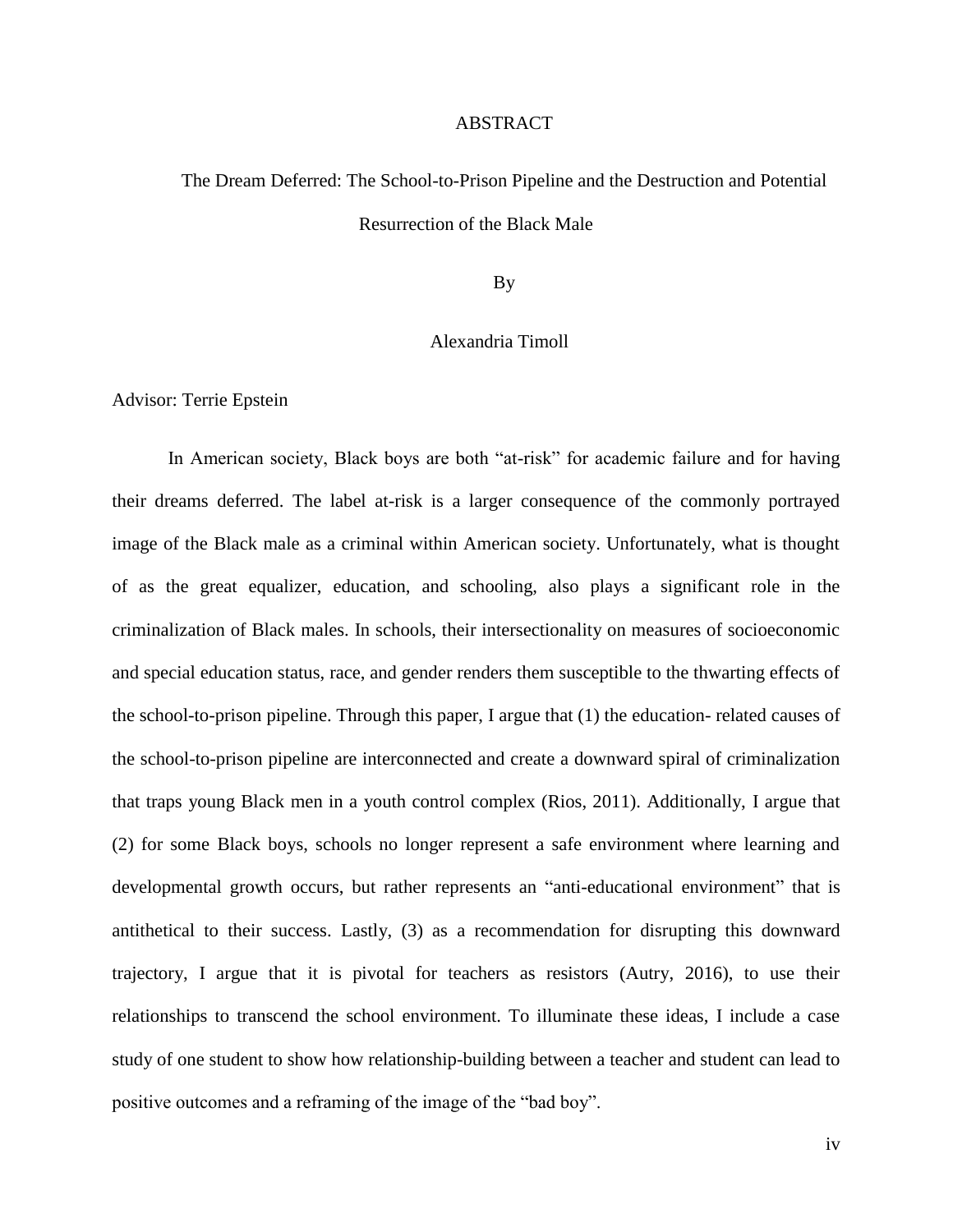# ABSTRACT

## The Dream Deferred: The School-to-Prison Pipeline and the Destruction and Potential Resurrection of the Black Male

By

Alexandria Timoll

Advisor: Terrie Epstein

In American society, Black boys are both "at-risk" for academic failure and for having their dreams deferred. The label at-risk is a larger consequence of the commonly portrayed image of the Black male as a criminal within American society. Unfortunately, what is thought of as the great equalizer, education, and schooling, also plays a significant role in the criminalization of Black males. In schools, their intersectionality on measures of socioeconomic and special education status, race, and gender renders them susceptible to the thwarting effects of the school-to-prison pipeline. Through this paper, I argue that (1) the education- related causes of the school-to-prison pipeline are interconnected and create a downward spiral of criminalization that traps young Black men in a youth control complex (Rios, 2011). Additionally, I argue that (2) for some Black boys, schools no longer represent a safe environment where learning and developmental growth occurs, but rather represents an "anti-educational environment" that is antithetical to their success. Lastly, (3) as a recommendation for disrupting this downward trajectory, I argue that it is pivotal for teachers as resistors (Autry, 2016), to use their relationships to transcend the school environment. To illuminate these ideas, I include a case study of one student to show how relationship-building between a teacher and student can lead to positive outcomes and a reframing of the image of the "bad boy".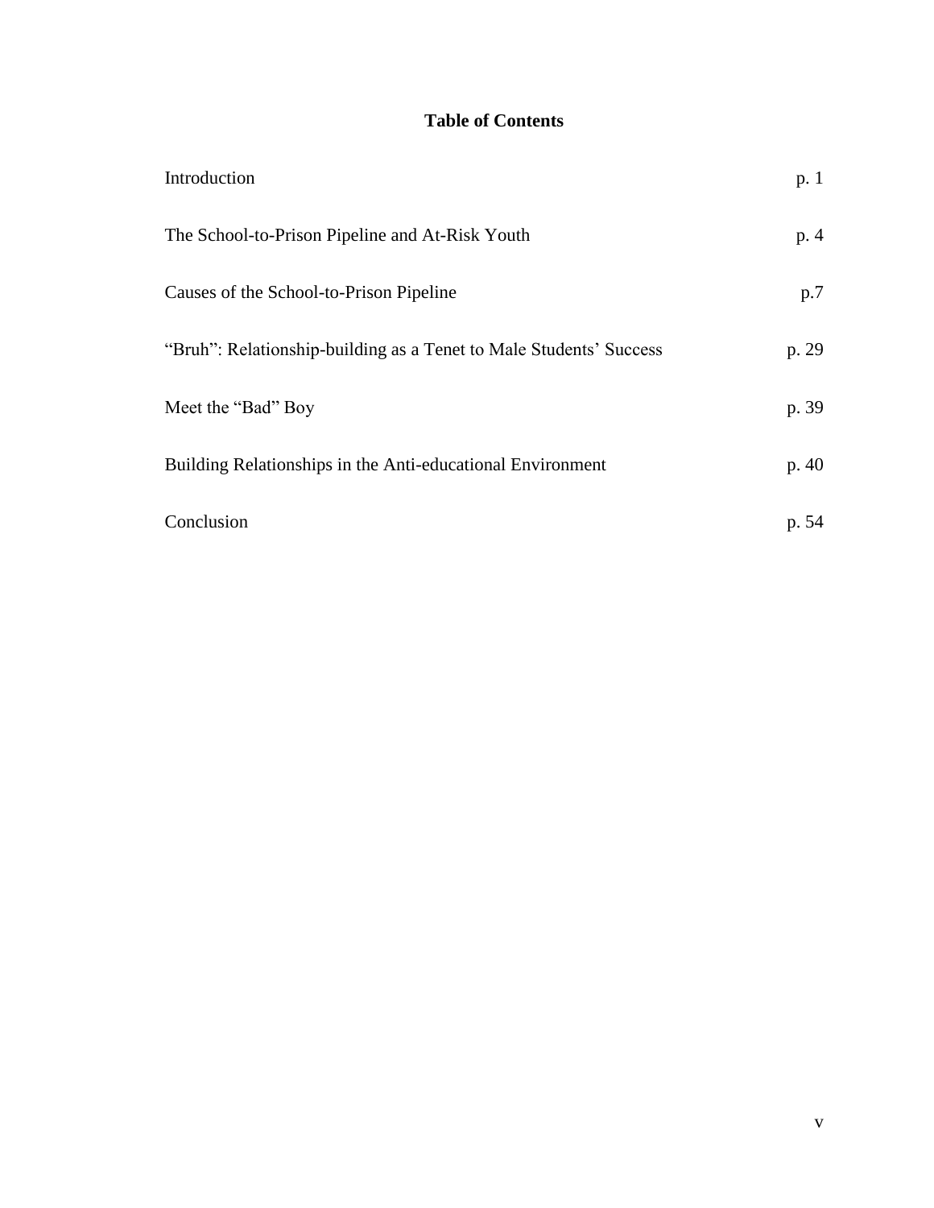## Table of Contents

| | |
|---|---|
| Introduction | p. 1 |
| The School-to-Prison Pipeline and At-Risk Youth | p. 4 |
| Causes of the School-to-Prison Pipeline | p.7 |
| "Bruh": Relationship-building as a Tenet to Male Students' Success | p. 29 |
| Meet the "Bad" Boy | p. 39 |
| Building Relationships in the Anti-educational Environment | p. 40 |
| Conclusion | p. 54 |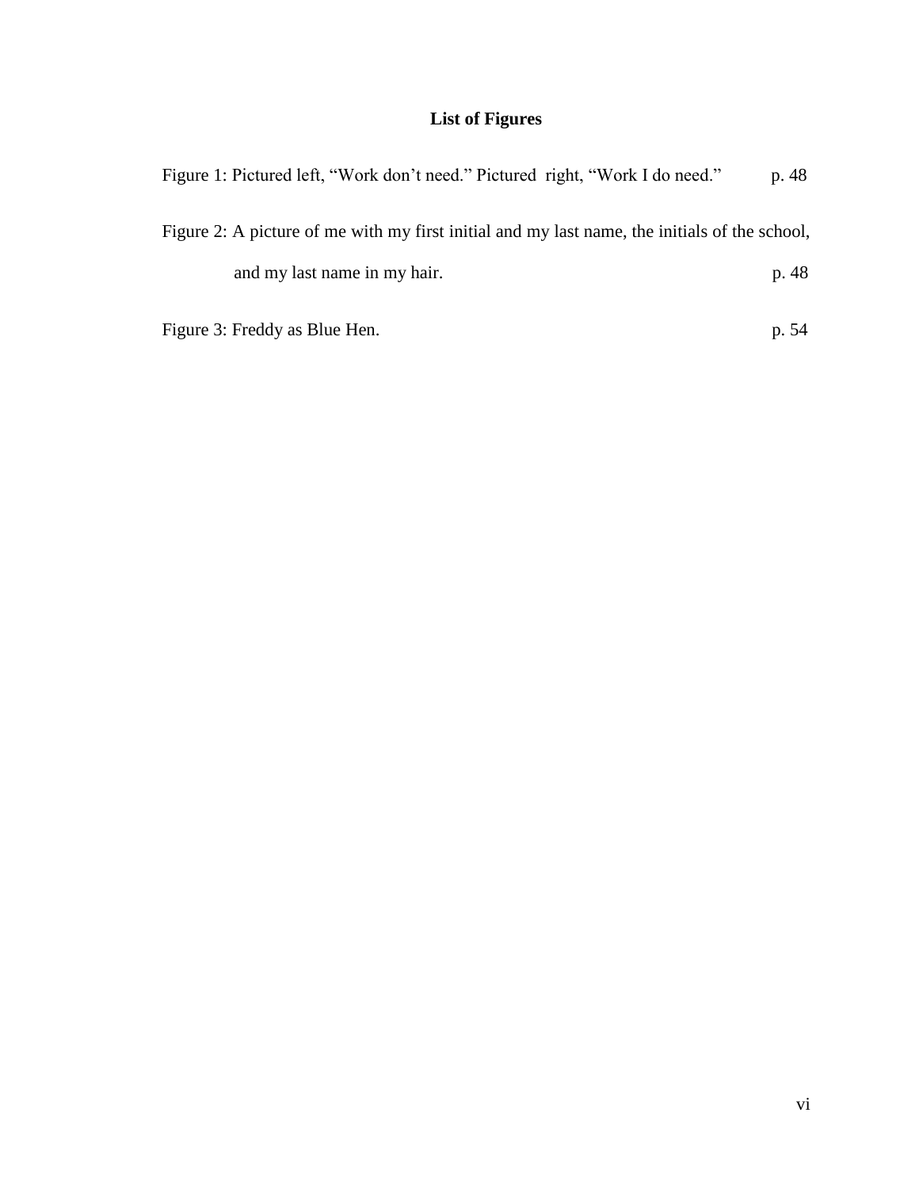## List of Figures

Figure 1: Pictured left, "Work don't need." Pictured right, "Work I do need." p. 48

Figure 2: A picture of me with my first initial and my last name, the initials of the school, and my last name in my hair. p. 48

Figure 3: Freddy as Blue Hen. p. 54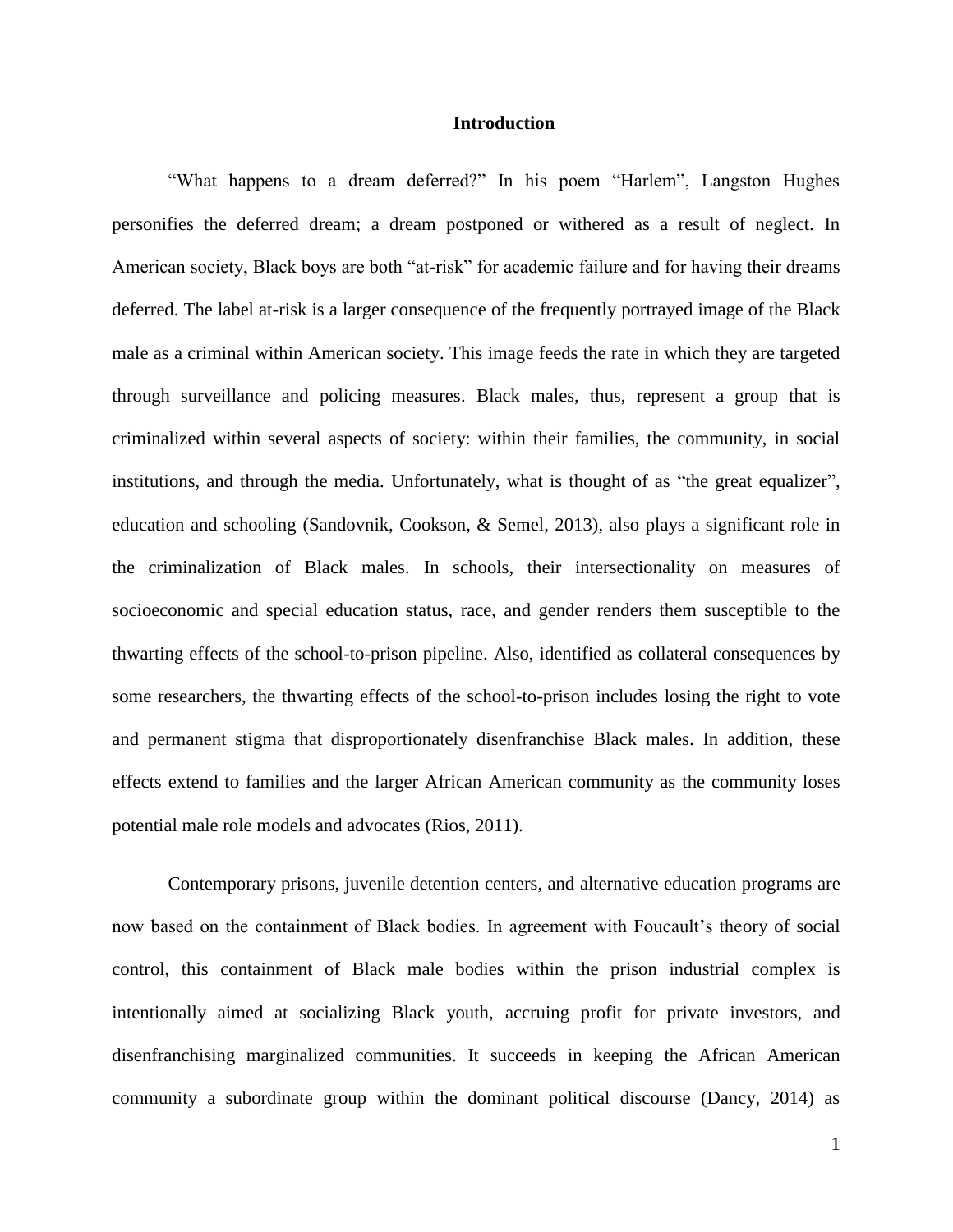# Introduction

"What happens to a dream deferred?" In his poem "Harlem", Langston Hughes personifies the deferred dream; a dream postponed or withered as a result of neglect. In American society, Black boys are both "at-risk" for academic failure and for having their dreams deferred. The label at-risk is a larger consequence of the frequently portrayed image of the Black male as a criminal within American society. This image feeds the rate in which they are targeted through surveillance and policing measures. Black males, thus, represent a group that is criminalized within several aspects of society: within their families, the community, in social institutions, and through the media. Unfortunately, what is thought of as "the great equalizer", education and schooling (Sandovnik, Cookson, & Semel, 2013), also plays a significant role in the criminalization of Black males. In schools, their intersectionality on measures of socioeconomic and special education status, race, and gender renders them susceptible to the thwarting effects of the school-to-prison pipeline. Also, identified as collateral consequences by some researchers, the thwarting effects of the school-to-prison includes losing the right to vote and permanent stigma that disproportionately disenfranchise Black males. In addition, these effects extend to families and the larger African American community as the community loses potential male role models and advocates (Rios, 2011).

Contemporary prisons, juvenile detention centers, and alternative education programs are now based on the containment of Black bodies. In agreement with Foucault's theory of social control, this containment of Black male bodies within the prison industrial complex is intentionally aimed at socializing Black youth, accruing profit for private investors, and disenfranchising marginalized communities. It succeeds in keeping the African American community a subordinate group within the dominant political discourse (Dancy, 2014) as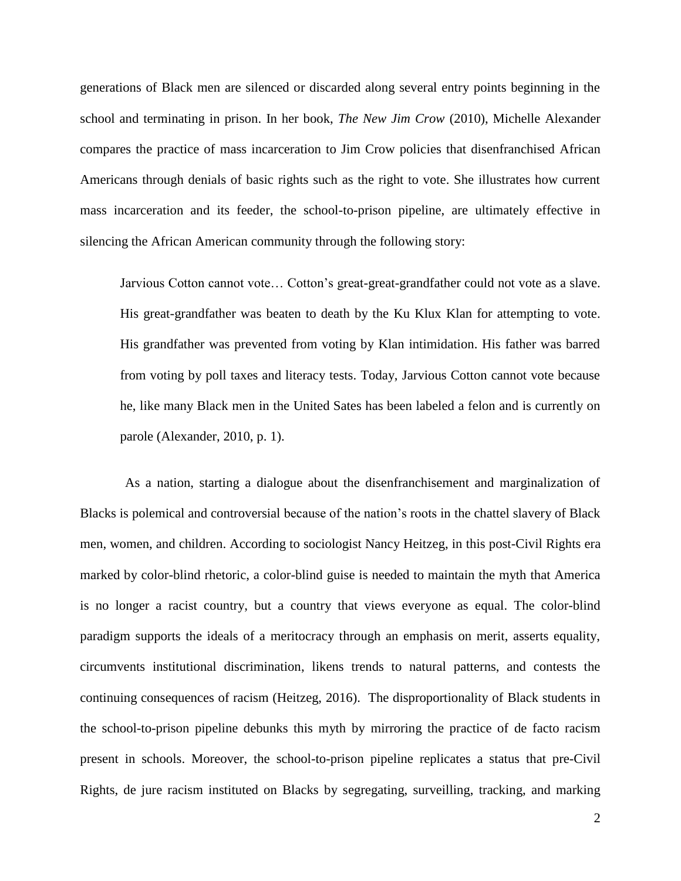generations of Black men are silenced or discarded along several entry points beginning in the school and terminating in prison. In her book, *The New Jim Crow* (2010), Michelle Alexander compares the practice of mass incarceration to Jim Crow policies that disenfranchised African Americans through denials of basic rights such as the right to vote. She illustrates how current mass incarceration and its feeder, the school-to-prison pipeline, are ultimately effective in silencing the African American community through the following story:

> Jarvious Cotton cannot vote… Cotton's great-great-grandfather could not vote as a slave. His great-grandfather was beaten to death by the Ku Klux Klan for attempting to vote. His grandfather was prevented from voting by Klan intimidation. His father was barred from voting by poll taxes and literacy tests. Today, Jarvious Cotton cannot vote because he, like many Black men in the United Sates has been labeled a felon and is currently on parole (Alexander, 2010, p. 1).

As a nation, starting a dialogue about the disenfranchisement and marginalization of Blacks is polemical and controversial because of the nation's roots in the chattel slavery of Black men, women, and children. According to sociologist Nancy Heitzeg, in this post-Civil Rights era marked by color-blind rhetoric, a color-blind guise is needed to maintain the myth that America is no longer a racist country, but a country that views everyone as equal. The color-blind paradigm supports the ideals of a meritocracy through an emphasis on merit, asserts equality, circumvents institutional discrimination, likens trends to natural patterns, and contests the continuing consequences of racism (Heitzeg, 2016). The disproportionality of Black students in the school-to-prison pipeline debunks this myth by mirroring the practice of de facto racism present in schools. Moreover, the school-to-prison pipeline replicates a status that pre-Civil Rights, de jure racism instituted on Blacks by segregating, surveilling, tracking, and marking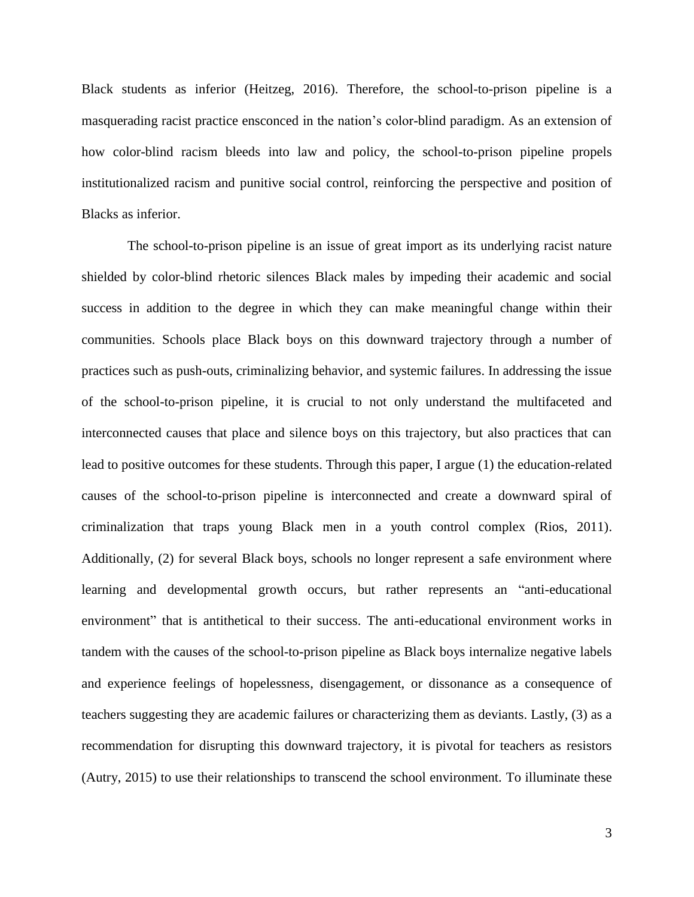Black students as inferior (Heitzeg, 2016). Therefore, the school-to-prison pipeline is a masquerading racist practice ensconced in the nation's color-blind paradigm. As an extension of how color-blind racism bleeds into law and policy, the school-to-prison pipeline propels institutionalized racism and punitive social control, reinforcing the perspective and position of Blacks as inferior.

The school-to-prison pipeline is an issue of great import as its underlying racist nature shielded by color-blind rhetoric silences Black males by impeding their academic and social success in addition to the degree in which they can make meaningful change within their communities. Schools place Black boys on this downward trajectory through a number of practices such as push-outs, criminalizing behavior, and systemic failures. In addressing the issue of the school-to-prison pipeline, it is crucial to not only understand the multifaceted and interconnected causes that place and silence boys on this trajectory, but also practices that can lead to positive outcomes for these students. Through this paper, I argue (1) the education-related causes of the school-to-prison pipeline is interconnected and create a downward spiral of criminalization that traps young Black men in a youth control complex (Rios, 2011). Additionally, (2) for several Black boys, schools no longer represent a safe environment where learning and developmental growth occurs, but rather represents an "anti-educational environment" that is antithetical to their success. The anti-educational environment works in tandem with the causes of the school-to-prison pipeline as Black boys internalize negative labels and experience feelings of hopelessness, disengagement, or dissonance as a consequence of teachers suggesting they are academic failures or characterizing them as deviants. Lastly, (3) as a recommendation for disrupting this downward trajectory, it is pivotal for teachers as resistors (Autry, 2015) to use their relationships to transcend the school environment. To illuminate these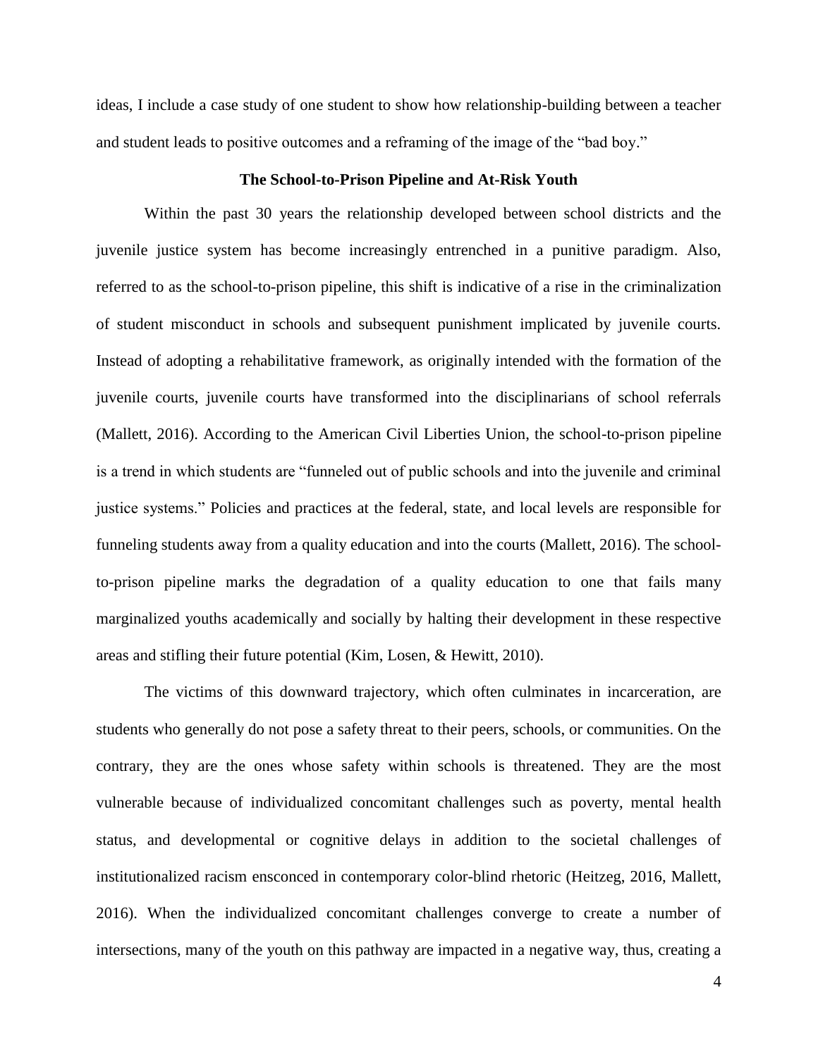ideas, I include a case study of one student to show how relationship-building between a teacher and student leads to positive outcomes and a reframing of the image of the "bad boy."

## The School-to-Prison Pipeline and At-Risk Youth

Within the past 30 years the relationship developed between school districts and the juvenile justice system has become increasingly entrenched in a punitive paradigm. Also, referred to as the school-to-prison pipeline, this shift is indicative of a rise in the criminalization of student misconduct in schools and subsequent punishment implicated by juvenile courts. Instead of adopting a rehabilitative framework, as originally intended with the formation of the juvenile courts, juvenile courts have transformed into the disciplinarians of school referrals (Mallett, 2016). According to the American Civil Liberties Union, the school-to-prison pipeline is a trend in which students are "funneled out of public schools and into the juvenile and criminal justice systems." Policies and practices at the federal, state, and local levels are responsible for funneling students away from a quality education and into the courts (Mallett, 2016). The school-to-prison pipeline marks the degradation of a quality education to one that fails many marginalized youths academically and socially by halting their development in these respective areas and stifling their future potential (Kim, Losen, & Hewitt, 2010).

The victims of this downward trajectory, which often culminates in incarceration, are students who generally do not pose a safety threat to their peers, schools, or communities. On the contrary, they are the ones whose safety within schools is threatened. They are the most vulnerable because of individualized concomitant challenges such as poverty, mental health status, and developmental or cognitive delays in addition to the societal challenges of institutionalized racism ensconced in contemporary color-blind rhetoric (Heitzeg, 2016, Mallett, 2016). When the individualized concomitant challenges converge to create a number of intersections, many of the youth on this pathway are impacted in a negative way, thus, creating a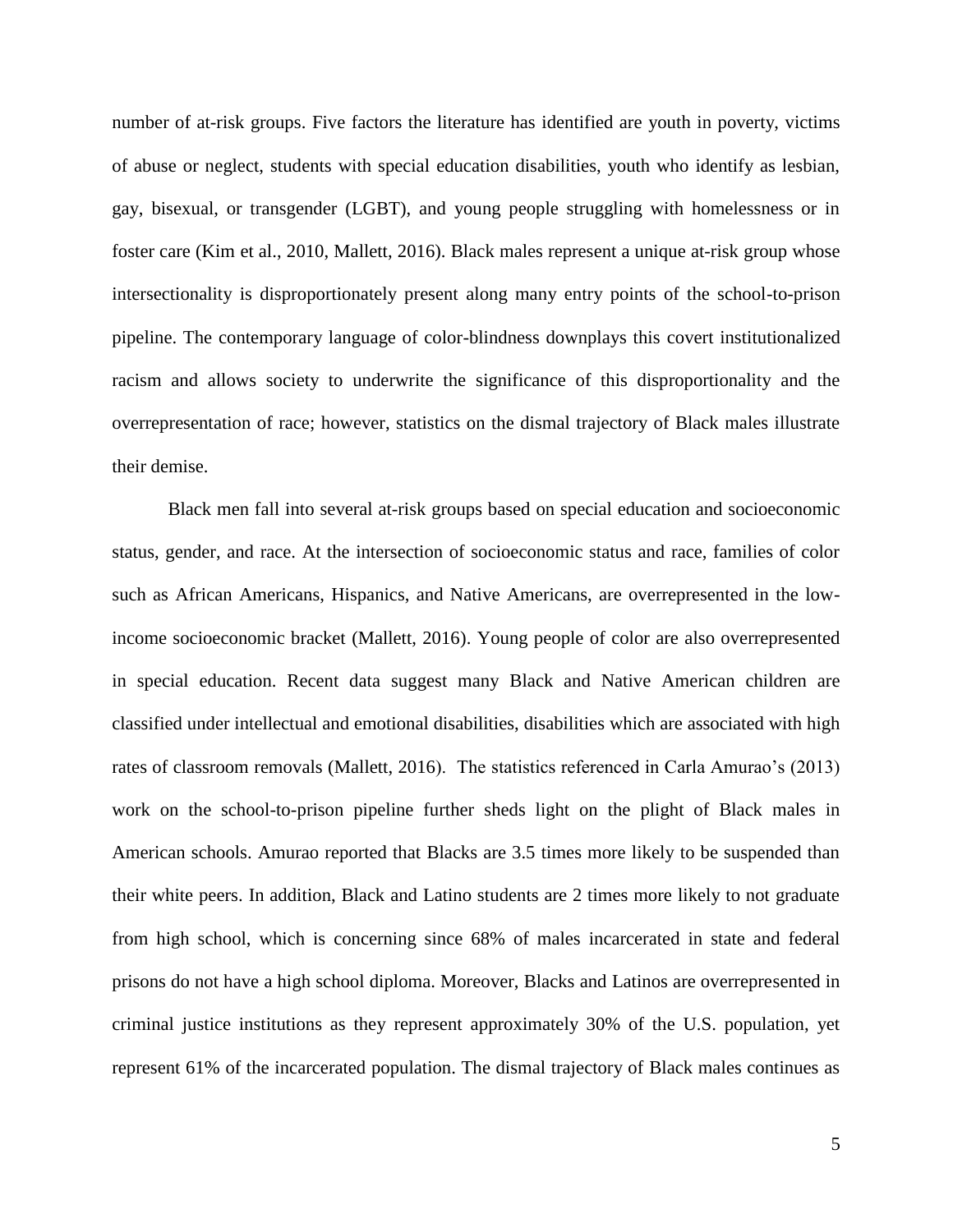number of at-risk groups. Five factors the literature has identified are youth in poverty, victims of abuse or neglect, students with special education disabilities, youth who identify as lesbian, gay, bisexual, or transgender (LGBT), and young people struggling with homelessness or in foster care (Kim et al., 2010, Mallett, 2016). Black males represent a unique at-risk group whose intersectionality is disproportionately present along many entry points of the school-to-prison pipeline. The contemporary language of color-blindness downplays this covert institutionalized racism and allows society to underwrite the significance of this disproportionality and the overrepresentation of race; however, statistics on the dismal trajectory of Black males illustrate their demise.

Black men fall into several at-risk groups based on special education and socioeconomic status, gender, and race. At the intersection of socioeconomic status and race, families of color such as African Americans, Hispanics, and Native Americans, are overrepresented in the low-income socioeconomic bracket (Mallett, 2016). Young people of color are also overrepresented in special education. Recent data suggest many Black and Native American children are classified under intellectual and emotional disabilities, disabilities which are associated with high rates of classroom removals (Mallett, 2016). The statistics referenced in Carla Amurao's (2013) work on the school-to-prison pipeline further sheds light on the plight of Black males in American schools. Amurao reported that Blacks are 3.5 times more likely to be suspended than their white peers. In addition, Black and Latino students are 2 times more likely to not graduate from high school, which is concerning since 68% of males incarcerated in state and federal prisons do not have a high school diploma. Moreover, Blacks and Latinos are overrepresented in criminal justice institutions as they represent approximately 30% of the U.S. population, yet represent 61% of the incarcerated population. The dismal trajectory of Black males continues as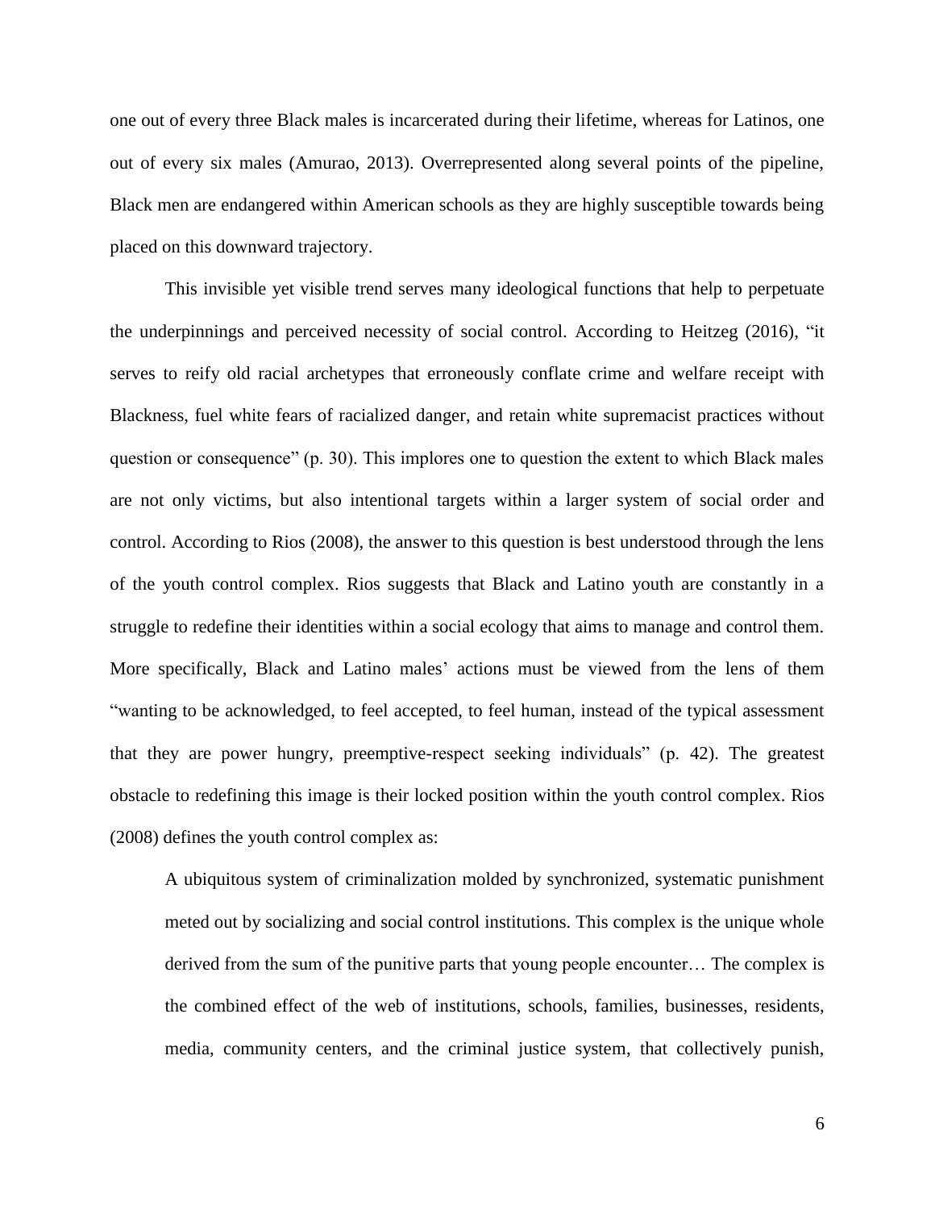one out of every three Black males is incarcerated during their lifetime, whereas for Latinos, one out of every six males (Amurao, 2013). Overrepresented along several points of the pipeline, Black men are endangered within American schools as they are highly susceptible towards being placed on this downward trajectory.

This invisible yet visible trend serves many ideological functions that help to perpetuate the underpinnings and perceived necessity of social control. According to Heitzeg (2016), "it serves to reify old racial archetypes that erroneously conflate crime and welfare receipt with Blackness, fuel white fears of racialized danger, and retain white supremacist practices without question or consequence" (p. 30). This implores one to question the extent to which Black males are not only victims, but also intentional targets within a larger system of social order and control. According to Rios (2008), the answer to this question is best understood through the lens of the youth control complex. Rios suggests that Black and Latino youth are constantly in a struggle to redefine their identities within a social ecology that aims to manage and control them. More specifically, Black and Latino males' actions must be viewed from the lens of them "wanting to be acknowledged, to feel accepted, to feel human, instead of the typical assessment that they are power hungry, preemptive-respect seeking individuals" (p. 42). The greatest obstacle to redefining this image is their locked position within the youth control complex. Rios (2008) defines the youth control complex as:

> A ubiquitous system of criminalization molded by synchronized, systematic punishment meted out by socializing and social control institutions. This complex is the unique whole derived from the sum of the punitive parts that young people encounter… The complex is the combined effect of the web of institutions, schools, families, businesses, residents, media, community centers, and the criminal justice system, that collectively punish,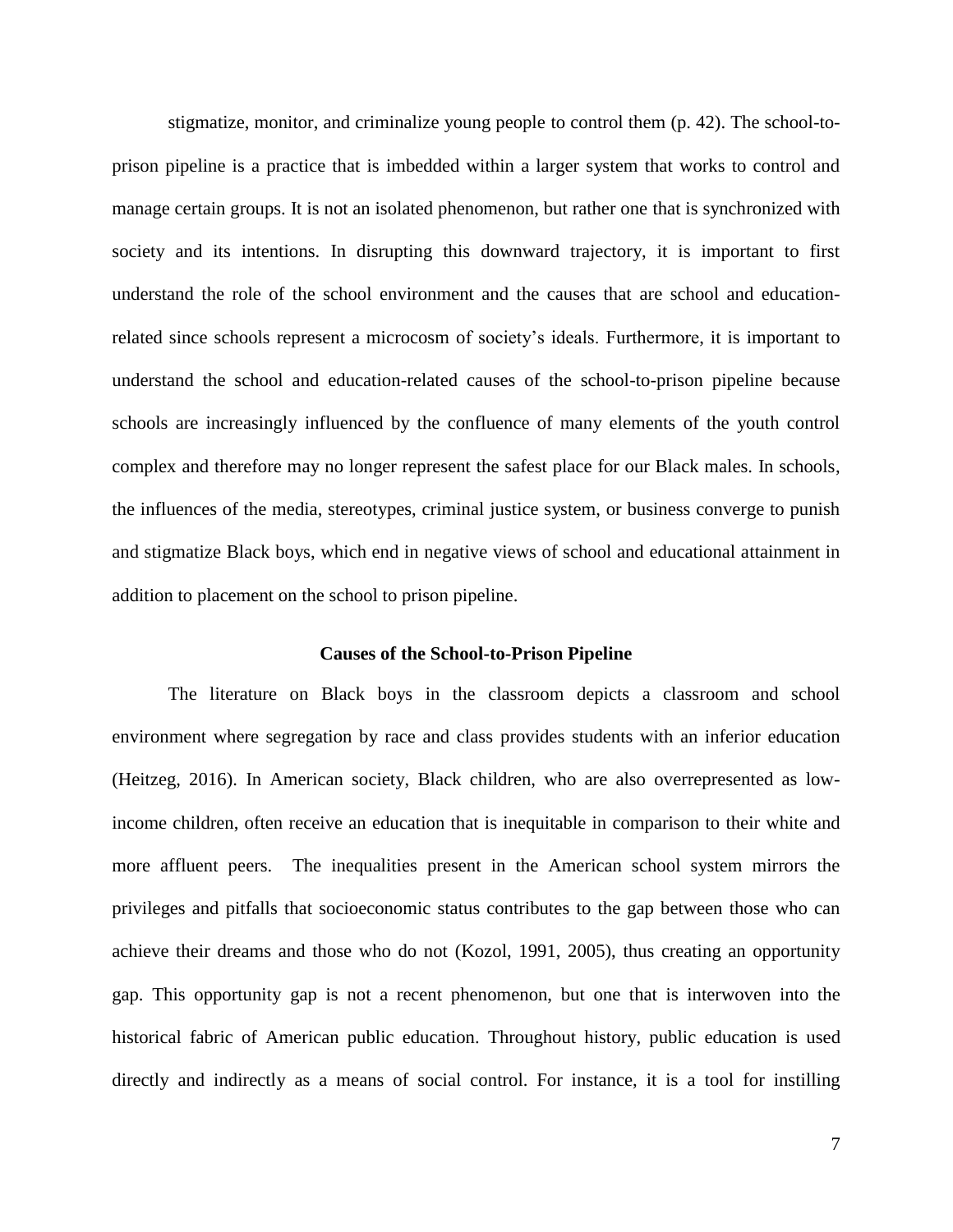stigmatize, monitor, and criminalize young people to control them (p. 42). The school-to-prison pipeline is a practice that is imbedded within a larger system that works to control and manage certain groups. It is not an isolated phenomenon, but rather one that is synchronized with society and its intentions. In disrupting this downward trajectory, it is important to first understand the role of the school environment and the causes that are school and education-related since schools represent a microcosm of society's ideals. Furthermore, it is important to understand the school and education-related causes of the school-to-prison pipeline because schools are increasingly influenced by the confluence of many elements of the youth control complex and therefore may no longer represent the safest place for our Black males. In schools, the influences of the media, stereotypes, criminal justice system, or business converge to punish and stigmatize Black boys, which end in negative views of school and educational attainment in addition to placement on the school to prison pipeline.

## Causes of the School-to-Prison Pipeline

The literature on Black boys in the classroom depicts a classroom and school environment where segregation by race and class provides students with an inferior education (Heitzeg, 2016). In American society, Black children, who are also overrepresented as low-income children, often receive an education that is inequitable in comparison to their white and more affluent peers. The inequalities present in the American school system mirrors the privileges and pitfalls that socioeconomic status contributes to the gap between those who can achieve their dreams and those who do not (Kozol, 1991, 2005), thus creating an opportunity gap. This opportunity gap is not a recent phenomenon, but one that is interwoven into the historical fabric of American public education. Throughout history, public education is used directly and indirectly as a means of social control. For instance, it is a tool for instilling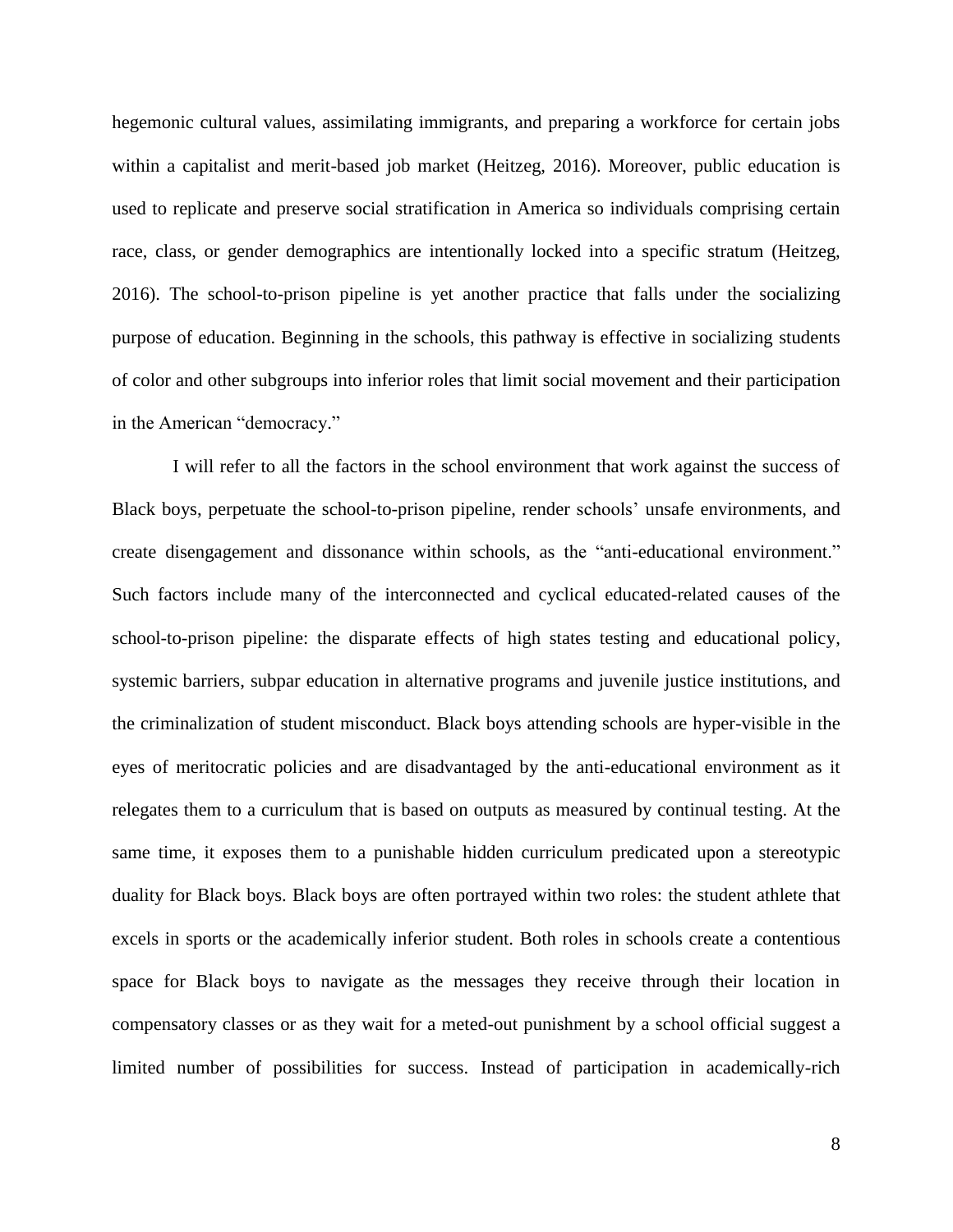hegemonic cultural values, assimilating immigrants, and preparing a workforce for certain jobs within a capitalist and merit-based job market (Heitzeg, 2016). Moreover, public education is used to replicate and preserve social stratification in America so individuals comprising certain race, class, or gender demographics are intentionally locked into a specific stratum (Heitzeg, 2016). The school-to-prison pipeline is yet another practice that falls under the socializing purpose of education. Beginning in the schools, this pathway is effective in socializing students of color and other subgroups into inferior roles that limit social movement and their participation in the American "democracy."

I will refer to all the factors in the school environment that work against the success of Black boys, perpetuate the school-to-prison pipeline, render schools' unsafe environments, and create disengagement and dissonance within schools, as the "anti-educational environment." Such factors include many of the interconnected and cyclical educated-related causes of the school-to-prison pipeline: the disparate effects of high states testing and educational policy, systemic barriers, subpar education in alternative programs and juvenile justice institutions, and the criminalization of student misconduct. Black boys attending schools are hyper-visible in the eyes of meritocratic policies and are disadvantaged by the anti-educational environment as it relegates them to a curriculum that is based on outputs as measured by continual testing. At the same time, it exposes them to a punishable hidden curriculum predicated upon a stereotypic duality for Black boys. Black boys are often portrayed within two roles: the student athlete that excels in sports or the academically inferior student. Both roles in schools create a contentious space for Black boys to navigate as the messages they receive through their location in compensatory classes or as they wait for a meted-out punishment by a school official suggest a limited number of possibilities for success. Instead of participation in academically-rich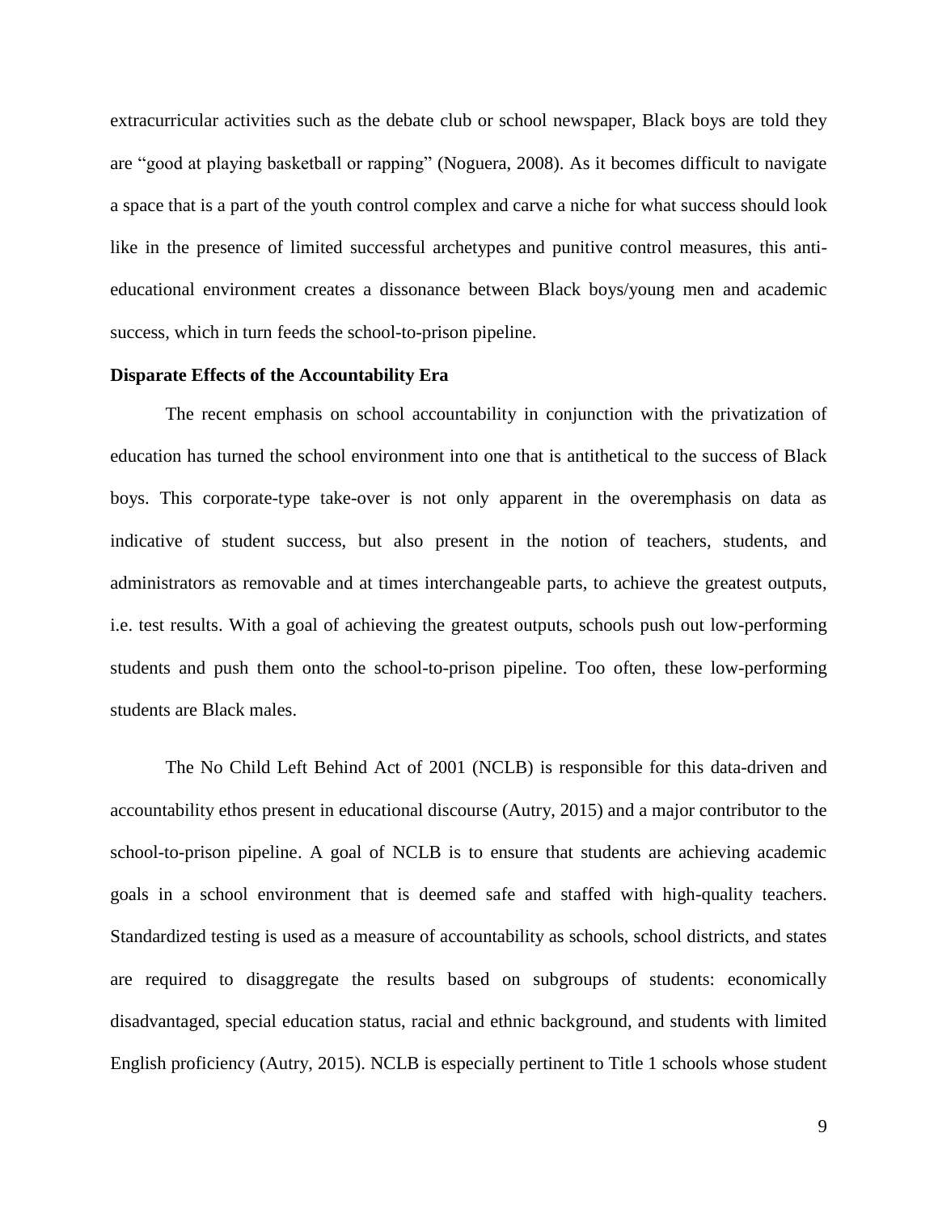extracurricular activities such as the debate club or school newspaper, Black boys are told they are "good at playing basketball or rapping" (Noguera, 2008). As it becomes difficult to navigate a space that is a part of the youth control complex and carve a niche for what success should look like in the presence of limited successful archetypes and punitive control measures, this anti-educational environment creates a dissonance between Black boys/young men and academic success, which in turn feeds the school-to-prison pipeline.

**Disparate Effects of the Accountability Era**

The recent emphasis on school accountability in conjunction with the privatization of education has turned the school environment into one that is antithetical to the success of Black boys. This corporate-type take-over is not only apparent in the overemphasis on data as indicative of student success, but also present in the notion of teachers, students, and administrators as removable and at times interchangeable parts, to achieve the greatest outputs, i.e. test results. With a goal of achieving the greatest outputs, schools push out low-performing students and push them onto the school-to-prison pipeline. Too often, these low-performing students are Black males.

The No Child Left Behind Act of 2001 (NCLB) is responsible for this data-driven and accountability ethos present in educational discourse (Autry, 2015) and a major contributor to the school-to-prison pipeline. A goal of NCLB is to ensure that students are achieving academic goals in a school environment that is deemed safe and staffed with high-quality teachers. Standardized testing is used as a measure of accountability as schools, school districts, and states are required to disaggregate the results based on subgroups of students: economically disadvantaged, special education status, racial and ethnic background, and students with limited English proficiency (Autry, 2015). NCLB is especially pertinent to Title 1 schools whose student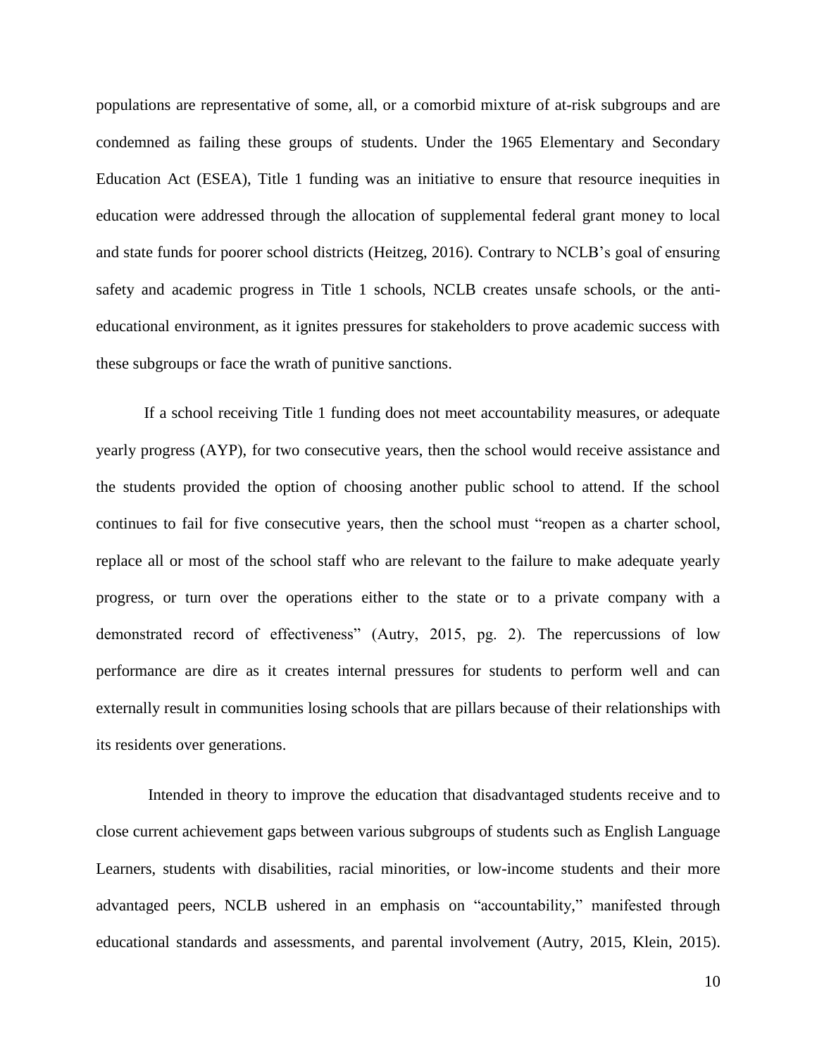populations are representative of some, all, or a comorbid mixture of at-risk subgroups and are condemned as failing these groups of students. Under the 1965 Elementary and Secondary Education Act (ESEA), Title 1 funding was an initiative to ensure that resource inequities in education were addressed through the allocation of supplemental federal grant money to local and state funds for poorer school districts (Heitzeg, 2016). Contrary to NCLB's goal of ensuring safety and academic progress in Title 1 schools, NCLB creates unsafe schools, or the anti-educational environment, as it ignites pressures for stakeholders to prove academic success with these subgroups or face the wrath of punitive sanctions.

If a school receiving Title 1 funding does not meet accountability measures, or adequate yearly progress (AYP), for two consecutive years, then the school would receive assistance and the students provided the option of choosing another public school to attend. If the school continues to fail for five consecutive years, then the school must "reopen as a charter school, replace all or most of the school staff who are relevant to the failure to make adequate yearly progress, or turn over the operations either to the state or to a private company with a demonstrated record of effectiveness" (Autry, 2015, pg. 2). The repercussions of low performance are dire as it creates internal pressures for students to perform well and can externally result in communities losing schools that are pillars because of their relationships with its residents over generations.

Intended in theory to improve the education that disadvantaged students receive and to close current achievement gaps between various subgroups of students such as English Language Learners, students with disabilities, racial minorities, or low-income students and their more advantaged peers, NCLB ushered in an emphasis on "accountability," manifested through educational standards and assessments, and parental involvement (Autry, 2015, Klein, 2015).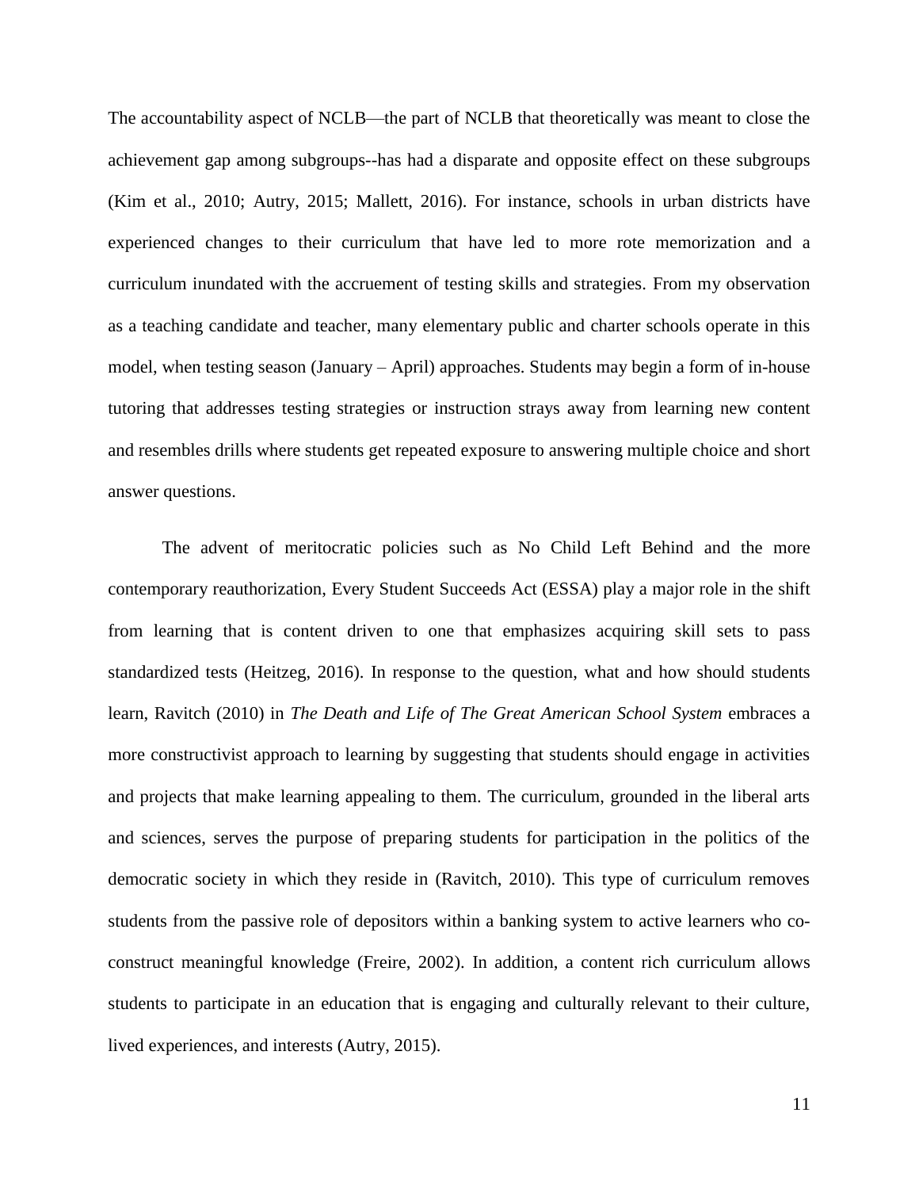The accountability aspect of NCLB—the part of NCLB that theoretically was meant to close the achievement gap among subgroups--has had a disparate and opposite effect on these subgroups (Kim et al., 2010; Autry, 2015; Mallett, 2016). For instance, schools in urban districts have experienced changes to their curriculum that have led to more rote memorization and a curriculum inundated with the accruement of testing skills and strategies. From my observation as a teaching candidate and teacher, many elementary public and charter schools operate in this model, when testing season (January – April) approaches. Students may begin a form of in-house tutoring that addresses testing strategies or instruction strays away from learning new content and resembles drills where students get repeated exposure to answering multiple choice and short answer questions.

The advent of meritocratic policies such as No Child Left Behind and the more contemporary reauthorization, Every Student Succeeds Act (ESSA) play a major role in the shift from learning that is content driven to one that emphasizes acquiring skill sets to pass standardized tests (Heitzeg, 2016). In response to the question, what and how should students learn, Ravitch (2010) in *The Death and Life of The Great American School System* embraces a more constructivist approach to learning by suggesting that students should engage in activities and projects that make learning appealing to them. The curriculum, grounded in the liberal arts and sciences, serves the purpose of preparing students for participation in the politics of the democratic society in which they reside in (Ravitch, 2010). This type of curriculum removes students from the passive role of depositors within a banking system to active learners who co-construct meaningful knowledge (Freire, 2002). In addition, a content rich curriculum allows students to participate in an education that is engaging and culturally relevant to their culture, lived experiences, and interests (Autry, 2015).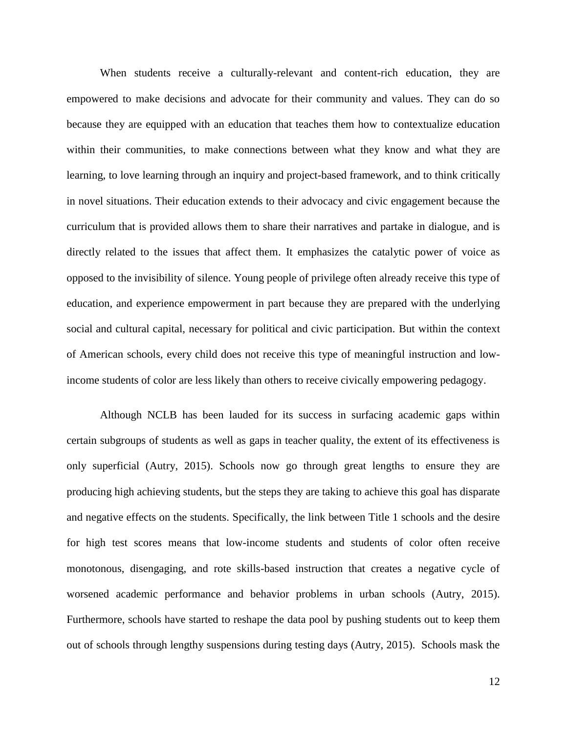When students receive a culturally-relevant and content-rich education, they are empowered to make decisions and advocate for their community and values. They can do so because they are equipped with an education that teaches them how to contextualize education within their communities, to make connections between what they know and what they are learning, to love learning through an inquiry and project-based framework, and to think critically in novel situations. Their education extends to their advocacy and civic engagement because the curriculum that is provided allows them to share their narratives and partake in dialogue, and is directly related to the issues that affect them. It emphasizes the catalytic power of voice as opposed to the invisibility of silence. Young people of privilege often already receive this type of education, and experience empowerment in part because they are prepared with the underlying social and cultural capital, necessary for political and civic participation. But within the context of American schools, every child does not receive this type of meaningful instruction and low-income students of color are less likely than others to receive civically empowering pedagogy.

Although NCLB has been lauded for its success in surfacing academic gaps within certain subgroups of students as well as gaps in teacher quality, the extent of its effectiveness is only superficial (Autry, 2015). Schools now go through great lengths to ensure they are producing high achieving students, but the steps they are taking to achieve this goal has disparate and negative effects on the students. Specifically, the link between Title 1 schools and the desire for high test scores means that low-income students and students of color often receive monotonous, disengaging, and rote skills-based instruction that creates a negative cycle of worsened academic performance and behavior problems in urban schools (Autry, 2015). Furthermore, schools have started to reshape the data pool by pushing students out to keep them out of schools through lengthy suspensions during testing days (Autry, 2015). Schools mask the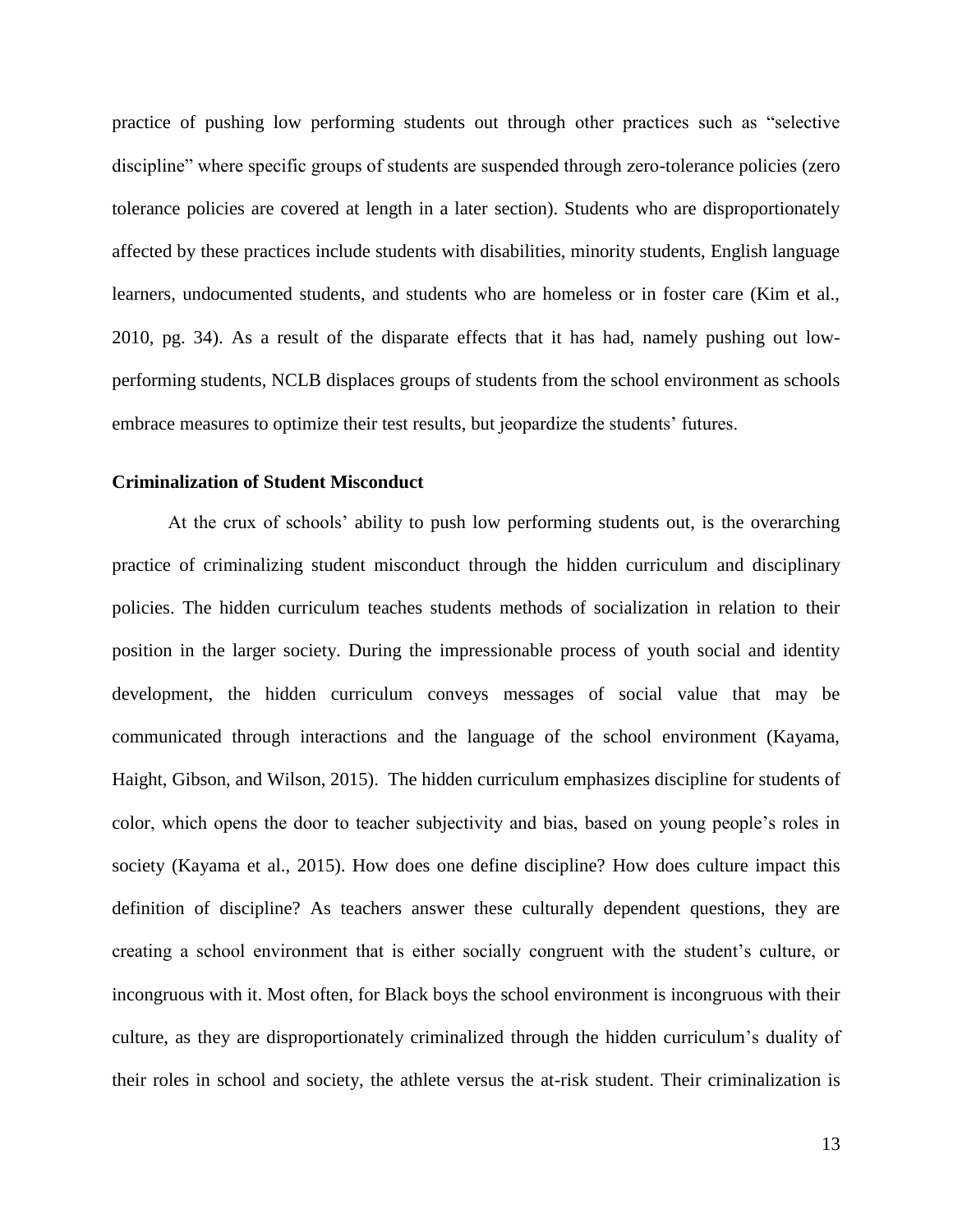practice of pushing low performing students out through other practices such as "selective discipline" where specific groups of students are suspended through zero-tolerance policies (zero tolerance policies are covered at length in a later section). Students who are disproportionately affected by these practices include students with disabilities, minority students, English language learners, undocumented students, and students who are homeless or in foster care (Kim et al., 2010, pg. 34). As a result of the disparate effects that it has had, namely pushing out low-performing students, NCLB displaces groups of students from the school environment as schools embrace measures to optimize their test results, but jeopardize the students' futures.

**Criminalization of Student Misconduct**

At the crux of schools' ability to push low performing students out, is the overarching practice of criminalizing student misconduct through the hidden curriculum and disciplinary policies. The hidden curriculum teaches students methods of socialization in relation to their position in the larger society. During the impressionable process of youth social and identity development, the hidden curriculum conveys messages of social value that may be communicated through interactions and the language of the school environment (Kayama, Haight, Gibson, and Wilson, 2015). The hidden curriculum emphasizes discipline for students of color, which opens the door to teacher subjectivity and bias, based on young people's roles in society (Kayama et al., 2015). How does one define discipline? How does culture impact this definition of discipline? As teachers answer these culturally dependent questions, they are creating a school environment that is either socially congruent with the student's culture, or incongruous with it. Most often, for Black boys the school environment is incongruous with their culture, as they are disproportionately criminalized through the hidden curriculum's duality of their roles in school and society, the athlete versus the at-risk student. Their criminalization is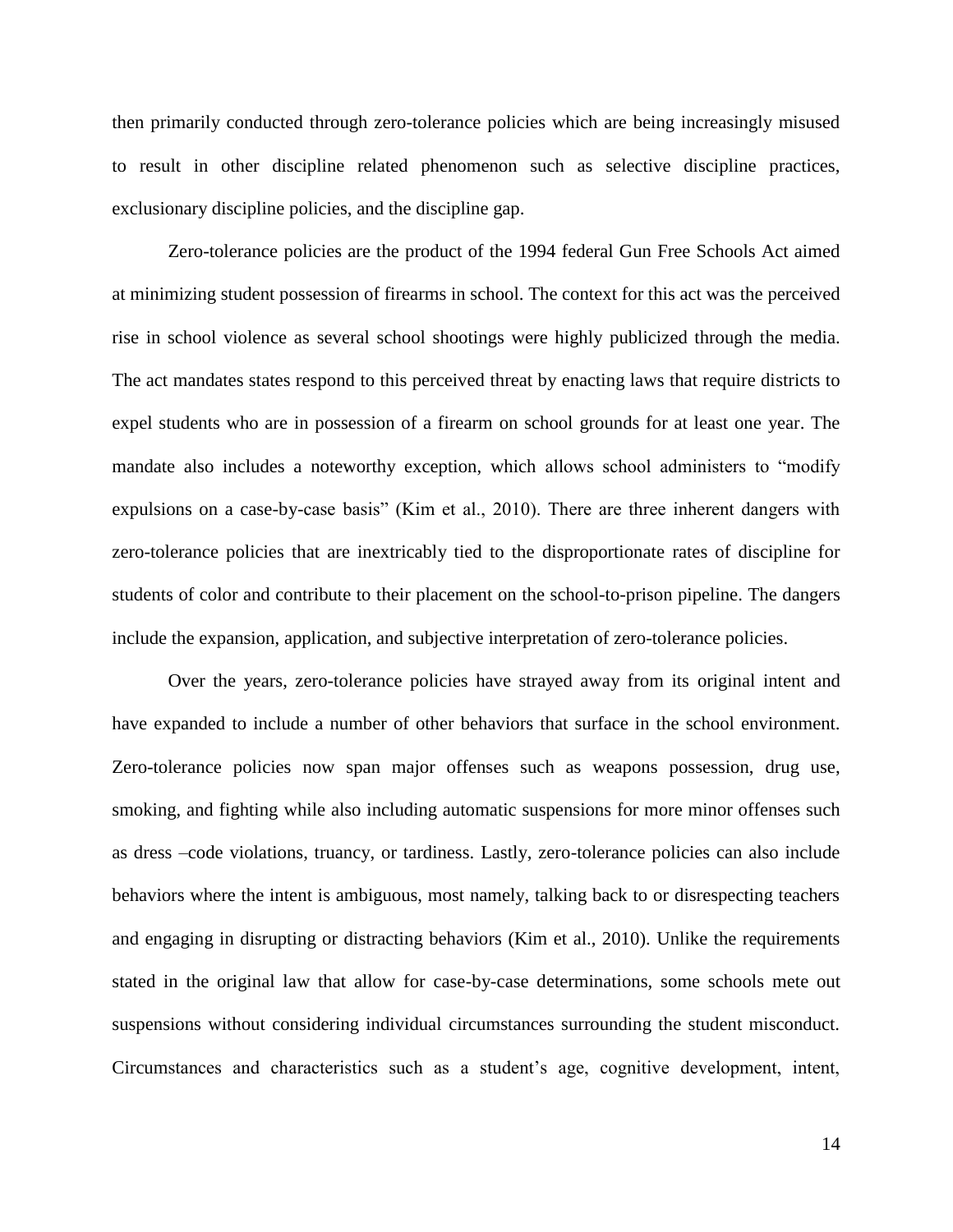then primarily conducted through zero-tolerance policies which are being increasingly misused to result in other discipline related phenomenon such as selective discipline practices, exclusionary discipline policies, and the discipline gap.

Zero-tolerance policies are the product of the 1994 federal Gun Free Schools Act aimed at minimizing student possession of firearms in school. The context for this act was the perceived rise in school violence as several school shootings were highly publicized through the media. The act mandates states respond to this perceived threat by enacting laws that require districts to expel students who are in possession of a firearm on school grounds for at least one year. The mandate also includes a noteworthy exception, which allows school administers to "modify expulsions on a case-by-case basis" (Kim et al., 2010). There are three inherent dangers with zero-tolerance policies that are inextricably tied to the disproportionate rates of discipline for students of color and contribute to their placement on the school-to-prison pipeline. The dangers include the expansion, application, and subjective interpretation of zero-tolerance policies.

Over the years, zero-tolerance policies have strayed away from its original intent and have expanded to include a number of other behaviors that surface in the school environment. Zero-tolerance policies now span major offenses such as weapons possession, drug use, smoking, and fighting while also including automatic suspensions for more minor offenses such as dress –code violations, truancy, or tardiness. Lastly, zero-tolerance policies can also include behaviors where the intent is ambiguous, most namely, talking back to or disrespecting teachers and engaging in disrupting or distracting behaviors (Kim et al., 2010). Unlike the requirements stated in the original law that allow for case-by-case determinations, some schools mete out suspensions without considering individual circumstances surrounding the student misconduct. Circumstances and characteristics such as a student's age, cognitive development, intent,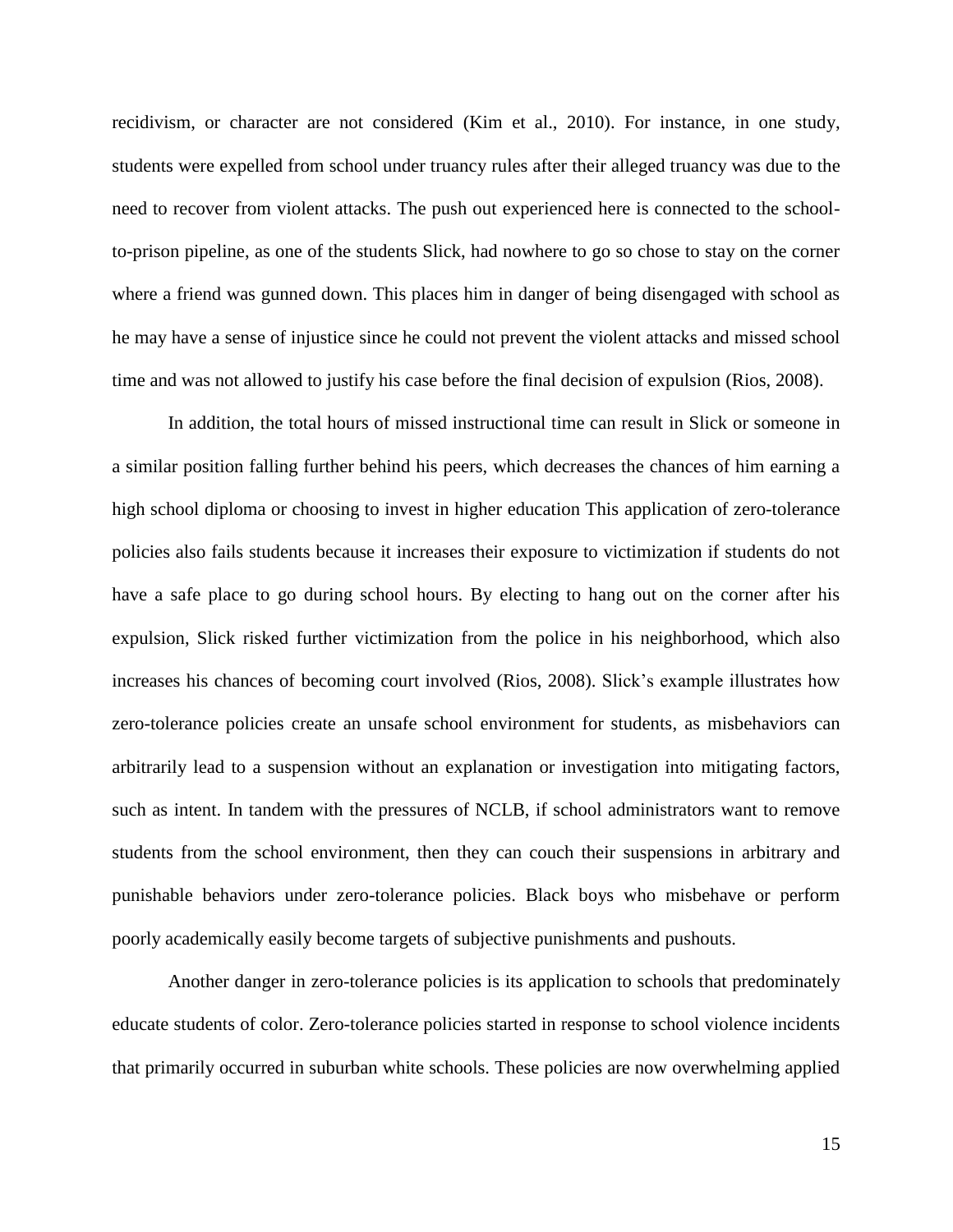recidivism, or character are not considered (Kim et al., 2010). For instance, in one study, students were expelled from school under truancy rules after their alleged truancy was due to the need to recover from violent attacks. The push out experienced here is connected to the school-to-prison pipeline, as one of the students Slick, had nowhere to go so chose to stay on the corner where a friend was gunned down. This places him in danger of being disengaged with school as he may have a sense of injustice since he could not prevent the violent attacks and missed school time and was not allowed to justify his case before the final decision of expulsion (Rios, 2008).

In addition, the total hours of missed instructional time can result in Slick or someone in a similar position falling further behind his peers, which decreases the chances of him earning a high school diploma or choosing to invest in higher education This application of zero-tolerance policies also fails students because it increases their exposure to victimization if students do not have a safe place to go during school hours. By electing to hang out on the corner after his expulsion, Slick risked further victimization from the police in his neighborhood, which also increases his chances of becoming court involved (Rios, 2008). Slick's example illustrates how zero-tolerance policies create an unsafe school environment for students, as misbehaviors can arbitrarily lead to a suspension without an explanation or investigation into mitigating factors, such as intent. In tandem with the pressures of NCLB, if school administrators want to remove students from the school environment, then they can couch their suspensions in arbitrary and punishable behaviors under zero-tolerance policies. Black boys who misbehave or perform poorly academically easily become targets of subjective punishments and pushouts.

Another danger in zero-tolerance policies is its application to schools that predominately educate students of color. Zero-tolerance policies started in response to school violence incidents that primarily occurred in suburban white schools. These policies are now overwhelming applied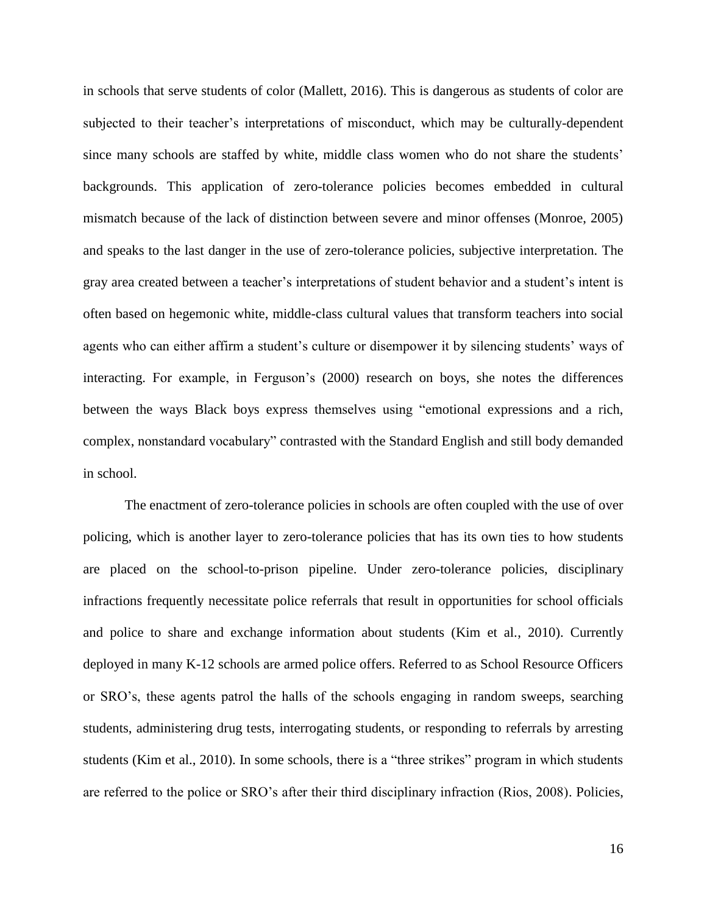in schools that serve students of color (Mallett, 2016). This is dangerous as students of color are subjected to their teacher's interpretations of misconduct, which may be culturally-dependent since many schools are staffed by white, middle class women who do not share the students' backgrounds. This application of zero-tolerance policies becomes embedded in cultural mismatch because of the lack of distinction between severe and minor offenses (Monroe, 2005) and speaks to the last danger in the use of zero-tolerance policies, subjective interpretation. The gray area created between a teacher's interpretations of student behavior and a student's intent is often based on hegemonic white, middle-class cultural values that transform teachers into social agents who can either affirm a student's culture or disempower it by silencing students' ways of interacting. For example, in Ferguson's (2000) research on boys, she notes the differences between the ways Black boys express themselves using "emotional expressions and a rich, complex, nonstandard vocabulary" contrasted with the Standard English and still body demanded in school.

The enactment of zero-tolerance policies in schools are often coupled with the use of over policing, which is another layer to zero-tolerance policies that has its own ties to how students are placed on the school-to-prison pipeline. Under zero-tolerance policies, disciplinary infractions frequently necessitate police referrals that result in opportunities for school officials and police to share and exchange information about students (Kim et al., 2010). Currently deployed in many K-12 schools are armed police offers. Referred to as School Resource Officers or SRO's, these agents patrol the halls of the schools engaging in random sweeps, searching students, administering drug tests, interrogating students, or responding to referrals by arresting students (Kim et al., 2010). In some schools, there is a "three strikes" program in which students are referred to the police or SRO's after their third disciplinary infraction (Rios, 2008). Policies,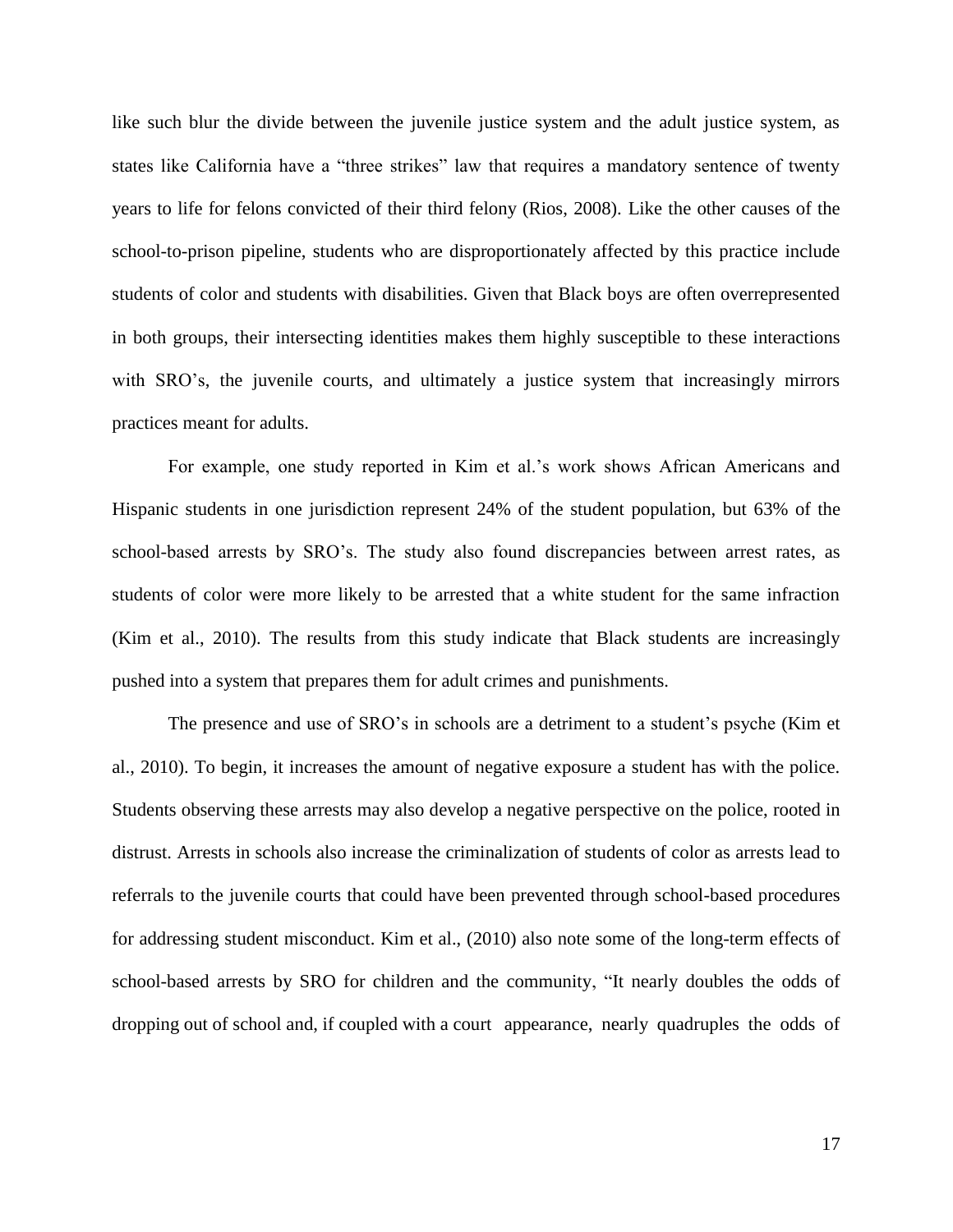like such blur the divide between the juvenile justice system and the adult justice system, as states like California have a "three strikes" law that requires a mandatory sentence of twenty years to life for felons convicted of their third felony (Rios, 2008). Like the other causes of the school-to-prison pipeline, students who are disproportionately affected by this practice include students of color and students with disabilities. Given that Black boys are often overrepresented in both groups, their intersecting identities makes them highly susceptible to these interactions with SRO's, the juvenile courts, and ultimately a justice system that increasingly mirrors practices meant for adults.

For example, one study reported in Kim et al.'s work shows African Americans and Hispanic students in one jurisdiction represent 24% of the student population, but 63% of the school-based arrests by SRO's. The study also found discrepancies between arrest rates, as students of color were more likely to be arrested that a white student for the same infraction (Kim et al., 2010). The results from this study indicate that Black students are increasingly pushed into a system that prepares them for adult crimes and punishments.

The presence and use of SRO's in schools are a detriment to a student's psyche (Kim et al., 2010). To begin, it increases the amount of negative exposure a student has with the police. Students observing these arrests may also develop a negative perspective on the police, rooted in distrust. Arrests in schools also increase the criminalization of students of color as arrests lead to referrals to the juvenile courts that could have been prevented through school-based procedures for addressing student misconduct. Kim et al., (2010) also note some of the long-term effects of school-based arrests by SRO for children and the community, "It nearly doubles the odds of dropping out of school and, if coupled with a court appearance, nearly quadruples the odds of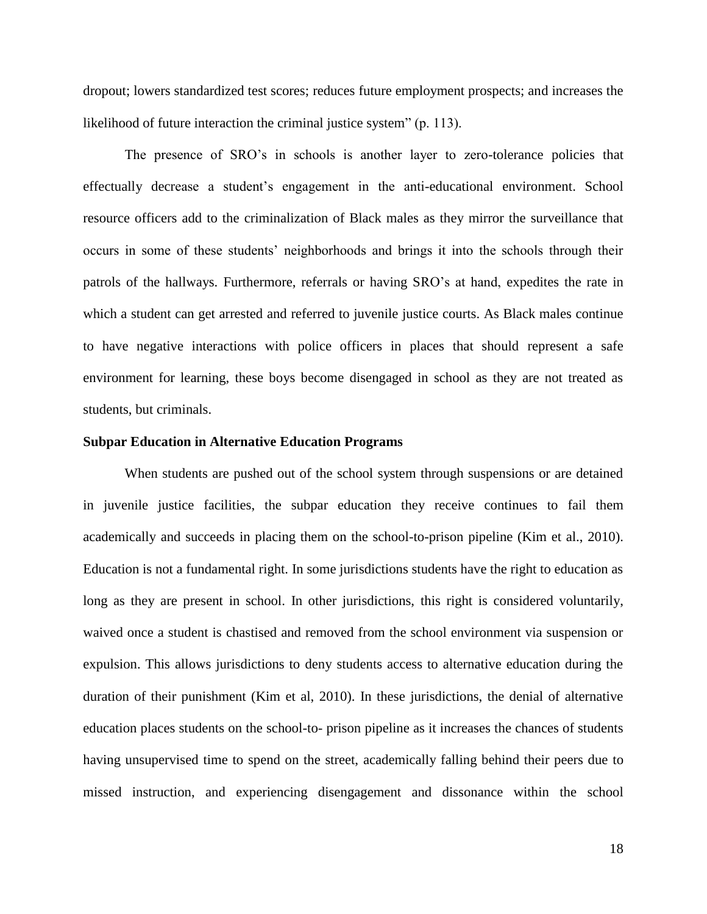dropout; lowers standardized test scores; reduces future employment prospects; and increases the likelihood of future interaction the criminal justice system" (p. 113).

The presence of SRO's in schools is another layer to zero-tolerance policies that effectually decrease a student's engagement in the anti-educational environment. School resource officers add to the criminalization of Black males as they mirror the surveillance that occurs in some of these students' neighborhoods and brings it into the schools through their patrols of the hallways. Furthermore, referrals or having SRO's at hand, expedites the rate in which a student can get arrested and referred to juvenile justice courts. As Black males continue to have negative interactions with police officers in places that should represent a safe environment for learning, these boys become disengaged in school as they are not treated as students, but criminals.

### Subpar Education in Alternative Education Programs

When students are pushed out of the school system through suspensions or are detained in juvenile justice facilities, the subpar education they receive continues to fail them academically and succeeds in placing them on the school-to-prison pipeline (Kim et al., 2010). Education is not a fundamental right. In some jurisdictions students have the right to education as long as they are present in school. In other jurisdictions, this right is considered voluntarily, waived once a student is chastised and removed from the school environment via suspension or expulsion. This allows jurisdictions to deny students access to alternative education during the duration of their punishment (Kim et al, 2010). In these jurisdictions, the denial of alternative education places students on the school-to- prison pipeline as it increases the chances of students having unsupervised time to spend on the street, academically falling behind their peers due to missed instruction, and experiencing disengagement and dissonance within the school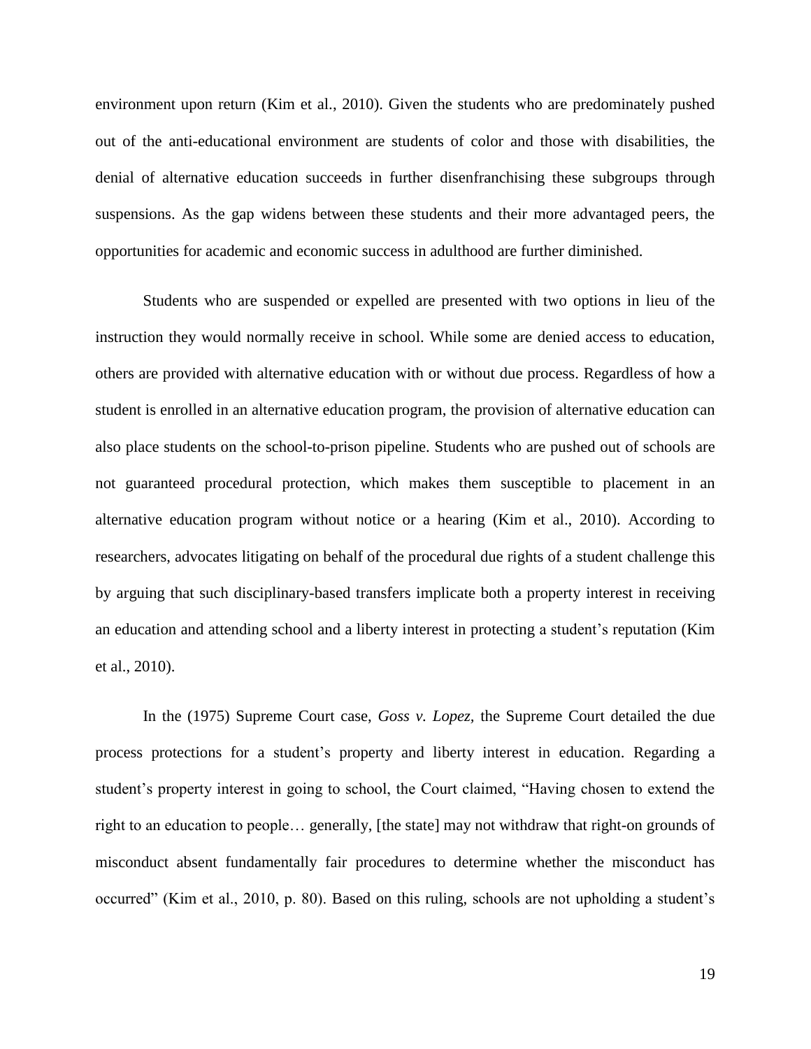environment upon return (Kim et al., 2010). Given the students who are predominately pushed out of the anti-educational environment are students of color and those with disabilities, the denial of alternative education succeeds in further disenfranchising these subgroups through suspensions. As the gap widens between these students and their more advantaged peers, the opportunities for academic and economic success in adulthood are further diminished.

Students who are suspended or expelled are presented with two options in lieu of the instruction they would normally receive in school. While some are denied access to education, others are provided with alternative education with or without due process. Regardless of how a student is enrolled in an alternative education program, the provision of alternative education can also place students on the school-to-prison pipeline. Students who are pushed out of schools are not guaranteed procedural protection, which makes them susceptible to placement in an alternative education program without notice or a hearing (Kim et al., 2010). According to researchers, advocates litigating on behalf of the procedural due rights of a student challenge this by arguing that such disciplinary-based transfers implicate both a property interest in receiving an education and attending school and a liberty interest in protecting a student's reputation (Kim et al., 2010).

In the (1975) Supreme Court case, *Goss v. Lopez*, the Supreme Court detailed the due process protections for a student's property and liberty interest in education. Regarding a student's property interest in going to school, the Court claimed, "Having chosen to extend the right to an education to people… generally, [the state] may not withdraw that right-on grounds of misconduct absent fundamentally fair procedures to determine whether the misconduct has occurred" (Kim et al., 2010, p. 80). Based on this ruling, schools are not upholding a student's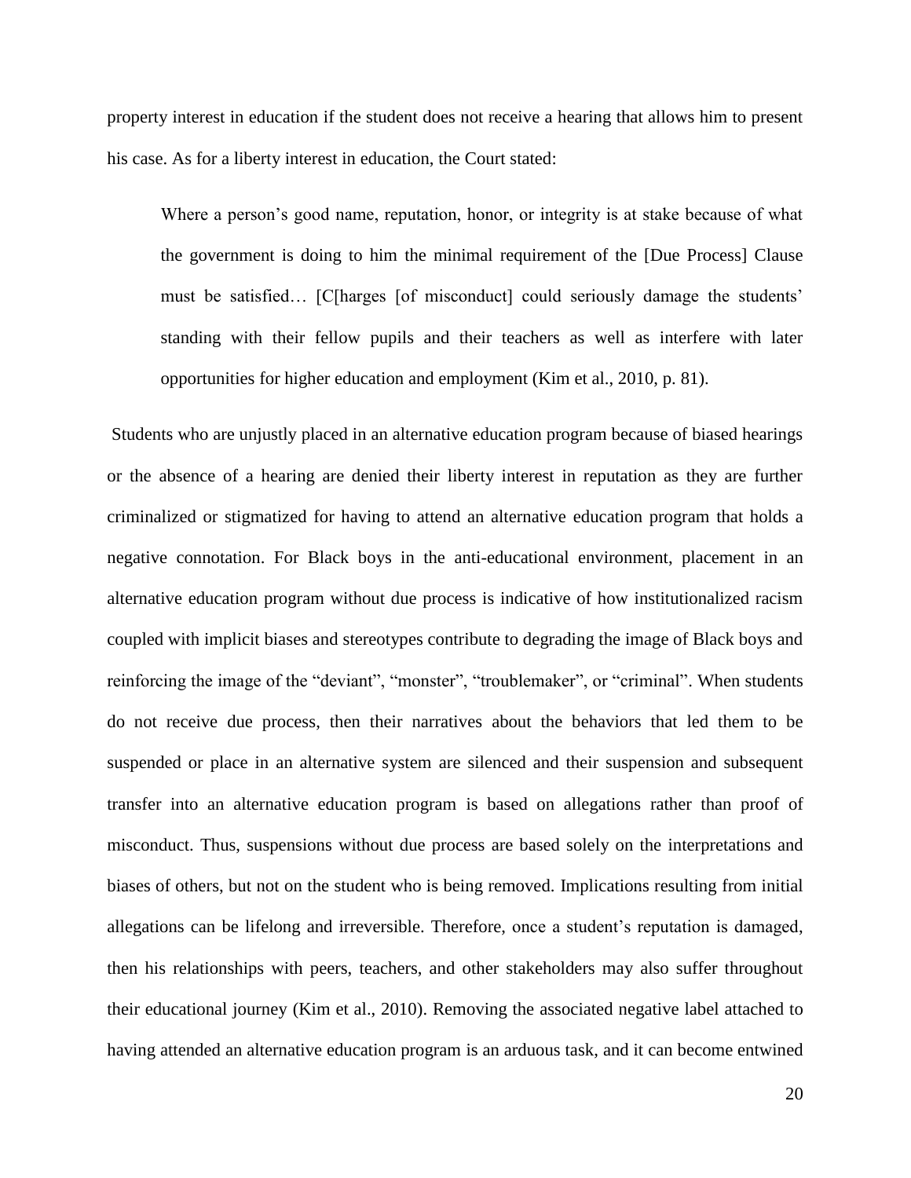property interest in education if the student does not receive a hearing that allows him to present his case. As for a liberty interest in education, the Court stated:

> Where a person's good name, reputation, honor, or integrity is at stake because of what the government is doing to him the minimal requirement of the [Due Process] Clause must be satisfied… [C[harges [of misconduct] could seriously damage the students' standing with their fellow pupils and their teachers as well as interfere with later opportunities for higher education and employment (Kim et al., 2010, p. 81).

Students who are unjustly placed in an alternative education program because of biased hearings or the absence of a hearing are denied their liberty interest in reputation as they are further criminalized or stigmatized for having to attend an alternative education program that holds a negative connotation. For Black boys in the anti-educational environment, placement in an alternative education program without due process is indicative of how institutionalized racism coupled with implicit biases and stereotypes contribute to degrading the image of Black boys and reinforcing the image of the "deviant", "monster", "troublemaker", or "criminal". When students do not receive due process, then their narratives about the behaviors that led them to be suspended or place in an alternative system are silenced and their suspension and subsequent transfer into an alternative education program is based on allegations rather than proof of misconduct. Thus, suspensions without due process are based solely on the interpretations and biases of others, but not on the student who is being removed. Implications resulting from initial allegations can be lifelong and irreversible. Therefore, once a student's reputation is damaged, then his relationships with peers, teachers, and other stakeholders may also suffer throughout their educational journey (Kim et al., 2010). Removing the associated negative label attached to having attended an alternative education program is an arduous task, and it can become entwined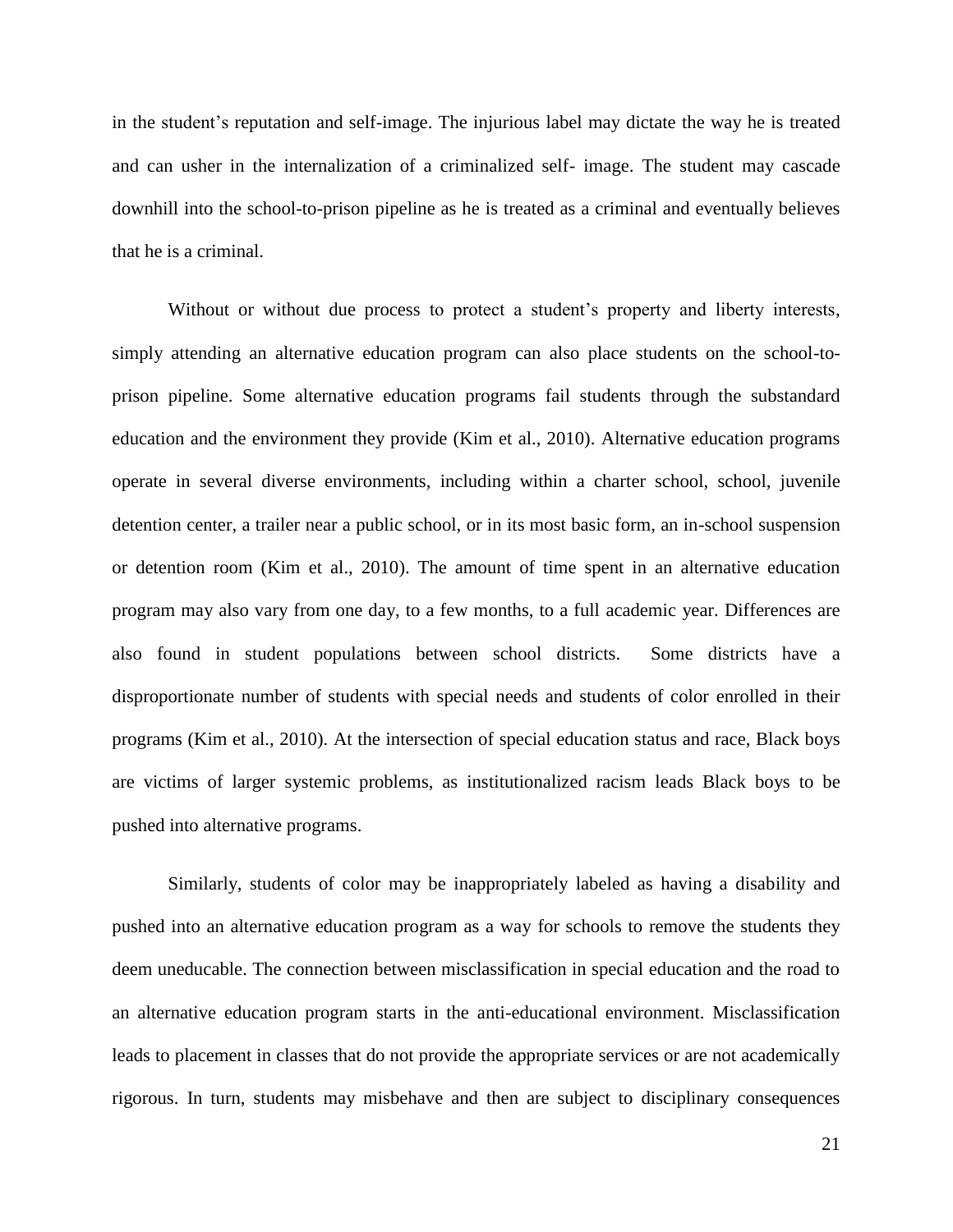in the student's reputation and self-image. The injurious label may dictate the way he is treated and can usher in the internalization of a criminalized self- image. The student may cascade downhill into the school-to-prison pipeline as he is treated as a criminal and eventually believes that he is a criminal.

Without or without due process to protect a student's property and liberty interests, simply attending an alternative education program can also place students on the school-to-prison pipeline. Some alternative education programs fail students through the substandard education and the environment they provide (Kim et al., 2010). Alternative education programs operate in several diverse environments, including within a charter school, school, juvenile detention center, a trailer near a public school, or in its most basic form, an in-school suspension or detention room (Kim et al., 2010). The amount of time spent in an alternative education program may also vary from one day, to a few months, to a full academic year. Differences are also found in student populations between school districts. Some districts have a disproportionate number of students with special needs and students of color enrolled in their programs (Kim et al., 2010). At the intersection of special education status and race, Black boys are victims of larger systemic problems, as institutionalized racism leads Black boys to be pushed into alternative programs.

Similarly, students of color may be inappropriately labeled as having a disability and pushed into an alternative education program as a way for schools to remove the students they deem uneducable. The connection between misclassification in special education and the road to an alternative education program starts in the anti-educational environment. Misclassification leads to placement in classes that do not provide the appropriate services or are not academically rigorous. In turn, students may misbehave and then are subject to disciplinary consequences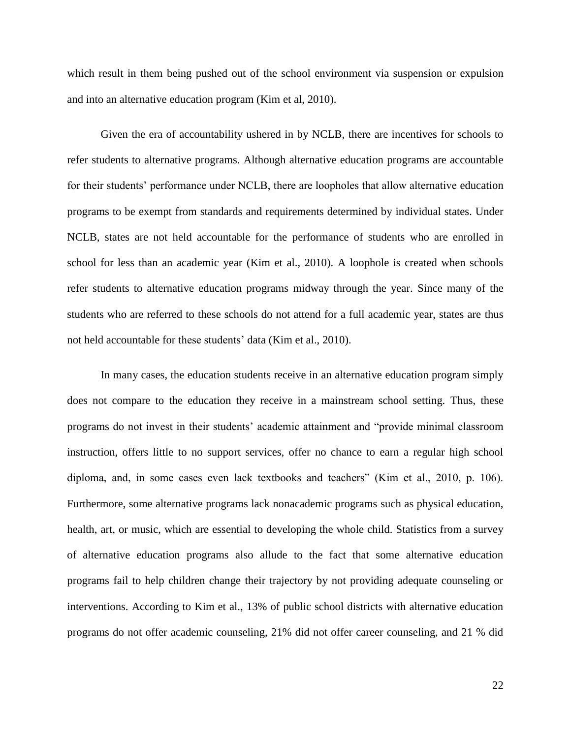which result in them being pushed out of the school environment via suspension or expulsion and into an alternative education program (Kim et al, 2010).

Given the era of accountability ushered in by NCLB, there are incentives for schools to refer students to alternative programs. Although alternative education programs are accountable for their students' performance under NCLB, there are loopholes that allow alternative education programs to be exempt from standards and requirements determined by individual states. Under NCLB, states are not held accountable for the performance of students who are enrolled in school for less than an academic year (Kim et al., 2010). A loophole is created when schools refer students to alternative education programs midway through the year. Since many of the students who are referred to these schools do not attend for a full academic year, states are thus not held accountable for these students' data (Kim et al., 2010).

In many cases, the education students receive in an alternative education program simply does not compare to the education they receive in a mainstream school setting. Thus, these programs do not invest in their students' academic attainment and "provide minimal classroom instruction, offers little to no support services, offer no chance to earn a regular high school diploma, and, in some cases even lack textbooks and teachers" (Kim et al., 2010, p. 106). Furthermore, some alternative programs lack nonacademic programs such as physical education, health, art, or music, which are essential to developing the whole child. Statistics from a survey of alternative education programs also allude to the fact that some alternative education programs fail to help children change their trajectory by not providing adequate counseling or interventions. According to Kim et al., 13% of public school districts with alternative education programs do not offer academic counseling, 21% did not offer career counseling, and 21 % did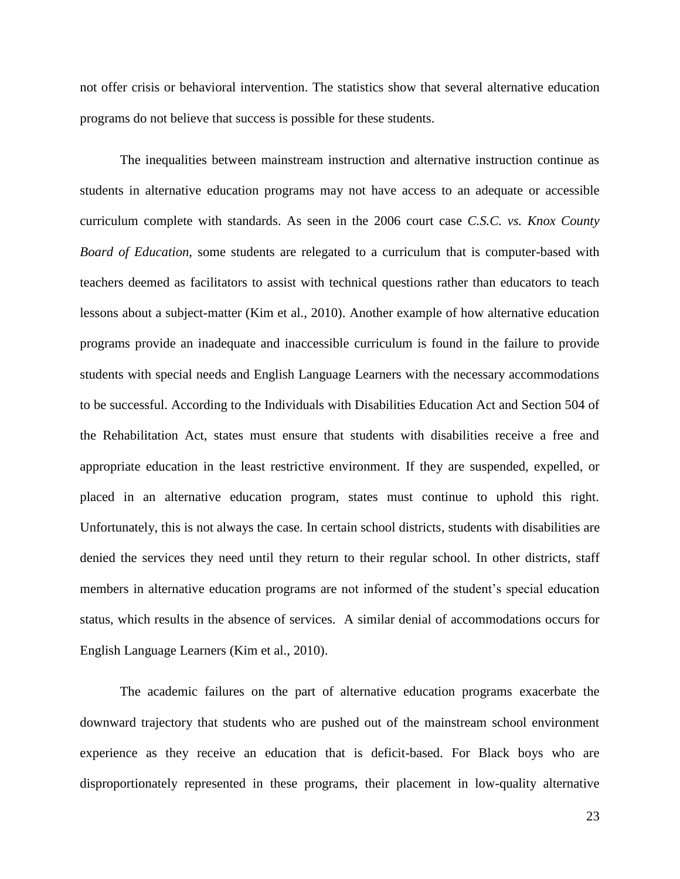not offer crisis or behavioral intervention. The statistics show that several alternative education programs do not believe that success is possible for these students.

The inequalities between mainstream instruction and alternative instruction continue as students in alternative education programs may not have access to an adequate or accessible curriculum complete with standards. As seen in the 2006 court case *C.S.C. vs. Knox County Board of Education,* some students are relegated to a curriculum that is computer-based with teachers deemed as facilitators to assist with technical questions rather than educators to teach lessons about a subject-matter (Kim et al., 2010). Another example of how alternative education programs provide an inadequate and inaccessible curriculum is found in the failure to provide students with special needs and English Language Learners with the necessary accommodations to be successful. According to the Individuals with Disabilities Education Act and Section 504 of the Rehabilitation Act, states must ensure that students with disabilities receive a free and appropriate education in the least restrictive environment. If they are suspended, expelled, or placed in an alternative education program, states must continue to uphold this right. Unfortunately, this is not always the case. In certain school districts, students with disabilities are denied the services they need until they return to their regular school. In other districts, staff members in alternative education programs are not informed of the student's special education status, which results in the absence of services. A similar denial of accommodations occurs for English Language Learners (Kim et al., 2010).

The academic failures on the part of alternative education programs exacerbate the downward trajectory that students who are pushed out of the mainstream school environment experience as they receive an education that is deficit-based. For Black boys who are disproportionately represented in these programs, their placement in low-quality alternative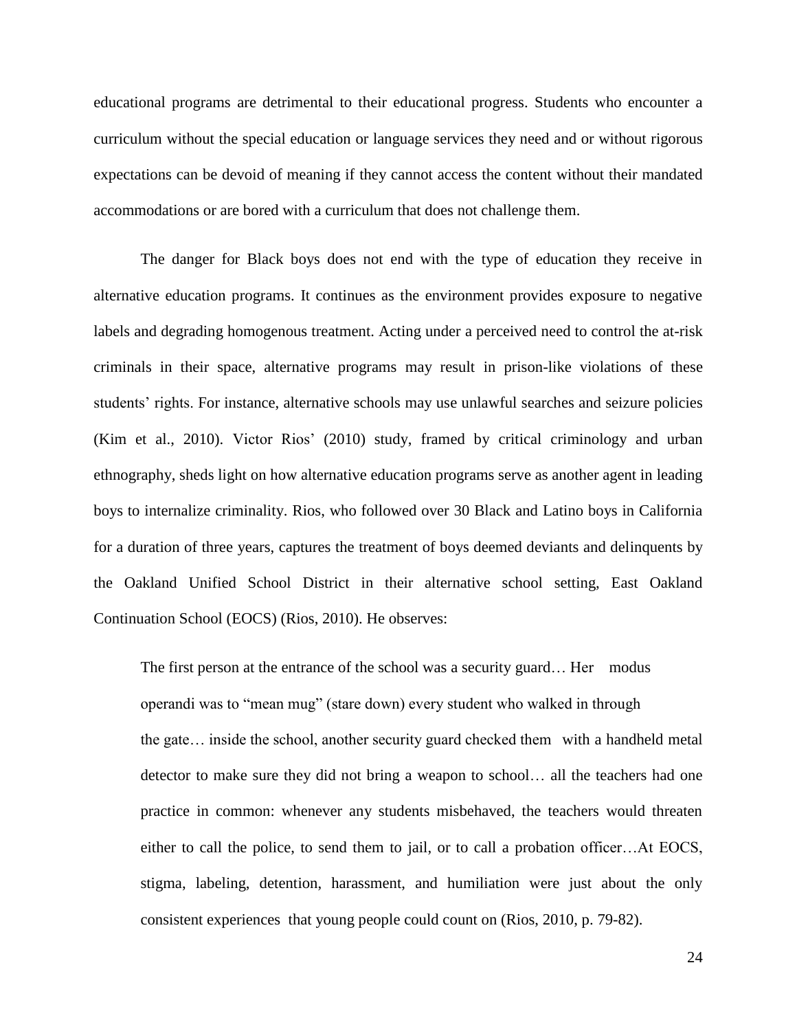educational programs are detrimental to their educational progress. Students who encounter a curriculum without the special education or language services they need and or without rigorous expectations can be devoid of meaning if they cannot access the content without their mandated accommodations or are bored with a curriculum that does not challenge them.

The danger for Black boys does not end with the type of education they receive in alternative education programs. It continues as the environment provides exposure to negative labels and degrading homogenous treatment. Acting under a perceived need to control the at-risk criminals in their space, alternative programs may result in prison-like violations of these students' rights. For instance, alternative schools may use unlawful searches and seizure policies (Kim et al., 2010). Victor Rios' (2010) study, framed by critical criminology and urban ethnography, sheds light on how alternative education programs serve as another agent in leading boys to internalize criminality. Rios, who followed over 30 Black and Latino boys in California for a duration of three years, captures the treatment of boys deemed deviants and delinquents by the Oakland Unified School District in their alternative school setting, East Oakland Continuation School (EOCS) (Rios, 2010). He observes:

> The first person at the entrance of the school was a security guard… Her modus operandi was to "mean mug" (stare down) every student who walked in through the gate… inside the school, another security guard checked them with a handheld metal detector to make sure they did not bring a weapon to school… all the teachers had one practice in common: whenever any students misbehaved, the teachers would threaten either to call the police, to send them to jail, or to call a probation officer…At EOCS, stigma, labeling, detention, harassment, and humiliation were just about the only consistent experiences that young people could count on (Rios, 2010, p. 79-82).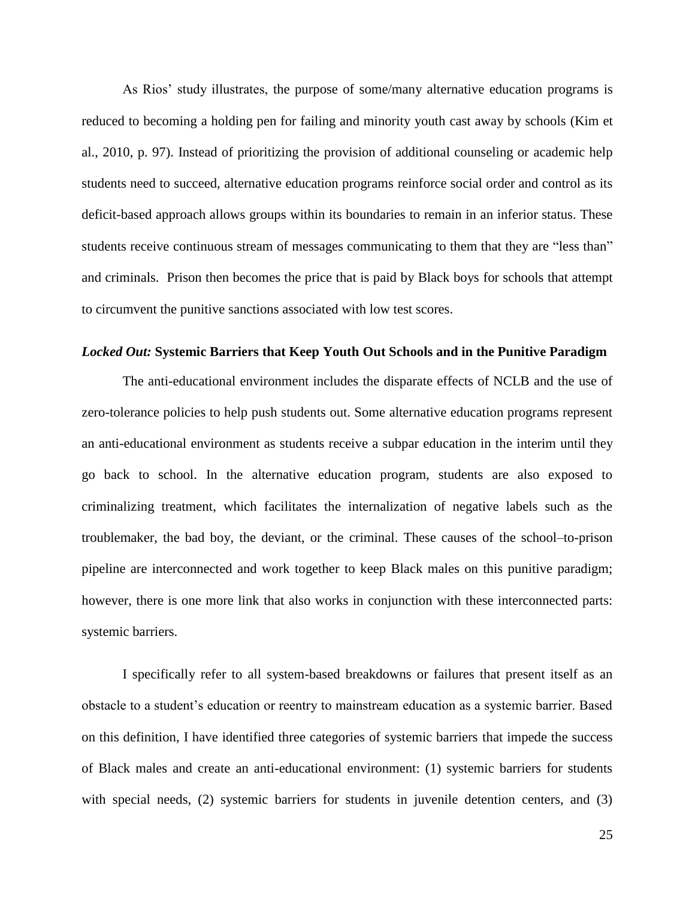As Rios' study illustrates, the purpose of some/many alternative education programs is reduced to becoming a holding pen for failing and minority youth cast away by schools (Kim et al., 2010, p. 97). Instead of prioritizing the provision of additional counseling or academic help students need to succeed, alternative education programs reinforce social order and control as its deficit-based approach allows groups within its boundaries to remain in an inferior status. These students receive continuous stream of messages communicating to them that they are "less than" and criminals. Prison then becomes the price that is paid by Black boys for schools that attempt to circumvent the punitive sanctions associated with low test scores.

### ***Locked Out:*** **Systemic Barriers that Keep Youth Out Schools and in the Punitive Paradigm**

The anti-educational environment includes the disparate effects of NCLB and the use of zero-tolerance policies to help push students out. Some alternative education programs represent an anti-educational environment as students receive a subpar education in the interim until they go back to school. In the alternative education program, students are also exposed to criminalizing treatment, which facilitates the internalization of negative labels such as the troublemaker, the bad boy, the deviant, or the criminal. These causes of the school–to-prison pipeline are interconnected and work together to keep Black males on this punitive paradigm; however, there is one more link that also works in conjunction with these interconnected parts: systemic barriers.

I specifically refer to all system-based breakdowns or failures that present itself as an obstacle to a student's education or reentry to mainstream education as a systemic barrier. Based on this definition, I have identified three categories of systemic barriers that impede the success of Black males and create an anti-educational environment: (1) systemic barriers for students with special needs, (2) systemic barriers for students in juvenile detention centers, and (3)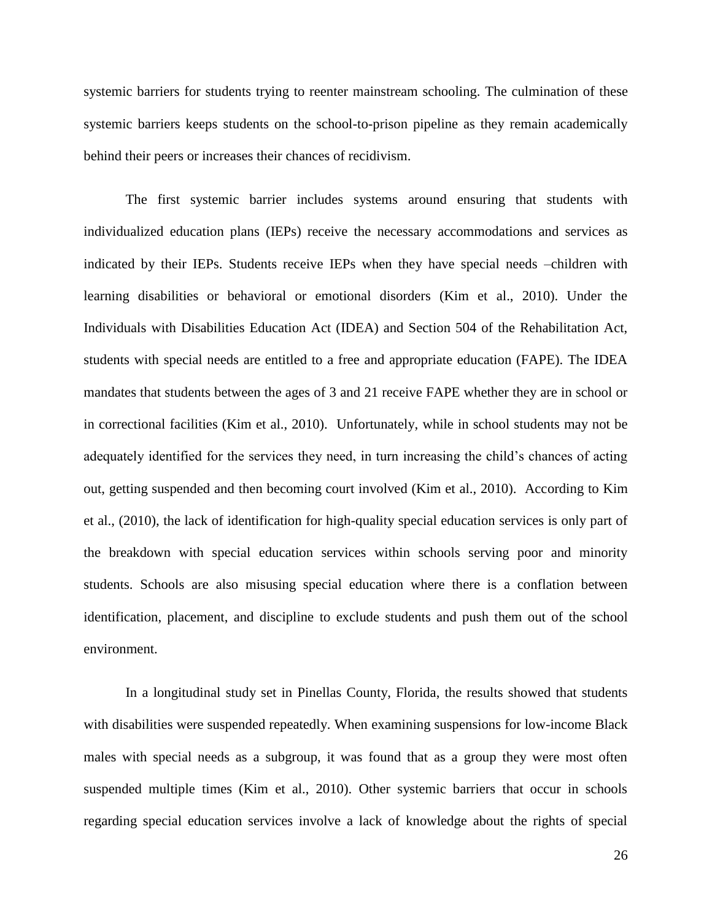systemic barriers for students trying to reenter mainstream schooling. The culmination of these systemic barriers keeps students on the school-to-prison pipeline as they remain academically behind their peers or increases their chances of recidivism.

The first systemic barrier includes systems around ensuring that students with individualized education plans (IEPs) receive the necessary accommodations and services as indicated by their IEPs. Students receive IEPs when they have special needs –children with learning disabilities or behavioral or emotional disorders (Kim et al., 2010). Under the Individuals with Disabilities Education Act (IDEA) and Section 504 of the Rehabilitation Act, students with special needs are entitled to a free and appropriate education (FAPE). The IDEA mandates that students between the ages of 3 and 21 receive FAPE whether they are in school or in correctional facilities (Kim et al., 2010). Unfortunately, while in school students may not be adequately identified for the services they need, in turn increasing the child's chances of acting out, getting suspended and then becoming court involved (Kim et al., 2010). According to Kim et al., (2010), the lack of identification for high-quality special education services is only part of the breakdown with special education services within schools serving poor and minority students. Schools are also misusing special education where there is a conflation between identification, placement, and discipline to exclude students and push them out of the school environment.

In a longitudinal study set in Pinellas County, Florida, the results showed that students with disabilities were suspended repeatedly. When examining suspensions for low-income Black males with special needs as a subgroup, it was found that as a group they were most often suspended multiple times (Kim et al., 2010). Other systemic barriers that occur in schools regarding special education services involve a lack of knowledge about the rights of special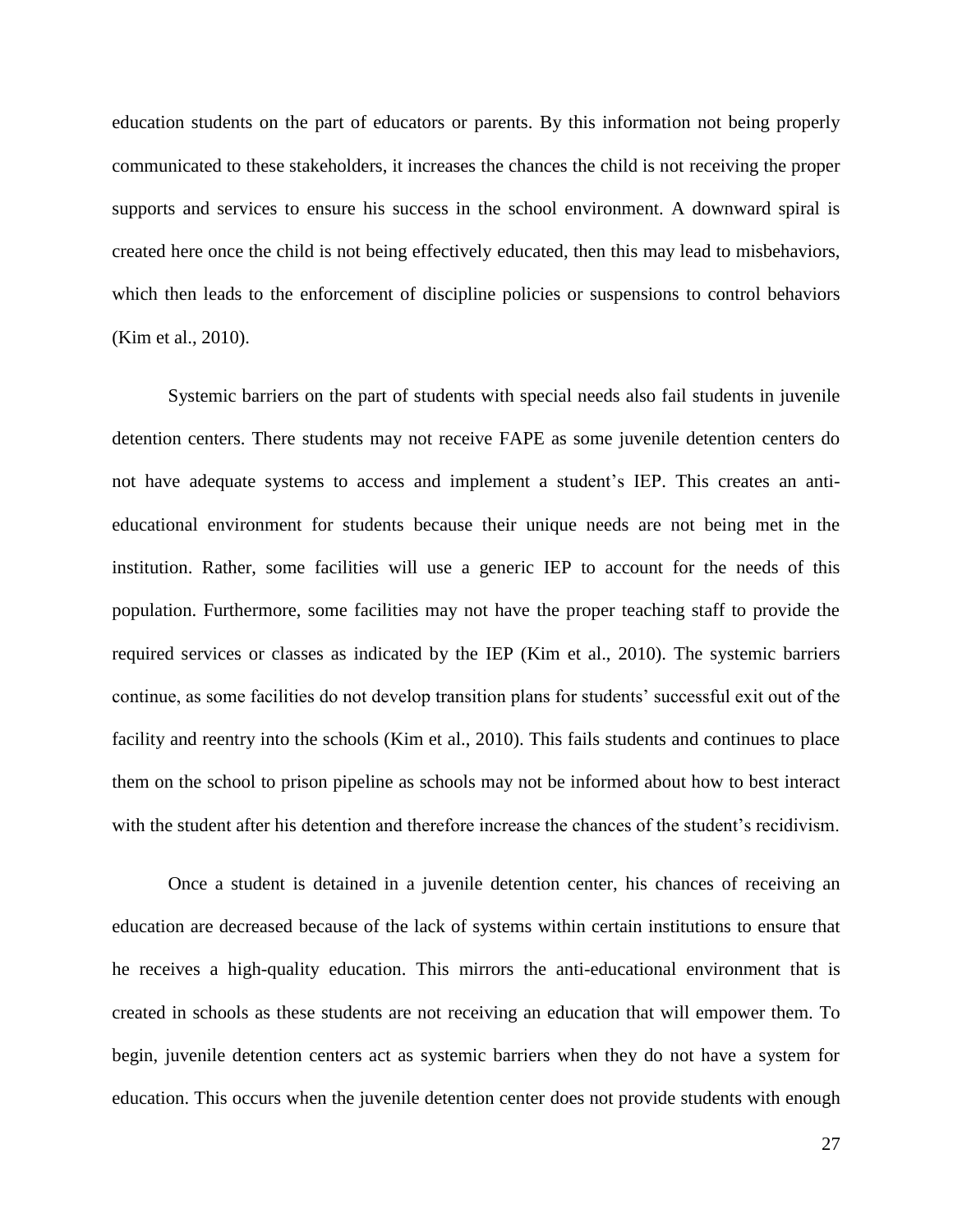education students on the part of educators or parents. By this information not being properly communicated to these stakeholders, it increases the chances the child is not receiving the proper supports and services to ensure his success in the school environment. A downward spiral is created here once the child is not being effectively educated, then this may lead to misbehaviors, which then leads to the enforcement of discipline policies or suspensions to control behaviors (Kim et al., 2010).

Systemic barriers on the part of students with special needs also fail students in juvenile detention centers. There students may not receive FAPE as some juvenile detention centers do not have adequate systems to access and implement a student's IEP. This creates an anti-educational environment for students because their unique needs are not being met in the institution. Rather, some facilities will use a generic IEP to account for the needs of this population. Furthermore, some facilities may not have the proper teaching staff to provide the required services or classes as indicated by the IEP (Kim et al., 2010). The systemic barriers continue, as some facilities do not develop transition plans for students' successful exit out of the facility and reentry into the schools (Kim et al., 2010). This fails students and continues to place them on the school to prison pipeline as schools may not be informed about how to best interact with the student after his detention and therefore increase the chances of the student's recidivism.

Once a student is detained in a juvenile detention center, his chances of receiving an education are decreased because of the lack of systems within certain institutions to ensure that he receives a high-quality education. This mirrors the anti-educational environment that is created in schools as these students are not receiving an education that will empower them. To begin, juvenile detention centers act as systemic barriers when they do not have a system for education. This occurs when the juvenile detention center does not provide students with enough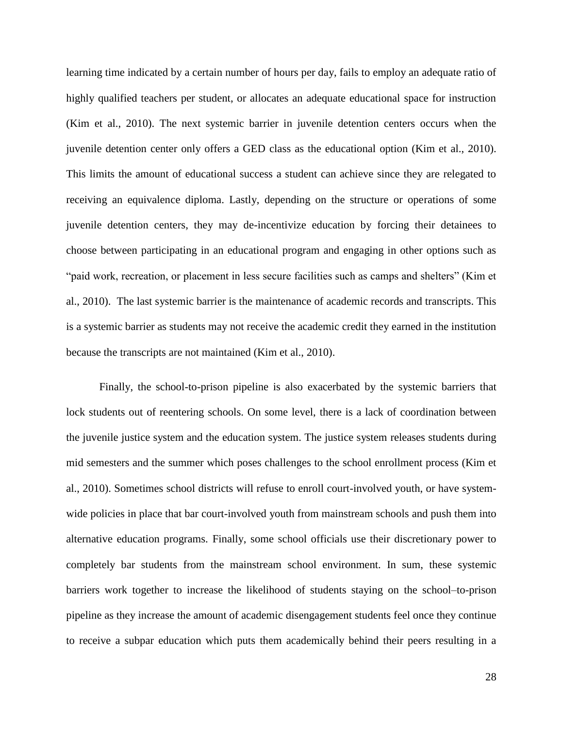learning time indicated by a certain number of hours per day, fails to employ an adequate ratio of highly qualified teachers per student, or allocates an adequate educational space for instruction (Kim et al., 2010). The next systemic barrier in juvenile detention centers occurs when the juvenile detention center only offers a GED class as the educational option (Kim et al., 2010). This limits the amount of educational success a student can achieve since they are relegated to receiving an equivalence diploma. Lastly, depending on the structure or operations of some juvenile detention centers, they may de-incentivize education by forcing their detainees to choose between participating in an educational program and engaging in other options such as "paid work, recreation, or placement in less secure facilities such as camps and shelters" (Kim et al., 2010). The last systemic barrier is the maintenance of academic records and transcripts. This is a systemic barrier as students may not receive the academic credit they earned in the institution because the transcripts are not maintained (Kim et al., 2010).

Finally, the school-to-prison pipeline is also exacerbated by the systemic barriers that lock students out of reentering schools. On some level, there is a lack of coordination between the juvenile justice system and the education system. The justice system releases students during mid semesters and the summer which poses challenges to the school enrollment process (Kim et al., 2010). Sometimes school districts will refuse to enroll court-involved youth, or have system-wide policies in place that bar court-involved youth from mainstream schools and push them into alternative education programs. Finally, some school officials use their discretionary power to completely bar students from the mainstream school environment. In sum, these systemic barriers work together to increase the likelihood of students staying on the school–to-prison pipeline as they increase the amount of academic disengagement students feel once they continue to receive a subpar education which puts them academically behind their peers resulting in a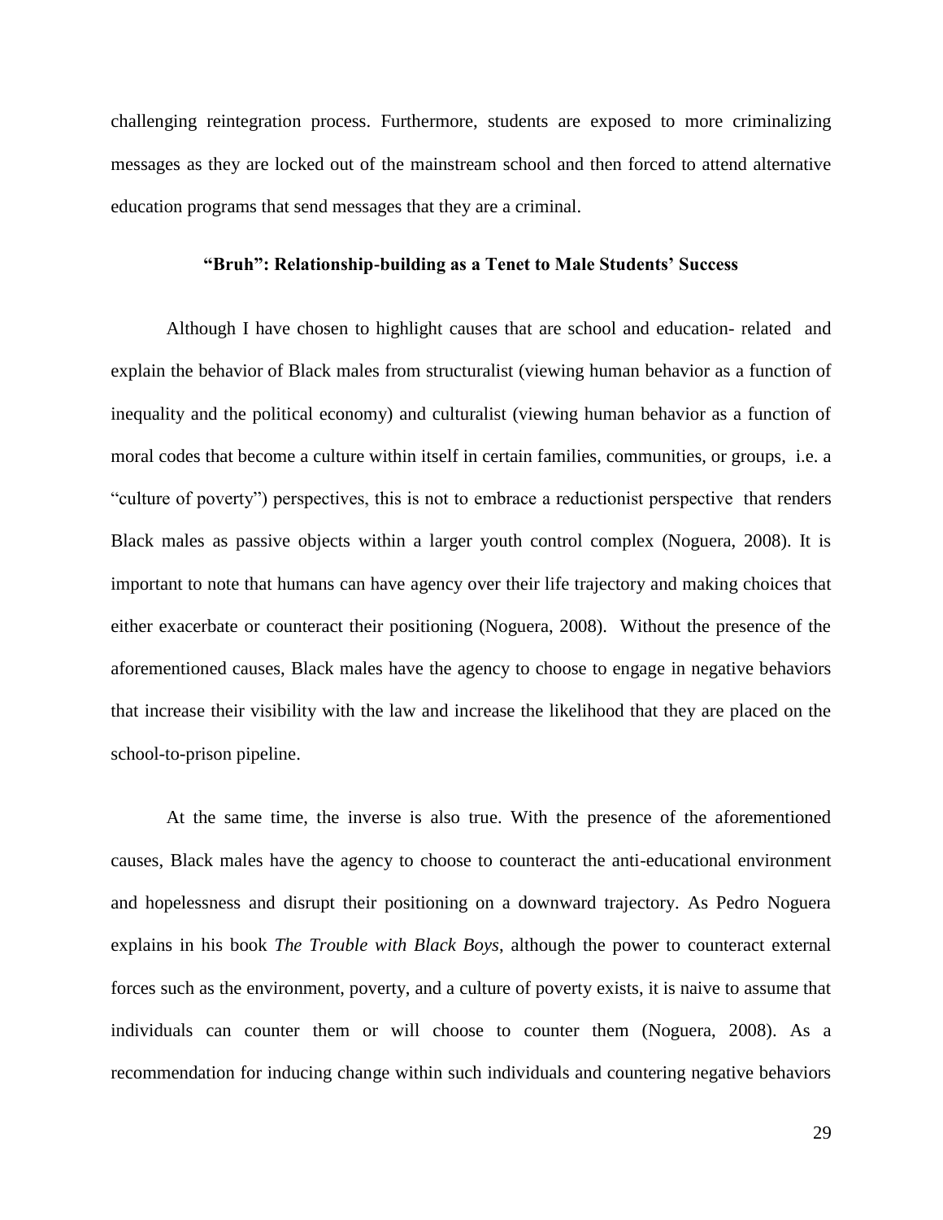challenging reintegration process. Furthermore, students are exposed to more criminalizing messages as they are locked out of the mainstream school and then forced to attend alternative education programs that send messages that they are a criminal.

### "Bruh": Relationship-building as a Tenet to Male Students' Success

Although I have chosen to highlight causes that are school and education- related and explain the behavior of Black males from structuralist (viewing human behavior as a function of inequality and the political economy) and culturalist (viewing human behavior as a function of moral codes that become a culture within itself in certain families, communities, or groups, i.e. a "culture of poverty") perspectives, this is not to embrace a reductionist perspective that renders Black males as passive objects within a larger youth control complex (Noguera, 2008). It is important to note that humans can have agency over their life trajectory and making choices that either exacerbate or counteract their positioning (Noguera, 2008). Without the presence of the aforementioned causes, Black males have the agency to choose to engage in negative behaviors that increase their visibility with the law and increase the likelihood that they are placed on the school-to-prison pipeline.

At the same time, the inverse is also true. With the presence of the aforementioned causes, Black males have the agency to choose to counteract the anti-educational environment and hopelessness and disrupt their positioning on a downward trajectory. As Pedro Noguera explains in his book *The Trouble with Black Boys,* although the power to counteract external forces such as the environment, poverty, and a culture of poverty exists, it is naive to assume that individuals can counter them or will choose to counter them (Noguera, 2008). As a recommendation for inducing change within such individuals and countering negative behaviors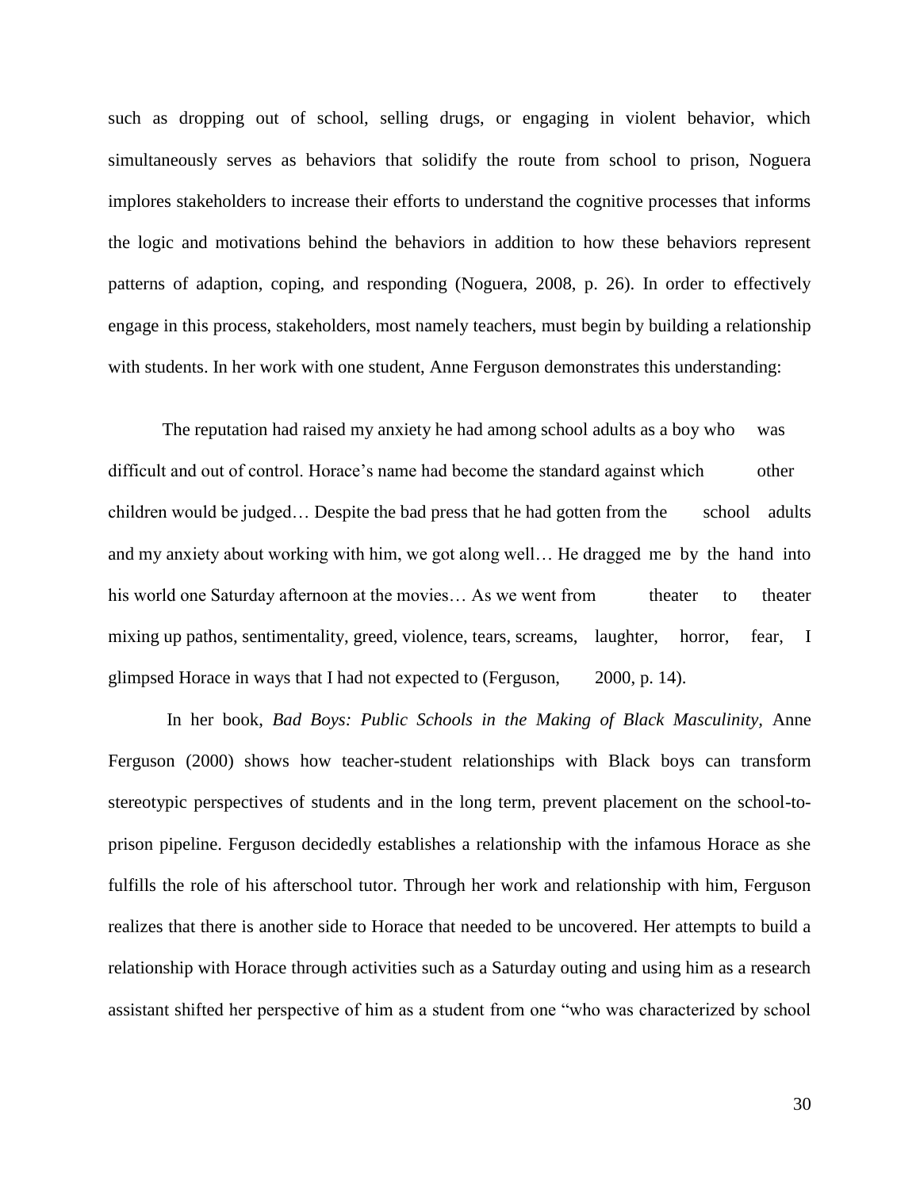such as dropping out of school, selling drugs, or engaging in violent behavior, which simultaneously serves as behaviors that solidify the route from school to prison, Noguera implores stakeholders to increase their efforts to understand the cognitive processes that informs the logic and motivations behind the behaviors in addition to how these behaviors represent patterns of adaption, coping, and responding (Noguera, 2008, p. 26). In order to effectively engage in this process, stakeholders, most namely teachers, must begin by building a relationship with students. In her work with one student, Anne Ferguson demonstrates this understanding:

> The reputation had raised my anxiety he had among school adults as a boy who was difficult and out of control. Horace's name had become the standard against which other children would be judged… Despite the bad press that he had gotten from the school adults and my anxiety about working with him, we got along well… He dragged me by the hand into his world one Saturday afternoon at the movies… As we went from theater to theater mixing up pathos, sentimentality, greed, violence, tears, screams, laughter, horror, fear, I glimpsed Horace in ways that I had not expected to (Ferguson, 2000, p. 14).

In her book, *Bad Boys: Public Schools in the Making of Black Masculinity,* Anne Ferguson (2000) shows how teacher-student relationships with Black boys can transform stereotypic perspectives of students and in the long term, prevent placement on the school-to-prison pipeline. Ferguson decidedly establishes a relationship with the infamous Horace as she fulfills the role of his afterschool tutor. Through her work and relationship with him, Ferguson realizes that there is another side to Horace that needed to be uncovered. Her attempts to build a relationship with Horace through activities such as a Saturday outing and using him as a research assistant shifted her perspective of him as a student from one "who was characterized by school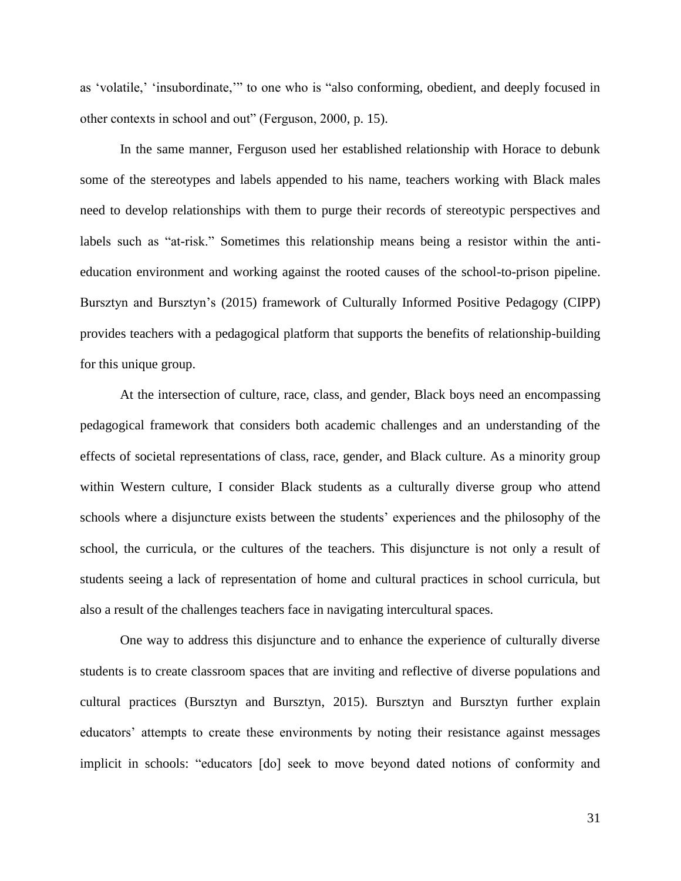as 'volatile,' 'insubordinate,'" to one who is "also conforming, obedient, and deeply focused in other contexts in school and out" (Ferguson, 2000, p. 15).

In the same manner, Ferguson used her established relationship with Horace to debunk some of the stereotypes and labels appended to his name, teachers working with Black males need to develop relationships with them to purge their records of stereotypic perspectives and labels such as "at-risk." Sometimes this relationship means being a resistor within the anti-education environment and working against the rooted causes of the school-to-prison pipeline. Bursztyn and Bursztyn's (2015) framework of Culturally Informed Positive Pedagogy (CIPP) provides teachers with a pedagogical platform that supports the benefits of relationship-building for this unique group.

At the intersection of culture, race, class, and gender, Black boys need an encompassing pedagogical framework that considers both academic challenges and an understanding of the effects of societal representations of class, race, gender, and Black culture. As a minority group within Western culture, I consider Black students as a culturally diverse group who attend schools where a disjuncture exists between the students' experiences and the philosophy of the school, the curricula, or the cultures of the teachers. This disjuncture is not only a result of students seeing a lack of representation of home and cultural practices in school curricula, but also a result of the challenges teachers face in navigating intercultural spaces.

One way to address this disjuncture and to enhance the experience of culturally diverse students is to create classroom spaces that are inviting and reflective of diverse populations and cultural practices (Bursztyn and Bursztyn, 2015). Bursztyn and Bursztyn further explain educators' attempts to create these environments by noting their resistance against messages implicit in schools: "educators [do] seek to move beyond dated notions of conformity and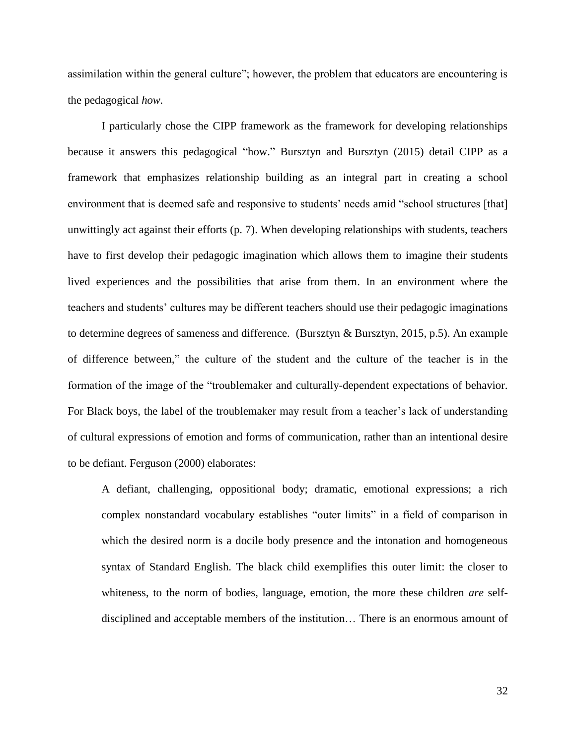assimilation within the general culture"; however, the problem that educators are encountering is the pedagogical *how.*

I particularly chose the CIPP framework as the framework for developing relationships because it answers this pedagogical "how." Bursztyn and Bursztyn (2015) detail CIPP as a framework that emphasizes relationship building as an integral part in creating a school environment that is deemed safe and responsive to students' needs amid "school structures [that] unwittingly act against their efforts (p. 7). When developing relationships with students, teachers have to first develop their pedagogic imagination which allows them to imagine their students lived experiences and the possibilities that arise from them. In an environment where the teachers and students' cultures may be different teachers should use their pedagogic imaginations to determine degrees of sameness and difference. (Bursztyn & Bursztyn, 2015, p.5). An example of difference between," the culture of the student and the culture of the teacher is in the formation of the image of the "troublemaker and culturally-dependent expectations of behavior. For Black boys, the label of the troublemaker may result from a teacher's lack of understanding of cultural expressions of emotion and forms of communication, rather than an intentional desire to be defiant. Ferguson (2000) elaborates:

> A defiant, challenging, oppositional body; dramatic, emotional expressions; a rich complex nonstandard vocabulary establishes "outer limits" in a field of comparison in which the desired norm is a docile body presence and the intonation and homogeneous syntax of Standard English. The black child exemplifies this outer limit: the closer to whiteness, to the norm of bodies, language, emotion, the more these children *are* self-disciplined and acceptable members of the institution… There is an enormous amount of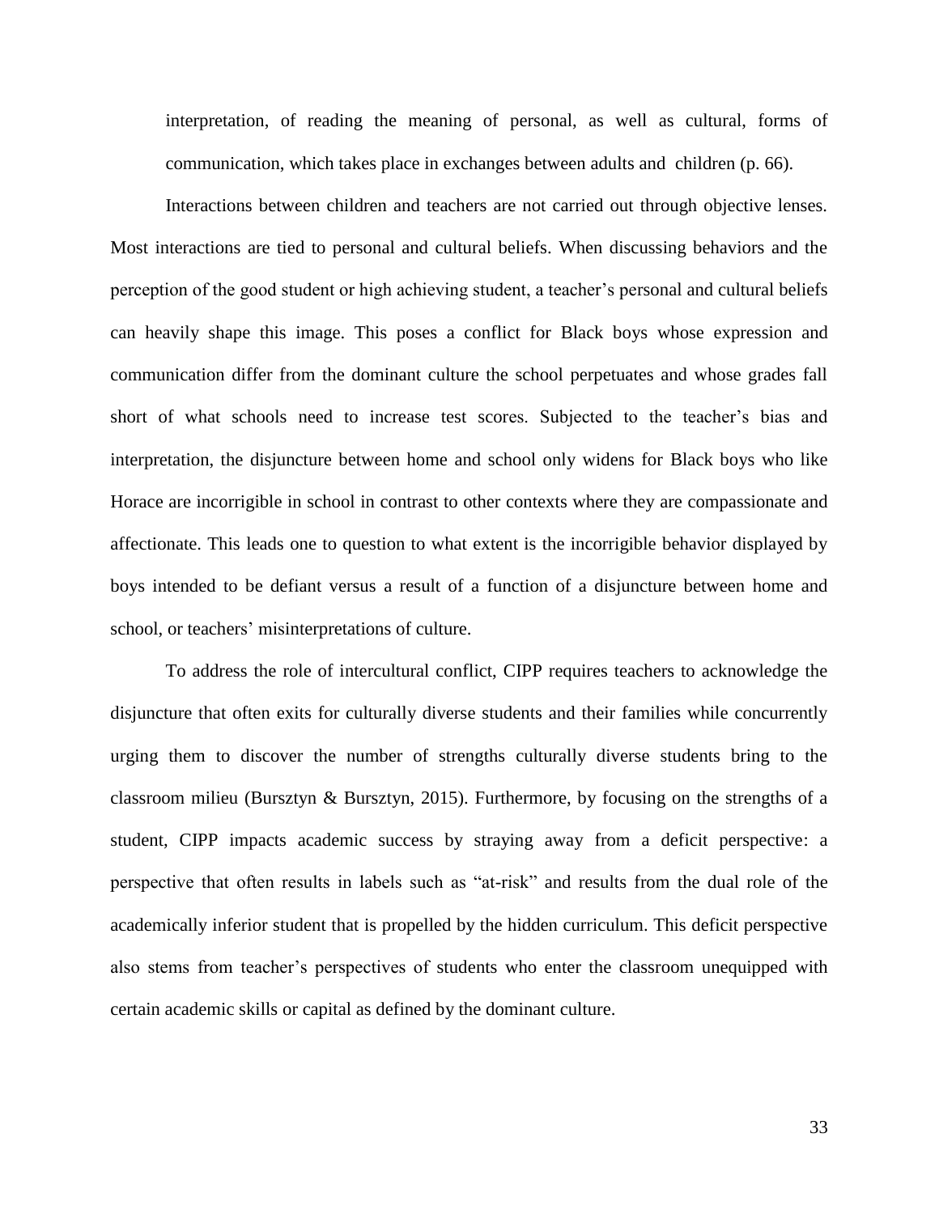interpretation, of reading the meaning of personal, as well as cultural, forms of communication, which takes place in exchanges between adults and children (p. 66).

Interactions between children and teachers are not carried out through objective lenses. Most interactions are tied to personal and cultural beliefs. When discussing behaviors and the perception of the good student or high achieving student, a teacher's personal and cultural beliefs can heavily shape this image. This poses a conflict for Black boys whose expression and communication differ from the dominant culture the school perpetuates and whose grades fall short of what schools need to increase test scores. Subjected to the teacher's bias and interpretation, the disjuncture between home and school only widens for Black boys who like Horace are incorrigible in school in contrast to other contexts where they are compassionate and affectionate. This leads one to question to what extent is the incorrigible behavior displayed by boys intended to be defiant versus a result of a function of a disjuncture between home and school, or teachers' misinterpretations of culture.

To address the role of intercultural conflict, CIPP requires teachers to acknowledge the disjuncture that often exits for culturally diverse students and their families while concurrently urging them to discover the number of strengths culturally diverse students bring to the classroom milieu (Bursztyn & Bursztyn, 2015). Furthermore, by focusing on the strengths of a student, CIPP impacts academic success by straying away from a deficit perspective: a perspective that often results in labels such as "at-risk" and results from the dual role of the academically inferior student that is propelled by the hidden curriculum. This deficit perspective also stems from teacher's perspectives of students who enter the classroom unequipped with certain academic skills or capital as defined by the dominant culture.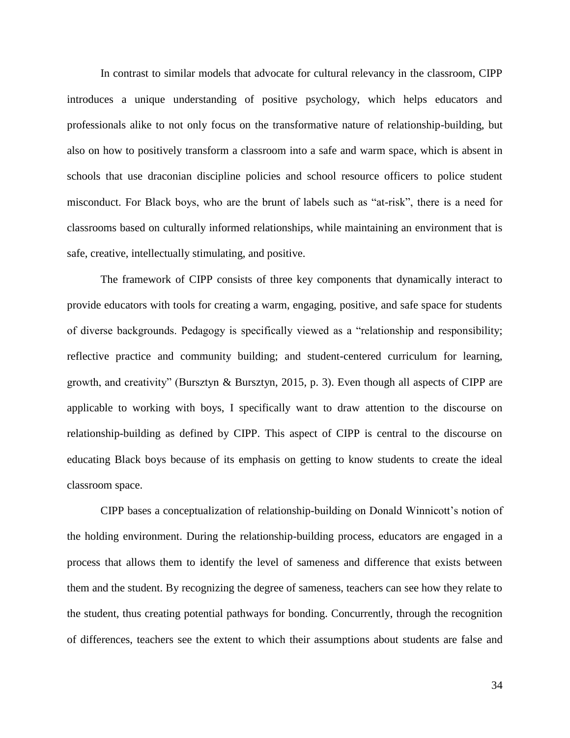In contrast to similar models that advocate for cultural relevancy in the classroom, CIPP introduces a unique understanding of positive psychology, which helps educators and professionals alike to not only focus on the transformative nature of relationship-building, but also on how to positively transform a classroom into a safe and warm space, which is absent in schools that use draconian discipline policies and school resource officers to police student misconduct. For Black boys, who are the brunt of labels such as "at-risk", there is a need for classrooms based on culturally informed relationships, while maintaining an environment that is safe, creative, intellectually stimulating, and positive.

The framework of CIPP consists of three key components that dynamically interact to provide educators with tools for creating a warm, engaging, positive, and safe space for students of diverse backgrounds. Pedagogy is specifically viewed as a "relationship and responsibility; reflective practice and community building; and student-centered curriculum for learning, growth, and creativity" (Bursztyn & Bursztyn, 2015, p. 3). Even though all aspects of CIPP are applicable to working with boys, I specifically want to draw attention to the discourse on relationship-building as defined by CIPP. This aspect of CIPP is central to the discourse on educating Black boys because of its emphasis on getting to know students to create the ideal classroom space.

CIPP bases a conceptualization of relationship-building on Donald Winnicott's notion of the holding environment. During the relationship-building process, educators are engaged in a process that allows them to identify the level of sameness and difference that exists between them and the student. By recognizing the degree of sameness, teachers can see how they relate to the student, thus creating potential pathways for bonding. Concurrently, through the recognition of differences, teachers see the extent to which their assumptions about students are false and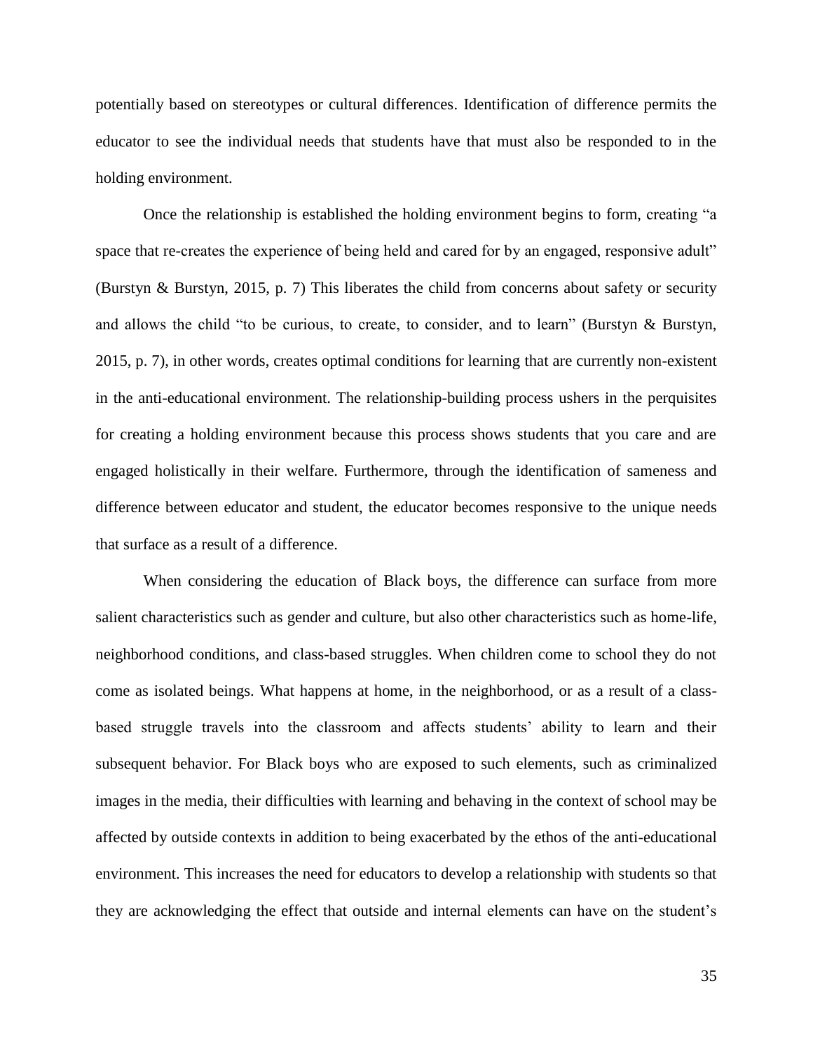potentially based on stereotypes or cultural differences. Identification of difference permits the educator to see the individual needs that students have that must also be responded to in the holding environment.

Once the relationship is established the holding environment begins to form, creating "a space that re-creates the experience of being held and cared for by an engaged, responsive adult" (Burstyn & Burstyn, 2015, p. 7) This liberates the child from concerns about safety or security and allows the child "to be curious, to create, to consider, and to learn" (Burstyn & Burstyn, 2015, p. 7), in other words, creates optimal conditions for learning that are currently non-existent in the anti-educational environment. The relationship-building process ushers in the perquisites for creating a holding environment because this process shows students that you care and are engaged holistically in their welfare. Furthermore, through the identification of sameness and difference between educator and student, the educator becomes responsive to the unique needs that surface as a result of a difference.

When considering the education of Black boys, the difference can surface from more salient characteristics such as gender and culture, but also other characteristics such as home-life, neighborhood conditions, and class-based struggles. When children come to school they do not come as isolated beings. What happens at home, in the neighborhood, or as a result of a class-based struggle travels into the classroom and affects students' ability to learn and their subsequent behavior. For Black boys who are exposed to such elements, such as criminalized images in the media, their difficulties with learning and behaving in the context of school may be affected by outside contexts in addition to being exacerbated by the ethos of the anti-educational environment. This increases the need for educators to develop a relationship with students so that they are acknowledging the effect that outside and internal elements can have on the student's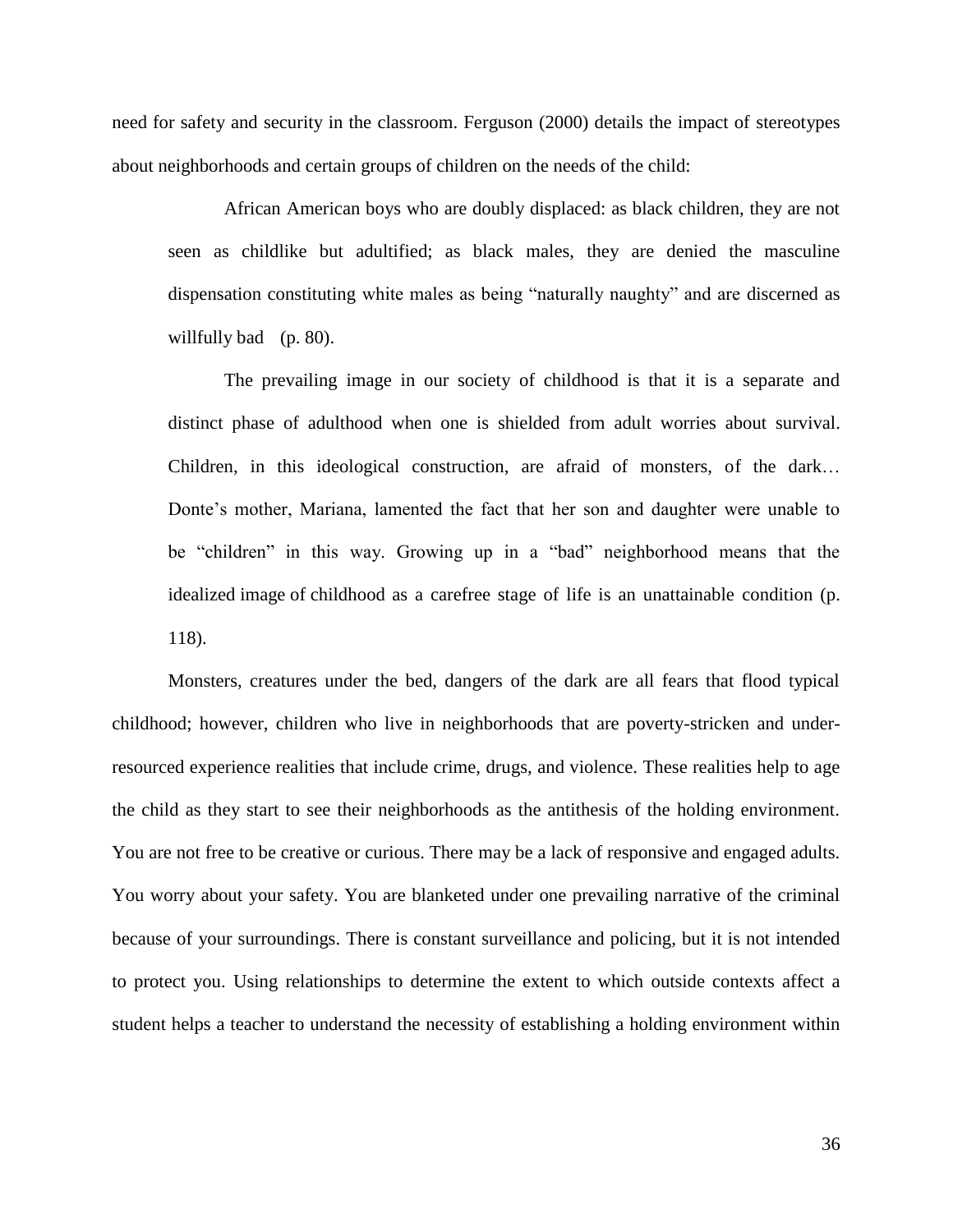need for safety and security in the classroom. Ferguson (2000) details the impact of stereotypes about neighborhoods and certain groups of children on the needs of the child:

> African American boys who are doubly displaced: as black children, they are not seen as childlike but adultified; as black males, they are denied the masculine dispensation constituting white males as being "naturally naughty" and are discerned as willfully bad (p. 80).
>
> The prevailing image in our society of childhood is that it is a separate and distinct phase of adulthood when one is shielded from adult worries about survival. Children, in this ideological construction, are afraid of monsters, of the dark… Donte's mother, Mariana, lamented the fact that her son and daughter were unable to be "children" in this way. Growing up in a "bad" neighborhood means that the idealized image of childhood as a carefree stage of life is an unattainable condition (p. 118).

Monsters, creatures under the bed, dangers of the dark are all fears that flood typical childhood; however, children who live in neighborhoods that are poverty-stricken and under-resourced experience realities that include crime, drugs, and violence. These realities help to age the child as they start to see their neighborhoods as the antithesis of the holding environment. You are not free to be creative or curious. There may be a lack of responsive and engaged adults. You worry about your safety. You are blanketed under one prevailing narrative of the criminal because of your surroundings. There is constant surveillance and policing, but it is not intended to protect you. Using relationships to determine the extent to which outside contexts affect a student helps a teacher to understand the necessity of establishing a holding environment within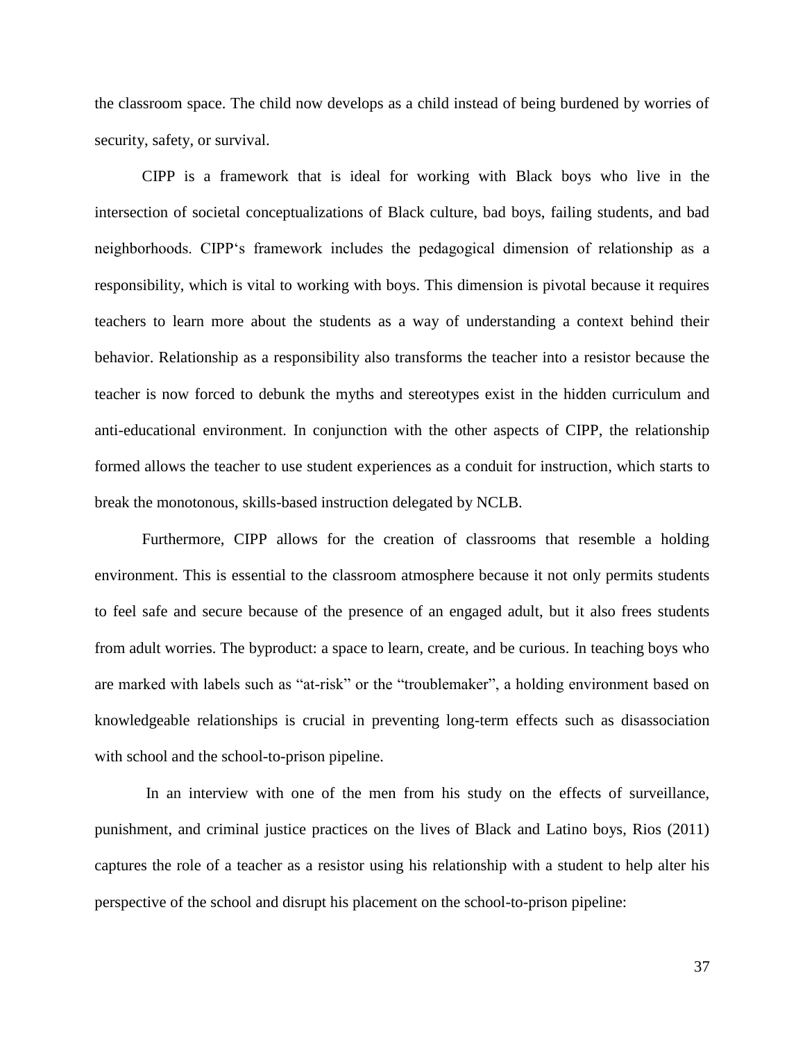the classroom space. The child now develops as a child instead of being burdened by worries of security, safety, or survival.

CIPP is a framework that is ideal for working with Black boys who live in the intersection of societal conceptualizations of Black culture, bad boys, failing students, and bad neighborhoods. CIPP's framework includes the pedagogical dimension of relationship as a responsibility, which is vital to working with boys. This dimension is pivotal because it requires teachers to learn more about the students as a way of understanding a context behind their behavior. Relationship as a responsibility also transforms the teacher into a resistor because the teacher is now forced to debunk the myths and stereotypes exist in the hidden curriculum and anti-educational environment. In conjunction with the other aspects of CIPP, the relationship formed allows the teacher to use student experiences as a conduit for instruction, which starts to break the monotonous, skills-based instruction delegated by NCLB.

Furthermore, CIPP allows for the creation of classrooms that resemble a holding environment. This is essential to the classroom atmosphere because it not only permits students to feel safe and secure because of the presence of an engaged adult, but it also frees students from adult worries. The byproduct: a space to learn, create, and be curious. In teaching boys who are marked with labels such as "at-risk" or the "troublemaker", a holding environment based on knowledgeable relationships is crucial in preventing long-term effects such as disassociation with school and the school-to-prison pipeline.

In an interview with one of the men from his study on the effects of surveillance, punishment, and criminal justice practices on the lives of Black and Latino boys, Rios (2011) captures the role of a teacher as a resistor using his relationship with a student to help alter his perspective of the school and disrupt his placement on the school-to-prison pipeline: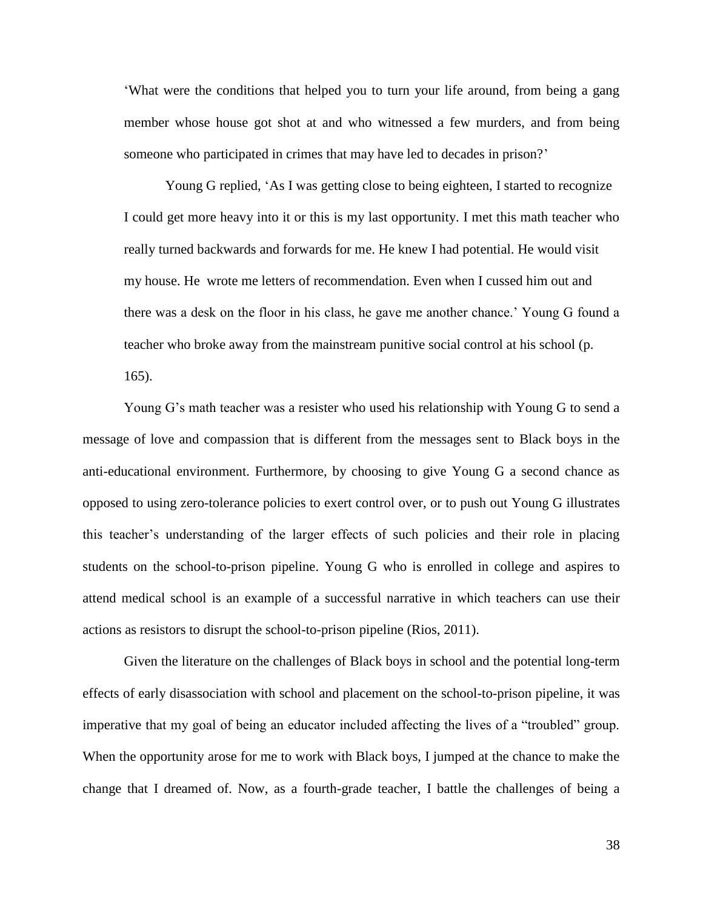> 'What were the conditions that helped you to turn your life around, from being a gang member whose house got shot at and who witnessed a few murders, and from being someone who participated in crimes that may have led to decades in prison?'
>
> Young G replied, 'As I was getting close to being eighteen, I started to recognize I could get more heavy into it or this is my last opportunity. I met this math teacher who really turned backwards and forwards for me. He knew I had potential. He would visit my house. He wrote me letters of recommendation. Even when I cussed him out and there was a desk on the floor in his class, he gave me another chance.' Young G found a teacher who broke away from the mainstream punitive social control at his school (p. 165).

Young G's math teacher was a resister who used his relationship with Young G to send a message of love and compassion that is different from the messages sent to Black boys in the anti-educational environment. Furthermore, by choosing to give Young G a second chance as opposed to using zero-tolerance policies to exert control over, or to push out Young G illustrates this teacher's understanding of the larger effects of such policies and their role in placing students on the school-to-prison pipeline. Young G who is enrolled in college and aspires to attend medical school is an example of a successful narrative in which teachers can use their actions as resistors to disrupt the school-to-prison pipeline (Rios, 2011).

Given the literature on the challenges of Black boys in school and the potential long-term effects of early disassociation with school and placement on the school-to-prison pipeline, it was imperative that my goal of being an educator included affecting the lives of a "troubled" group. When the opportunity arose for me to work with Black boys, I jumped at the chance to make the change that I dreamed of. Now, as a fourth-grade teacher, I battle the challenges of being a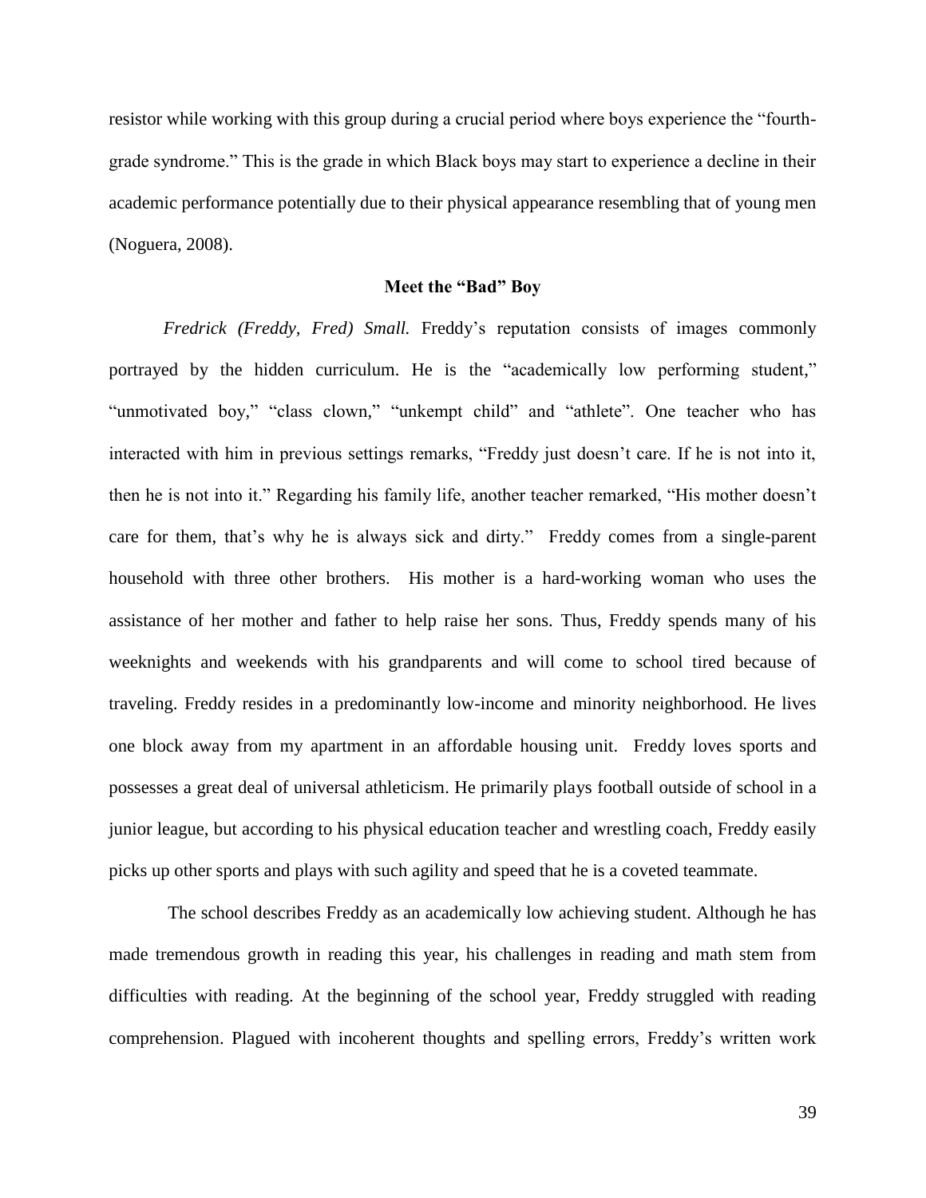resistor while working with this group during a crucial period where boys experience the "fourth-grade syndrome." This is the grade in which Black boys may start to experience a decline in their academic performance potentially due to their physical appearance resembling that of young men (Noguera, 2008).

### Meet the "Bad" Boy

*Fredrick (Freddy, Fred) Small.* Freddy's reputation consists of images commonly portrayed by the hidden curriculum. He is the "academically low performing student," "unmotivated boy," "class clown," "unkempt child" and "athlete". One teacher who has interacted with him in previous settings remarks, "Freddy just doesn't care. If he is not into it, then he is not into it." Regarding his family life, another teacher remarked, "His mother doesn't care for them, that's why he is always sick and dirty." Freddy comes from a single-parent household with three other brothers. His mother is a hard-working woman who uses the assistance of her mother and father to help raise her sons. Thus, Freddy spends many of his weeknights and weekends with his grandparents and will come to school tired because of traveling. Freddy resides in a predominantly low-income and minority neighborhood. He lives one block away from my apartment in an affordable housing unit. Freddy loves sports and possesses a great deal of universal athleticism. He primarily plays football outside of school in a junior league, but according to his physical education teacher and wrestling coach, Freddy easily picks up other sports and plays with such agility and speed that he is a coveted teammate.

The school describes Freddy as an academically low achieving student. Although he has made tremendous growth in reading this year, his challenges in reading and math stem from difficulties with reading. At the beginning of the school year, Freddy struggled with reading comprehension. Plagued with incoherent thoughts and spelling errors, Freddy's written work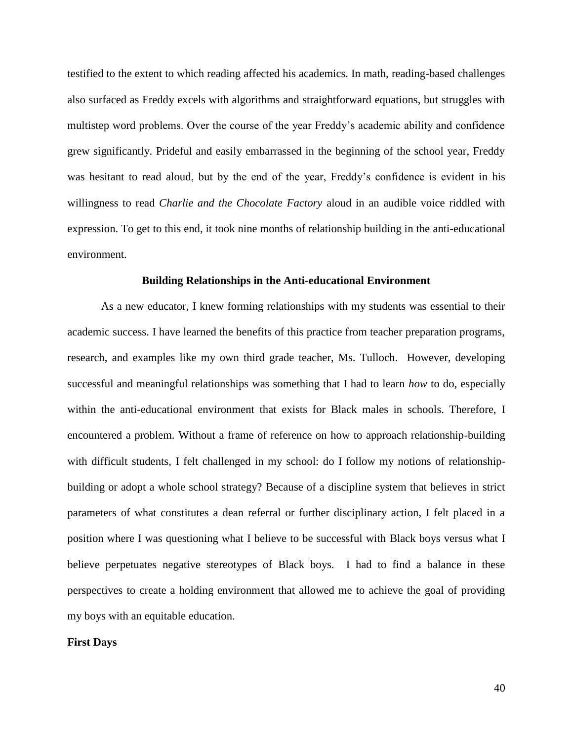testified to the extent to which reading affected his academics. In math, reading-based challenges also surfaced as Freddy excels with algorithms and straightforward equations, but struggles with multistep word problems. Over the course of the year Freddy's academic ability and confidence grew significantly. Prideful and easily embarrassed in the beginning of the school year, Freddy was hesitant to read aloud, but by the end of the year, Freddy's confidence is evident in his willingness to read *Charlie and the Chocolate Factory* aloud in an audible voice riddled with expression. To get to this end, it took nine months of relationship building in the anti-educational environment.

## Building Relationships in the Anti-educational Environment

As a new educator, I knew forming relationships with my students was essential to their academic success. I have learned the benefits of this practice from teacher preparation programs, research, and examples like my own third grade teacher, Ms. Tulloch. However, developing successful and meaningful relationships was something that I had to learn *how* to do, especially within the anti-educational environment that exists for Black males in schools. Therefore, I encountered a problem. Without a frame of reference on how to approach relationship-building with difficult students, I felt challenged in my school: do I follow my notions of relationship-building or adopt a whole school strategy? Because of a discipline system that believes in strict parameters of what constitutes a dean referral or further disciplinary action, I felt placed in a position where I was questioning what I believe to be successful with Black boys versus what I believe perpetuates negative stereotypes of Black boys. I had to find a balance in these perspectives to create a holding environment that allowed me to achieve the goal of providing my boys with an equitable education.

### First Days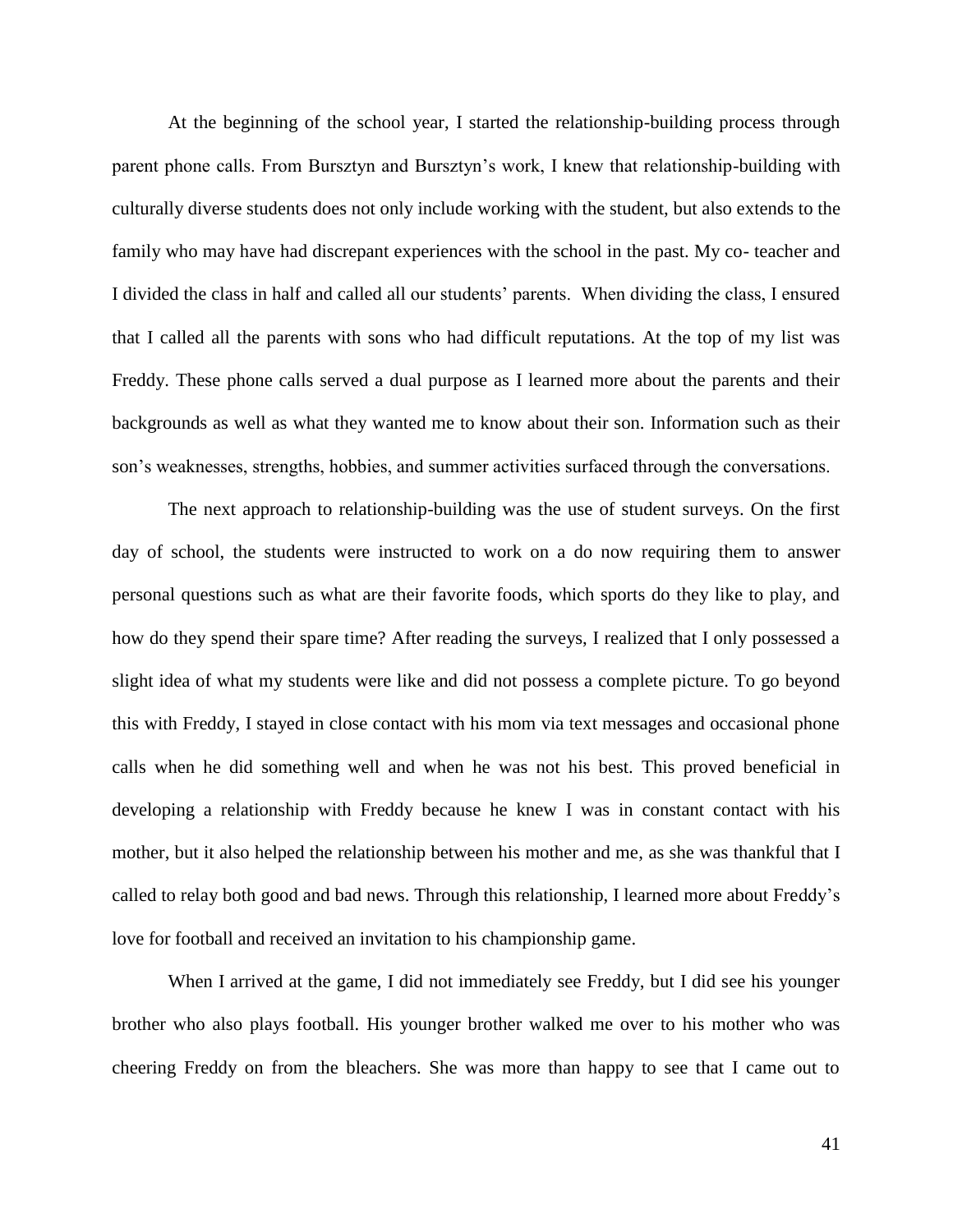At the beginning of the school year, I started the relationship-building process through parent phone calls. From Bursztyn and Bursztyn's work, I knew that relationship-building with culturally diverse students does not only include working with the student, but also extends to the family who may have had discrepant experiences with the school in the past. My co- teacher and I divided the class in half and called all our students' parents. When dividing the class, I ensured that I called all the parents with sons who had difficult reputations. At the top of my list was Freddy. These phone calls served a dual purpose as I learned more about the parents and their backgrounds as well as what they wanted me to know about their son. Information such as their son's weaknesses, strengths, hobbies, and summer activities surfaced through the conversations.

The next approach to relationship-building was the use of student surveys. On the first day of school, the students were instructed to work on a do now requiring them to answer personal questions such as what are their favorite foods, which sports do they like to play, and how do they spend their spare time? After reading the surveys, I realized that I only possessed a slight idea of what my students were like and did not possess a complete picture. To go beyond this with Freddy, I stayed in close contact with his mom via text messages and occasional phone calls when he did something well and when he was not his best. This proved beneficial in developing a relationship with Freddy because he knew I was in constant contact with his mother, but it also helped the relationship between his mother and me, as she was thankful that I called to relay both good and bad news. Through this relationship, I learned more about Freddy's love for football and received an invitation to his championship game.

When I arrived at the game, I did not immediately see Freddy, but I did see his younger brother who also plays football. His younger brother walked me over to his mother who was cheering Freddy on from the bleachers. She was more than happy to see that I came out to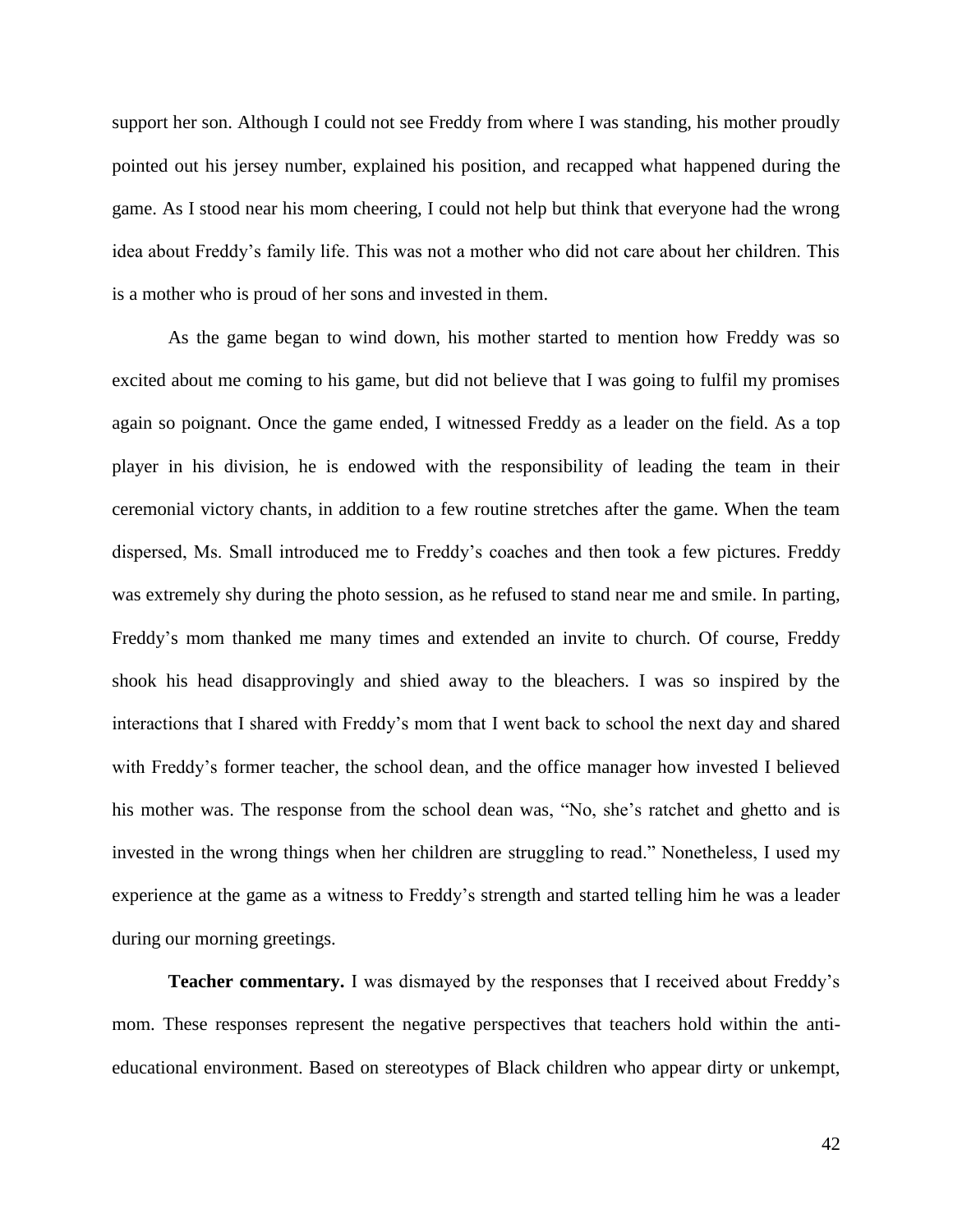support her son. Although I could not see Freddy from where I was standing, his mother proudly pointed out his jersey number, explained his position, and recapped what happened during the game. As I stood near his mom cheering, I could not help but think that everyone had the wrong idea about Freddy's family life. This was not a mother who did not care about her children. This is a mother who is proud of her sons and invested in them.

As the game began to wind down, his mother started to mention how Freddy was so excited about me coming to his game, but did not believe that I was going to fulfil my promises again so poignant. Once the game ended, I witnessed Freddy as a leader on the field. As a top player in his division, he is endowed with the responsibility of leading the team in their ceremonial victory chants, in addition to a few routine stretches after the game. When the team dispersed, Ms. Small introduced me to Freddy's coaches and then took a few pictures. Freddy was extremely shy during the photo session, as he refused to stand near me and smile. In parting, Freddy's mom thanked me many times and extended an invite to church. Of course, Freddy shook his head disapprovingly and shied away to the bleachers. I was so inspired by the interactions that I shared with Freddy's mom that I went back to school the next day and shared with Freddy's former teacher, the school dean, and the office manager how invested I believed his mother was. The response from the school dean was, "No, she's ratchet and ghetto and is invested in the wrong things when her children are struggling to read." Nonetheless, I used my experience at the game as a witness to Freddy's strength and started telling him he was a leader during our morning greetings.

**Teacher commentary.** I was dismayed by the responses that I received about Freddy's mom. These responses represent the negative perspectives that teachers hold within the anti-educational environment. Based on stereotypes of Black children who appear dirty or unkempt,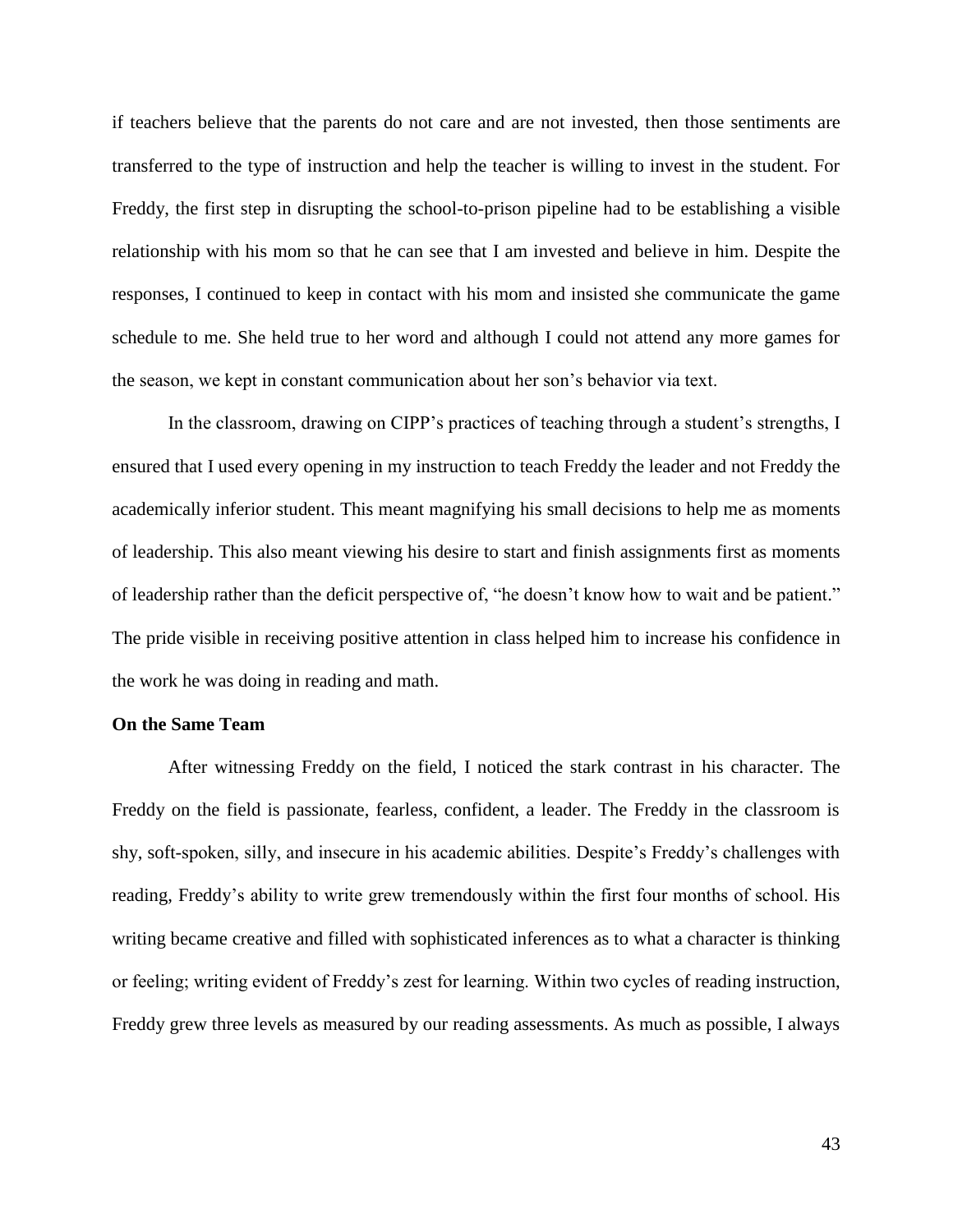if teachers believe that the parents do not care and are not invested, then those sentiments are transferred to the type of instruction and help the teacher is willing to invest in the student. For Freddy, the first step in disrupting the school-to-prison pipeline had to be establishing a visible relationship with his mom so that he can see that I am invested and believe in him. Despite the responses, I continued to keep in contact with his mom and insisted she communicate the game schedule to me. She held true to her word and although I could not attend any more games for the season, we kept in constant communication about her son's behavior via text.

In the classroom, drawing on CIPP's practices of teaching through a student's strengths, I ensured that I used every opening in my instruction to teach Freddy the leader and not Freddy the academically inferior student. This meant magnifying his small decisions to help me as moments of leadership. This also meant viewing his desire to start and finish assignments first as moments of leadership rather than the deficit perspective of, "he doesn't know how to wait and be patient." The pride visible in receiving positive attention in class helped him to increase his confidence in the work he was doing in reading and math.

**On the Same Team**

After witnessing Freddy on the field, I noticed the stark contrast in his character. The Freddy on the field is passionate, fearless, confident, a leader. The Freddy in the classroom is shy, soft-spoken, silly, and insecure in his academic abilities. Despite's Freddy's challenges with reading, Freddy's ability to write grew tremendously within the first four months of school. His writing became creative and filled with sophisticated inferences as to what a character is thinking or feeling; writing evident of Freddy's zest for learning. Within two cycles of reading instruction, Freddy grew three levels as measured by our reading assessments. As much as possible, I always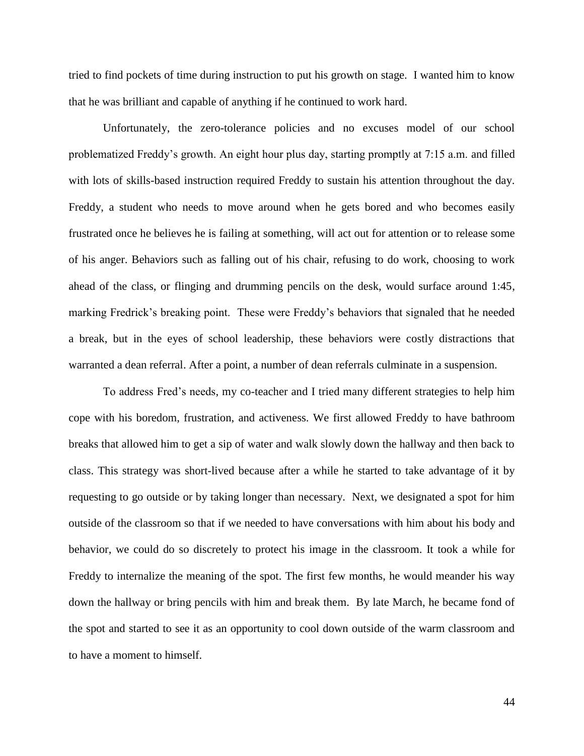tried to find pockets of time during instruction to put his growth on stage. I wanted him to know that he was brilliant and capable of anything if he continued to work hard.

Unfortunately, the zero-tolerance policies and no excuses model of our school problematized Freddy's growth. An eight hour plus day, starting promptly at 7:15 a.m. and filled with lots of skills-based instruction required Freddy to sustain his attention throughout the day. Freddy, a student who needs to move around when he gets bored and who becomes easily frustrated once he believes he is failing at something, will act out for attention or to release some of his anger. Behaviors such as falling out of his chair, refusing to do work, choosing to work ahead of the class, or flinging and drumming pencils on the desk, would surface around 1:45, marking Fredrick's breaking point. These were Freddy's behaviors that signaled that he needed a break, but in the eyes of school leadership, these behaviors were costly distractions that warranted a dean referral. After a point, a number of dean referrals culminate in a suspension.

To address Fred's needs, my co-teacher and I tried many different strategies to help him cope with his boredom, frustration, and activeness. We first allowed Freddy to have bathroom breaks that allowed him to get a sip of water and walk slowly down the hallway and then back to class. This strategy was short-lived because after a while he started to take advantage of it by requesting to go outside or by taking longer than necessary. Next, we designated a spot for him outside of the classroom so that if we needed to have conversations with him about his body and behavior, we could do so discretely to protect his image in the classroom. It took a while for Freddy to internalize the meaning of the spot. The first few months, he would meander his way down the hallway or bring pencils with him and break them. By late March, he became fond of the spot and started to see it as an opportunity to cool down outside of the warm classroom and to have a moment to himself.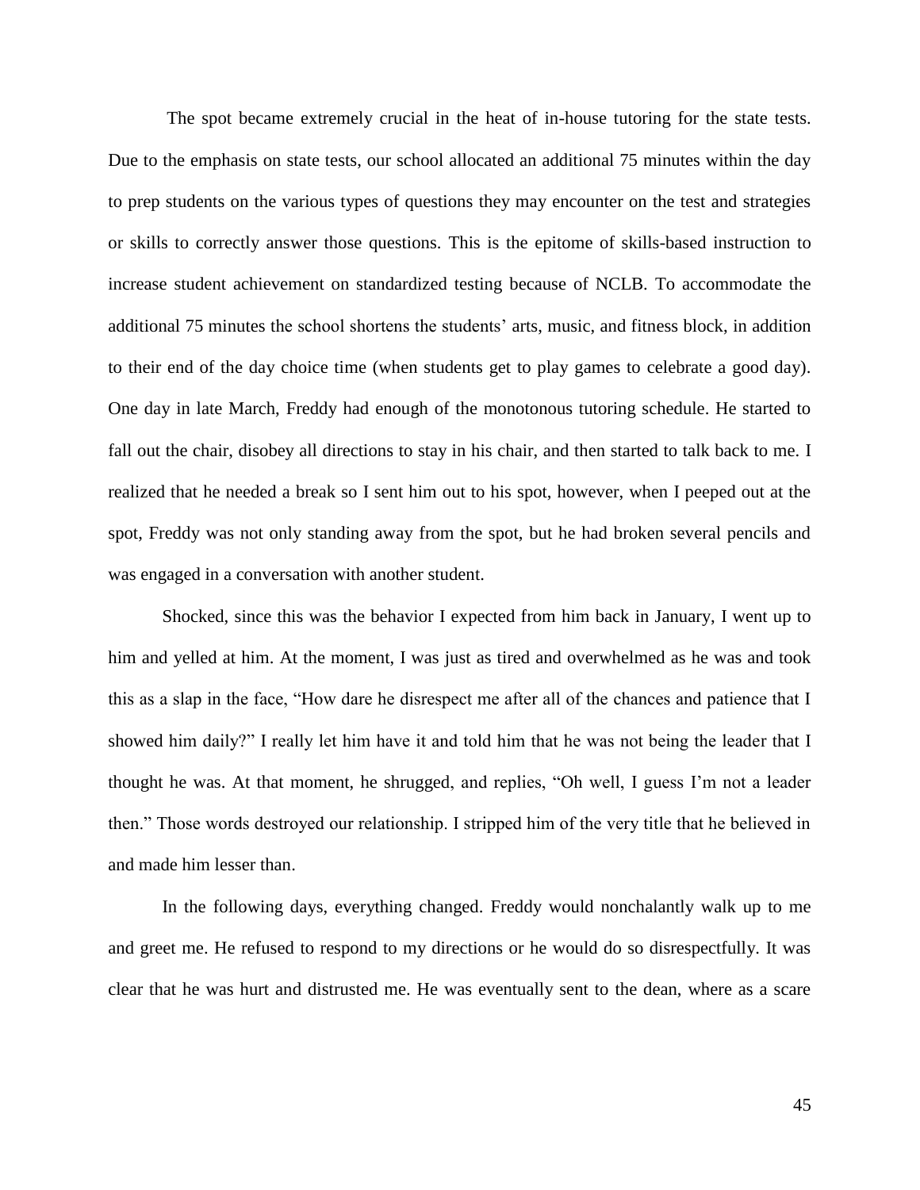The spot became extremely crucial in the heat of in-house tutoring for the state tests. Due to the emphasis on state tests, our school allocated an additional 75 minutes within the day to prep students on the various types of questions they may encounter on the test and strategies or skills to correctly answer those questions. This is the epitome of skills-based instruction to increase student achievement on standardized testing because of NCLB. To accommodate the additional 75 minutes the school shortens the students' arts, music, and fitness block, in addition to their end of the day choice time (when students get to play games to celebrate a good day). One day in late March, Freddy had enough of the monotonous tutoring schedule. He started to fall out the chair, disobey all directions to stay in his chair, and then started to talk back to me. I realized that he needed a break so I sent him out to his spot, however, when I peeped out at the spot, Freddy was not only standing away from the spot, but he had broken several pencils and was engaged in a conversation with another student.

Shocked, since this was the behavior I expected from him back in January, I went up to him and yelled at him. At the moment, I was just as tired and overwhelmed as he was and took this as a slap in the face, "How dare he disrespect me after all of the chances and patience that I showed him daily?" I really let him have it and told him that he was not being the leader that I thought he was. At that moment, he shrugged, and replies, "Oh well, I guess I'm not a leader then." Those words destroyed our relationship. I stripped him of the very title that he believed in and made him lesser than.

In the following days, everything changed. Freddy would nonchalantly walk up to me and greet me. He refused to respond to my directions or he would do so disrespectfully. It was clear that he was hurt and distrusted me. He was eventually sent to the dean, where as a scare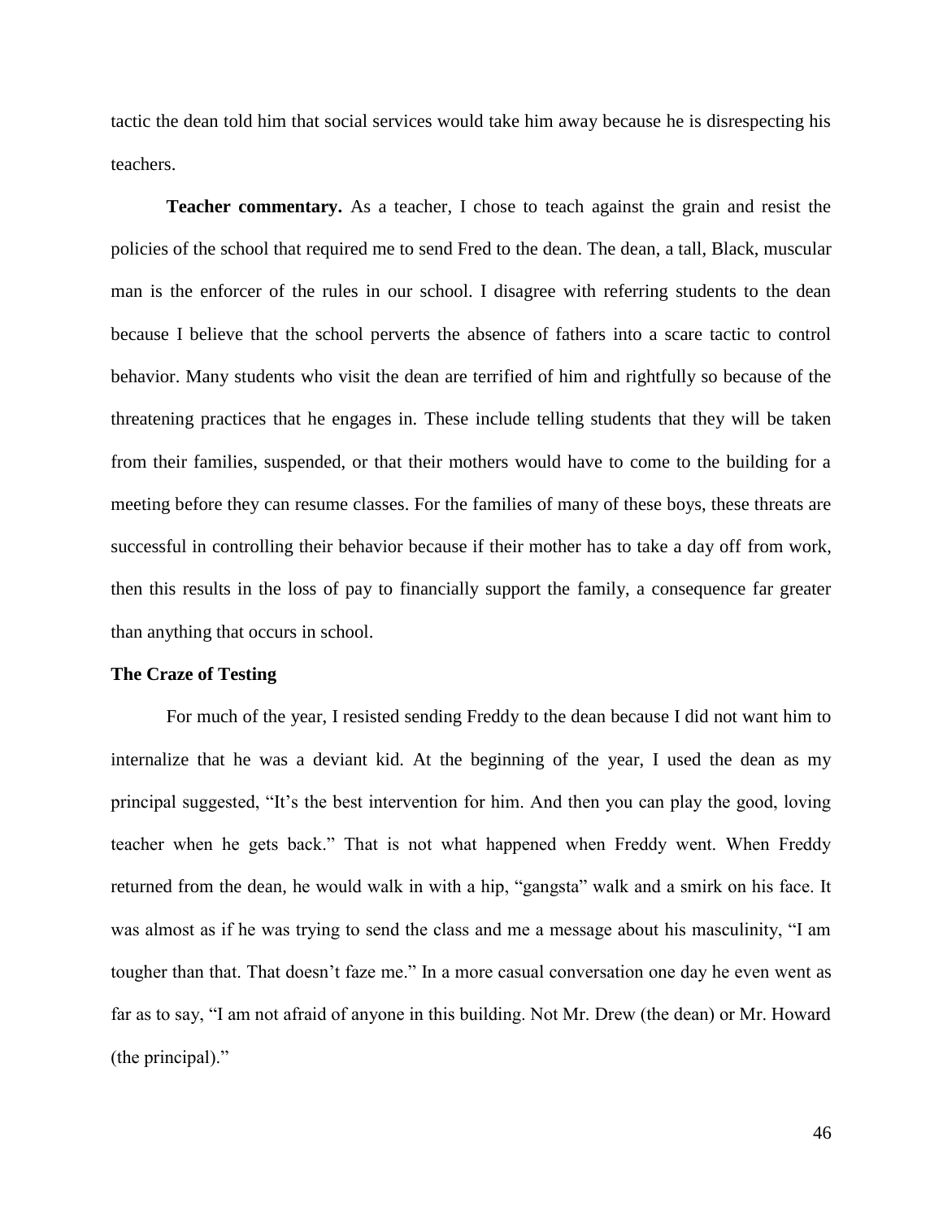tactic the dean told him that social services would take him away because he is disrespecting his teachers.

**Teacher commentary.** As a teacher, I chose to teach against the grain and resist the policies of the school that required me to send Fred to the dean. The dean, a tall, Black, muscular man is the enforcer of the rules in our school. I disagree with referring students to the dean because I believe that the school perverts the absence of fathers into a scare tactic to control behavior. Many students who visit the dean are terrified of him and rightfully so because of the threatening practices that he engages in. These include telling students that they will be taken from their families, suspended, or that their mothers would have to come to the building for a meeting before they can resume classes. For the families of many of these boys, these threats are successful in controlling their behavior because if their mother has to take a day off from work, then this results in the loss of pay to financially support the family, a consequence far greater than anything that occurs in school.

**The Craze of Testing**

For much of the year, I resisted sending Freddy to the dean because I did not want him to internalize that he was a deviant kid. At the beginning of the year, I used the dean as my principal suggested, "It's the best intervention for him. And then you can play the good, loving teacher when he gets back." That is not what happened when Freddy went. When Freddy returned from the dean, he would walk in with a hip, "gangsta" walk and a smirk on his face. It was almost as if he was trying to send the class and me a message about his masculinity, "I am tougher than that. That doesn't faze me." In a more casual conversation one day he even went as far as to say, "I am not afraid of anyone in this building. Not Mr. Drew (the dean) or Mr. Howard (the principal)."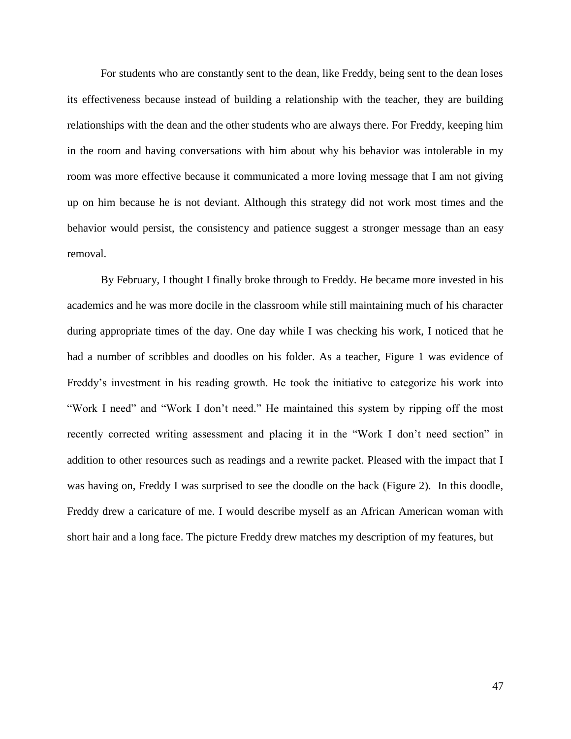For students who are constantly sent to the dean, like Freddy, being sent to the dean loses its effectiveness because instead of building a relationship with the teacher, they are building relationships with the dean and the other students who are always there. For Freddy, keeping him in the room and having conversations with him about why his behavior was intolerable in my room was more effective because it communicated a more loving message that I am not giving up on him because he is not deviant. Although this strategy did not work most times and the behavior would persist, the consistency and patience suggest a stronger message than an easy removal.

By February, I thought I finally broke through to Freddy. He became more invested in his academics and he was more docile in the classroom while still maintaining much of his character during appropriate times of the day. One day while I was checking his work, I noticed that he had a number of scribbles and doodles on his folder. As a teacher, Figure 1 was evidence of Freddy's investment in his reading growth. He took the initiative to categorize his work into "Work I need" and "Work I don't need." He maintained this system by ripping off the most recently corrected writing assessment and placing it in the "Work I don't need section" in addition to other resources such as readings and a rewrite packet. Pleased with the impact that I was having on, Freddy I was surprised to see the doodle on the back (Figure 2). In this doodle, Freddy drew a caricature of me. I would describe myself as an African American woman with short hair and a long face. The picture Freddy drew matches my description of my features, but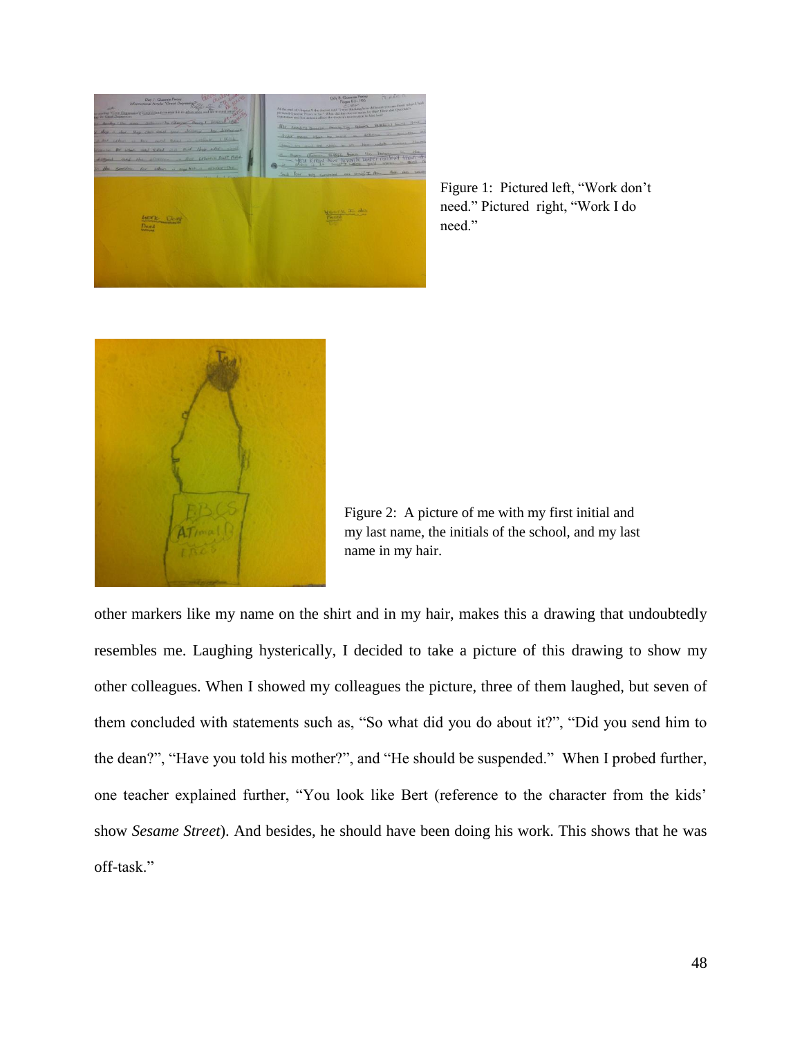Figure 1: Pictured left, “Work don’t need.” Pictured right, “Work I do need.”

Figure 2: A picture of me with my first initial and my last name, the initials of the school, and my last name in my hair.

other markers like my name on the shirt and in my hair, makes this a drawing that undoubtedly resembles me. Laughing hysterically, I decided to take a picture of this drawing to show my other colleagues. When I showed my colleagues the picture, three of them laughed, but seven of them concluded with statements such as, “So what did you do about it?”, “Did you send him to the dean?”, “Have you told his mother?”, and “He should be suspended.” When I probed further, one teacher explained further, “You look like Bert (reference to the character from the kids’ show *Sesame Street*). And besides, he should have been doing his work. This shows that he was off-task.”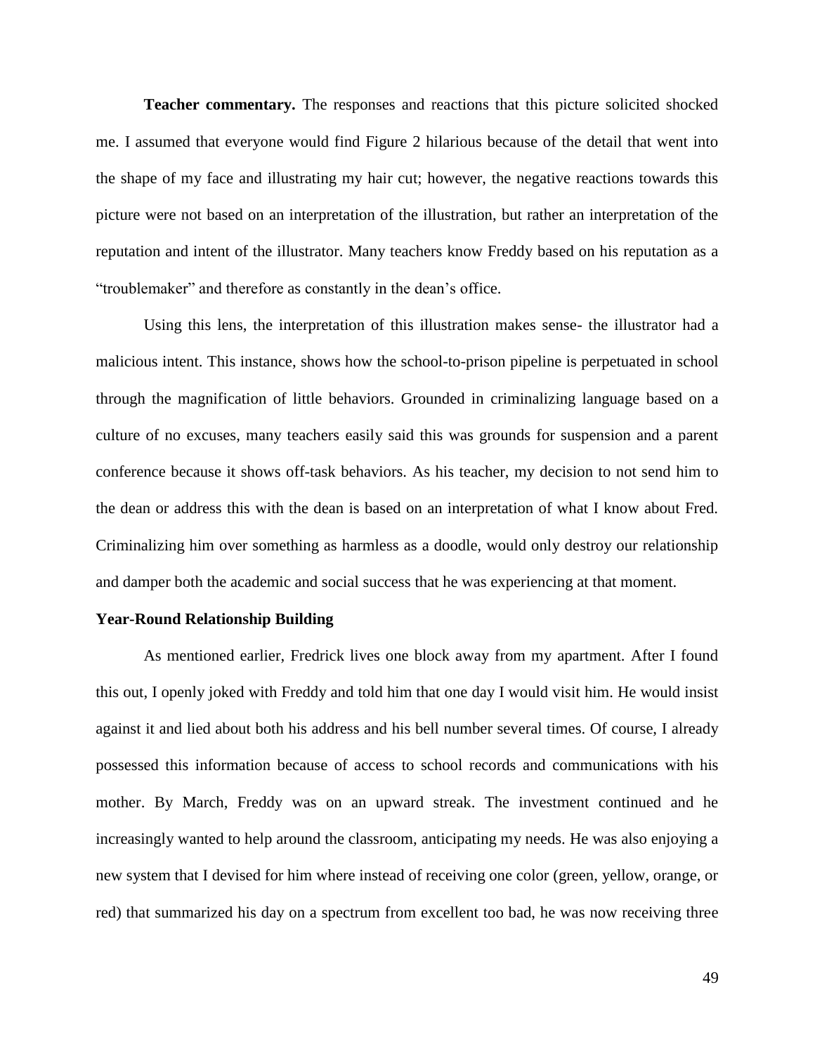**Teacher commentary.** The responses and reactions that this picture solicited shocked me. I assumed that everyone would find Figure 2 hilarious because of the detail that went into the shape of my face and illustrating my hair cut; however, the negative reactions towards this picture were not based on an interpretation of the illustration, but rather an interpretation of the reputation and intent of the illustrator. Many teachers know Freddy based on his reputation as a "troublemaker" and therefore as constantly in the dean's office.

Using this lens, the interpretation of this illustration makes sense- the illustrator had a malicious intent. This instance, shows how the school-to-prison pipeline is perpetuated in school through the magnification of little behaviors. Grounded in criminalizing language based on a culture of no excuses, many teachers easily said this was grounds for suspension and a parent conference because it shows off-task behaviors. As his teacher, my decision to not send him to the dean or address this with the dean is based on an interpretation of what I know about Fred. Criminalizing him over something as harmless as a doodle, would only destroy our relationship and damper both the academic and social success that he was experiencing at that moment.

### Year-Round Relationship Building

As mentioned earlier, Fredrick lives one block away from my apartment. After I found this out, I openly joked with Freddy and told him that one day I would visit him. He would insist against it and lied about both his address and his bell number several times. Of course, I already possessed this information because of access to school records and communications with his mother. By March, Freddy was on an upward streak. The investment continued and he increasingly wanted to help around the classroom, anticipating my needs. He was also enjoying a new system that I devised for him where instead of receiving one color (green, yellow, orange, or red) that summarized his day on a spectrum from excellent too bad, he was now receiving three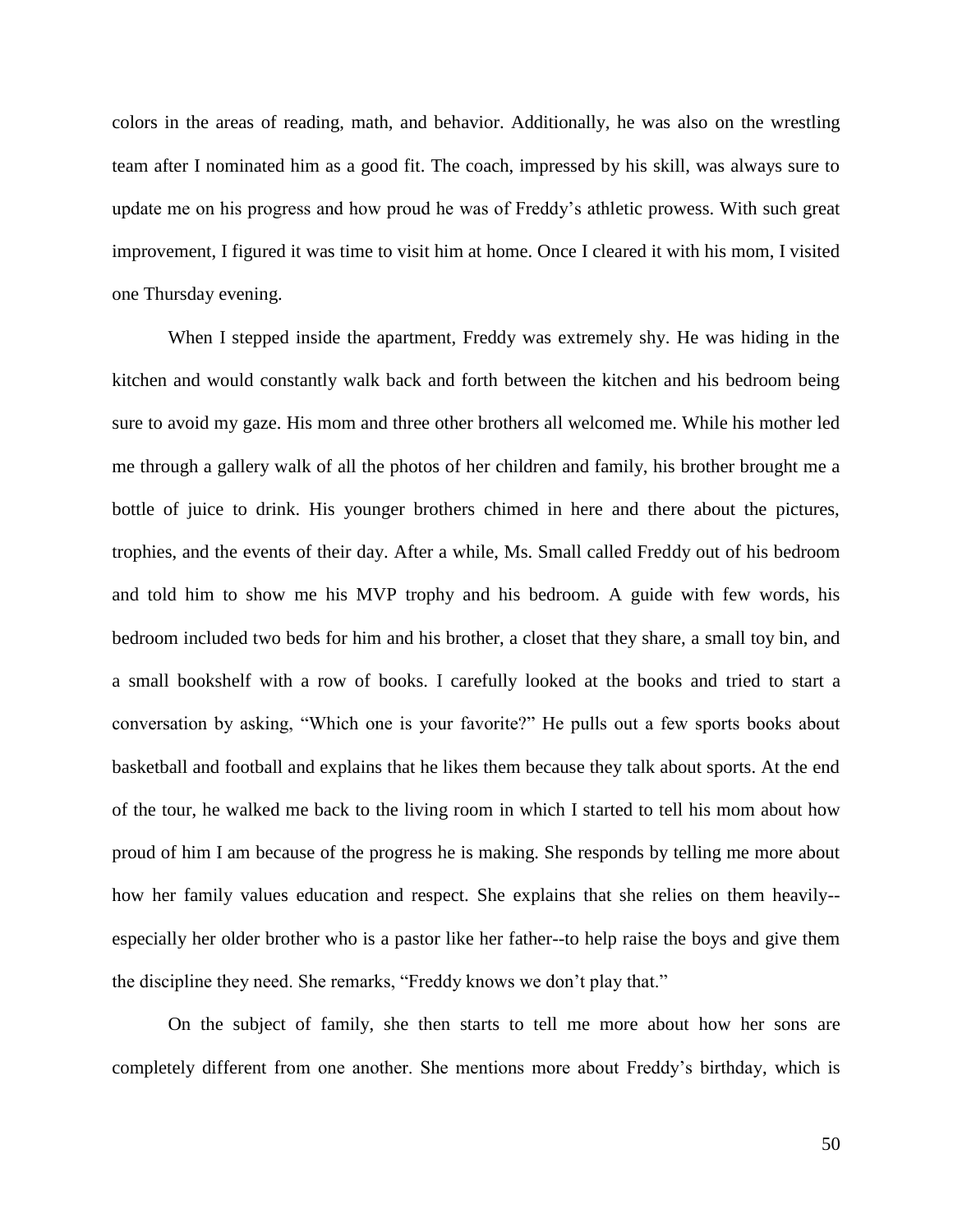colors in the areas of reading, math, and behavior. Additionally, he was also on the wrestling team after I nominated him as a good fit. The coach, impressed by his skill, was always sure to update me on his progress and how proud he was of Freddy's athletic prowess. With such great improvement, I figured it was time to visit him at home. Once I cleared it with his mom, I visited one Thursday evening.

When I stepped inside the apartment, Freddy was extremely shy. He was hiding in the kitchen and would constantly walk back and forth between the kitchen and his bedroom being sure to avoid my gaze. His mom and three other brothers all welcomed me. While his mother led me through a gallery walk of all the photos of her children and family, his brother brought me a bottle of juice to drink. His younger brothers chimed in here and there about the pictures, trophies, and the events of their day. After a while, Ms. Small called Freddy out of his bedroom and told him to show me his MVP trophy and his bedroom. A guide with few words, his bedroom included two beds for him and his brother, a closet that they share, a small toy bin, and a small bookshelf with a row of books. I carefully looked at the books and tried to start a conversation by asking, "Which one is your favorite?" He pulls out a few sports books about basketball and football and explains that he likes them because they talk about sports. At the end of the tour, he walked me back to the living room in which I started to tell his mom about how proud of him I am because of the progress he is making. She responds by telling me more about how her family values education and respect. She explains that she relies on them heavily--especially her older brother who is a pastor like her father--to help raise the boys and give them the discipline they need. She remarks, "Freddy knows we don't play that."

On the subject of family, she then starts to tell me more about how her sons are completely different from one another. She mentions more about Freddy's birthday, which is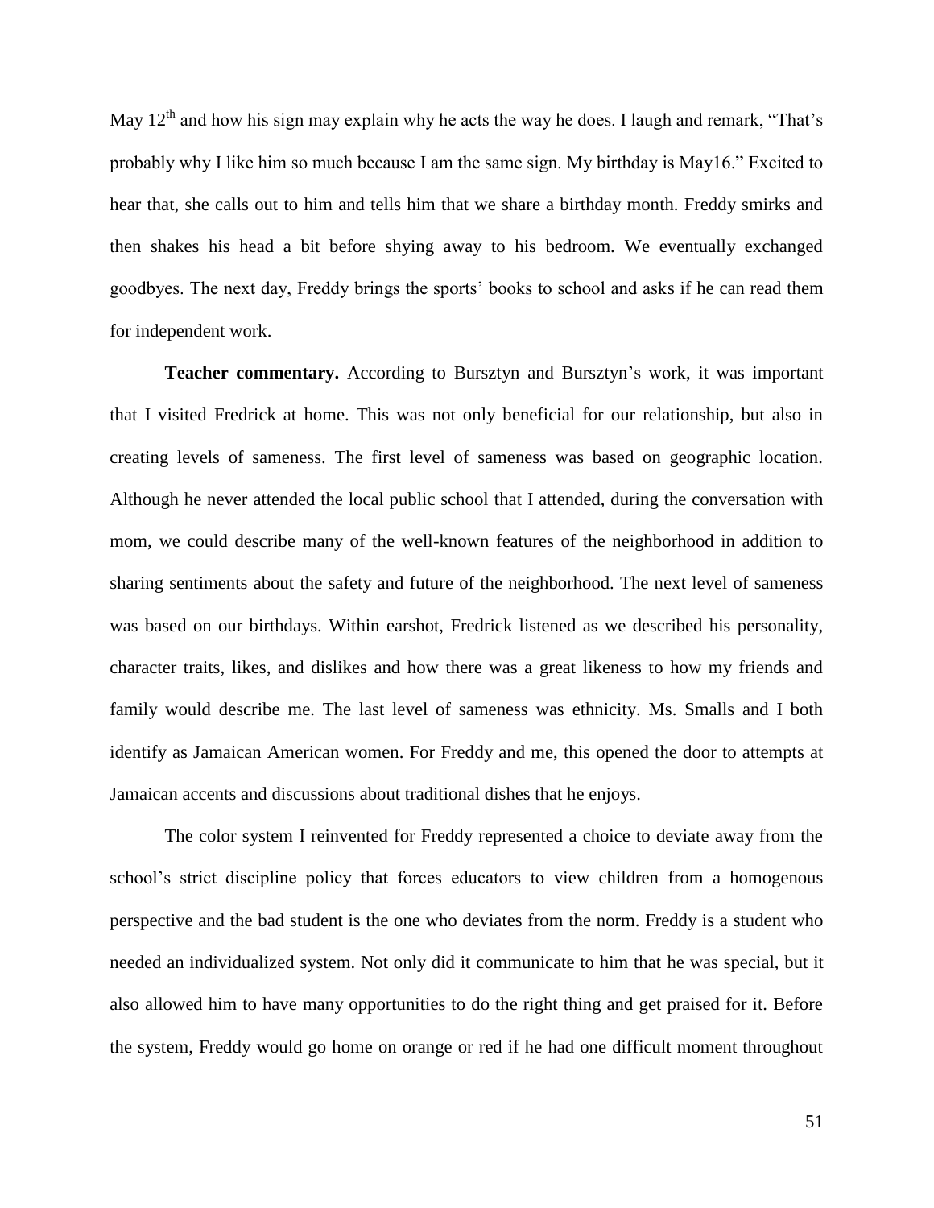May 12th and how his sign may explain why he acts the way he does. I laugh and remark, "That's probably why I like him so much because I am the same sign. My birthday is May16." Excited to hear that, she calls out to him and tells him that we share a birthday month. Freddy smirks and then shakes his head a bit before shying away to his bedroom. We eventually exchanged goodbyes. The next day, Freddy brings the sports' books to school and asks if he can read them for independent work.

**Teacher commentary.** According to Bursztyn and Bursztyn's work, it was important that I visited Fredrick at home. This was not only beneficial for our relationship, but also in creating levels of sameness. The first level of sameness was based on geographic location. Although he never attended the local public school that I attended, during the conversation with mom, we could describe many of the well-known features of the neighborhood in addition to sharing sentiments about the safety and future of the neighborhood. The next level of sameness was based on our birthdays. Within earshot, Fredrick listened as we described his personality, character traits, likes, and dislikes and how there was a great likeness to how my friends and family would describe me. The last level of sameness was ethnicity. Ms. Smalls and I both identify as Jamaican American women. For Freddy and me, this opened the door to attempts at Jamaican accents and discussions about traditional dishes that he enjoys.

The color system I reinvented for Freddy represented a choice to deviate away from the school's strict discipline policy that forces educators to view children from a homogenous perspective and the bad student is the one who deviates from the norm. Freddy is a student who needed an individualized system. Not only did it communicate to him that he was special, but it also allowed him to have many opportunities to do the right thing and get praised for it. Before the system, Freddy would go home on orange or red if he had one difficult moment throughout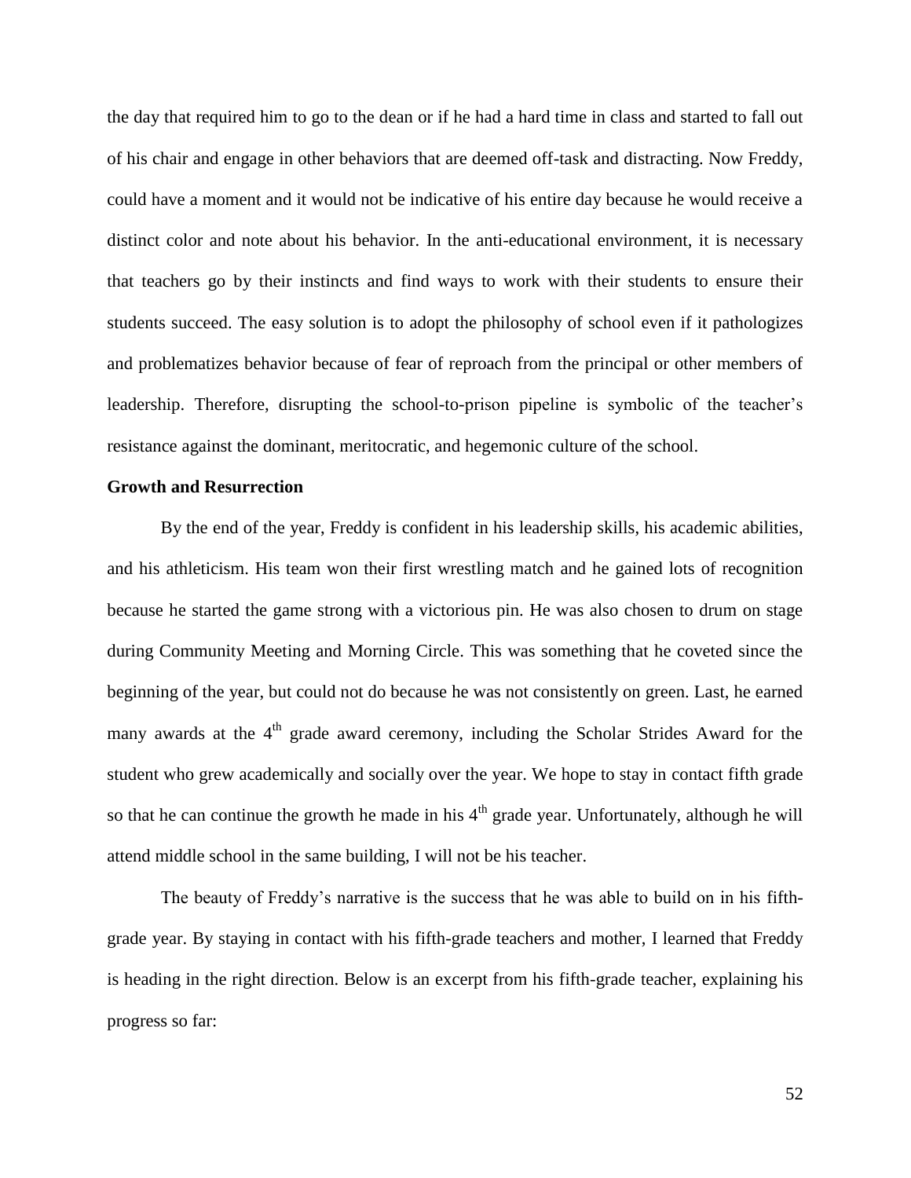the day that required him to go to the dean or if he had a hard time in class and started to fall out of his chair and engage in other behaviors that are deemed off-task and distracting. Now Freddy, could have a moment and it would not be indicative of his entire day because he would receive a distinct color and note about his behavior. In the anti-educational environment, it is necessary that teachers go by their instincts and find ways to work with their students to ensure their students succeed. The easy solution is to adopt the philosophy of school even if it pathologizes and problematizes behavior because of fear of reproach from the principal or other members of leadership. Therefore, disrupting the school-to-prison pipeline is symbolic of the teacher's resistance against the dominant, meritocratic, and hegemonic culture of the school.

**Growth and Resurrection**

By the end of the year, Freddy is confident in his leadership skills, his academic abilities, and his athleticism. His team won their first wrestling match and he gained lots of recognition because he started the game strong with a victorious pin. He was also chosen to drum on stage during Community Meeting and Morning Circle. This was something that he coveted since the beginning of the year, but could not do because he was not consistently on green. Last, he earned many awards at the 4th grade award ceremony, including the Scholar Strides Award for the student who grew academically and socially over the year. We hope to stay in contact fifth grade so that he can continue the growth he made in his 4th grade year. Unfortunately, although he will attend middle school in the same building, I will not be his teacher.

The beauty of Freddy's narrative is the success that he was able to build on in his fifth-grade year. By staying in contact with his fifth-grade teachers and mother, I learned that Freddy is heading in the right direction. Below is an excerpt from his fifth-grade teacher, explaining his progress so far: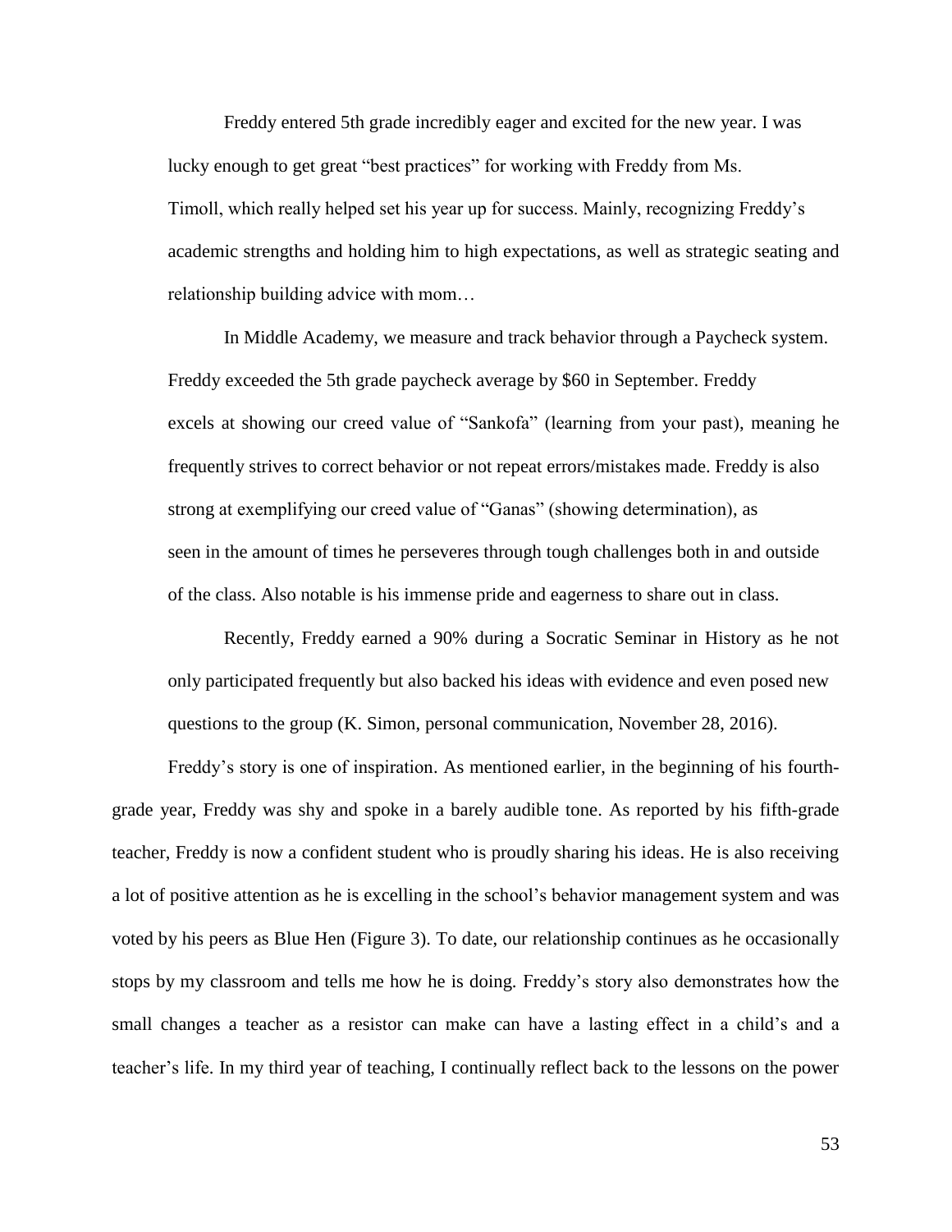> Freddy entered 5th grade incredibly eager and excited for the new year. I was lucky enough to get great "best practices" for working with Freddy from Ms. Timoll, which really helped set his year up for success. Mainly, recognizing Freddy's academic strengths and holding him to high expectations, as well as strategic seating and relationship building advice with mom…
>
> In Middle Academy, we measure and track behavior through a Paycheck system. Freddy exceeded the 5th grade paycheck average by $60 in September. Freddy excels at showing our creed value of "Sankofa" (learning from your past), meaning he frequently strives to correct behavior or not repeat errors/mistakes made. Freddy is also strong at exemplifying our creed value of "Ganas" (showing determination), as seen in the amount of times he perseveres through tough challenges both in and outside of the class. Also notable is his immense pride and eagerness to share out in class.
>
> Recently, Freddy earned a 90% during a Socratic Seminar in History as he not only participated frequently but also backed his ideas with evidence and even posed new questions to the group (K. Simon, personal communication, November 28, 2016).

Freddy's story is one of inspiration. As mentioned earlier, in the beginning of his fourth-grade year, Freddy was shy and spoke in a barely audible tone. As reported by his fifth-grade teacher, Freddy is now a confident student who is proudly sharing his ideas. He is also receiving a lot of positive attention as he is excelling in the school's behavior management system and was voted by his peers as Blue Hen (Figure 3). To date, our relationship continues as he occasionally stops by my classroom and tells me how he is doing. Freddy's story also demonstrates how the small changes a teacher as a resistor can make can have a lasting effect in a child's and a teacher's life. In my third year of teaching, I continually reflect back to the lessons on the power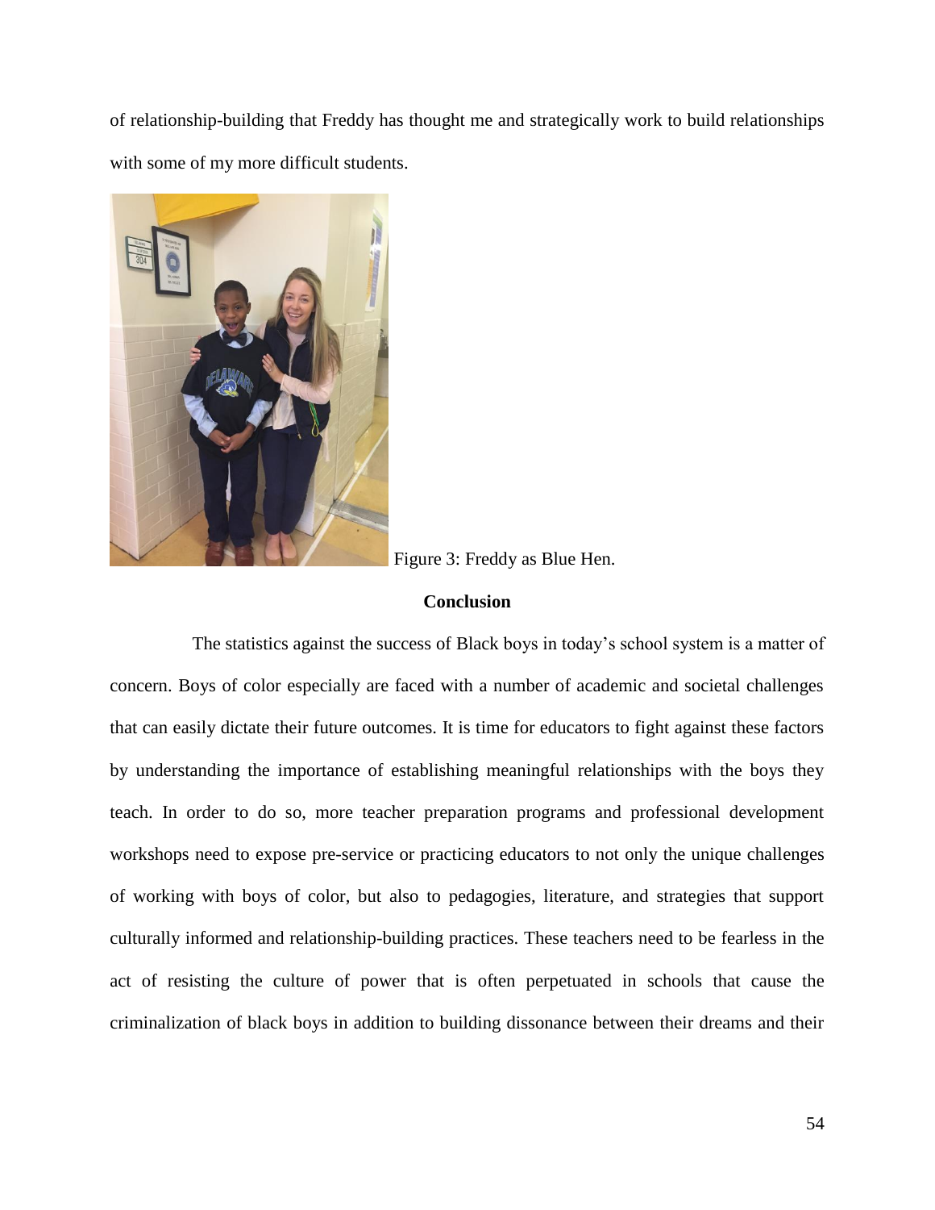of relationship-building that Freddy has thought me and strategically work to build relationships with some of my more difficult students.

Figure 3: Freddy as Blue Hen.

## Conclusion

The statistics against the success of Black boys in today's school system is a matter of concern. Boys of color especially are faced with a number of academic and societal challenges that can easily dictate their future outcomes. It is time for educators to fight against these factors by understanding the importance of establishing meaningful relationships with the boys they teach. In order to do so, more teacher preparation programs and professional development workshops need to expose pre-service or practicing educators to not only the unique challenges of working with boys of color, but also to pedagogies, literature, and strategies that support culturally informed and relationship-building practices. These teachers need to be fearless in the act of resisting the culture of power that is often perpetuated in schools that cause the criminalization of black boys in addition to building dissonance between their dreams and their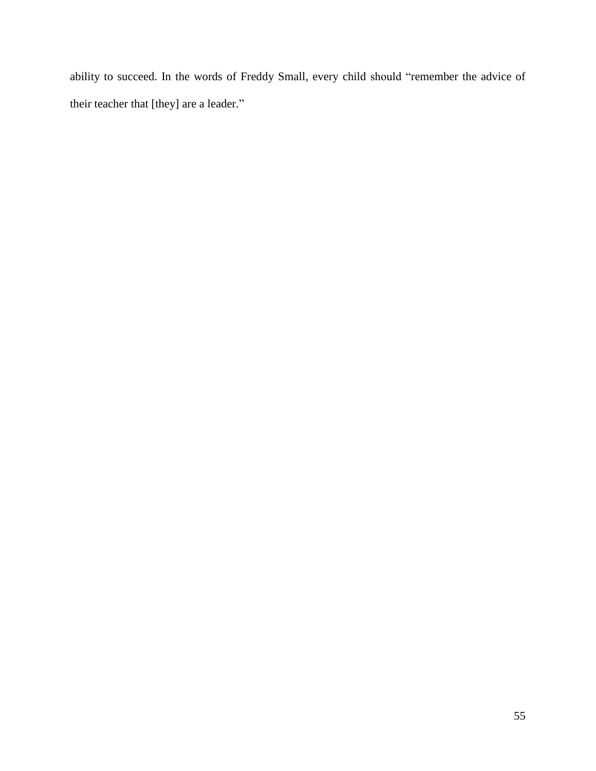ability to succeed. In the words of Freddy Small, every child should "remember the advice of their teacher that [they] are a leader."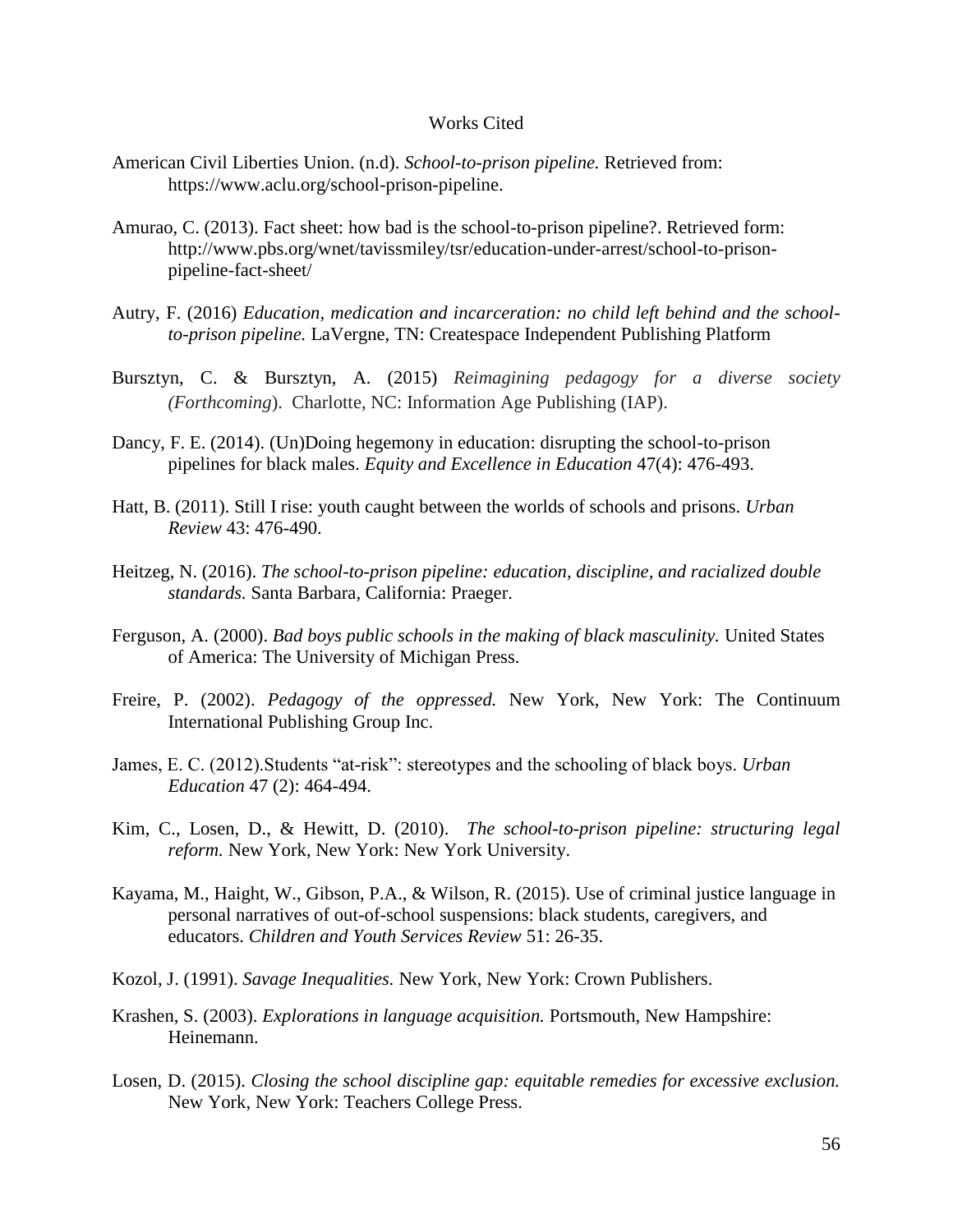# Works Cited

American Civil Liberties Union. (n.d). *School-to-prison pipeline.* Retrieved from: https://www.aclu.org/school-prison-pipeline.

Amurao, C. (2013). Fact sheet: how bad is the school-to-prison pipeline?. Retrieved form: http://www.pbs.org/wnet/tavissmiley/tsr/education-under-arrest/school-to-prison-pipeline-fact-sheet/

Autry, F. (2016) *Education, medication and incarceration: no child left behind and the school-to-prison pipeline.* LaVergne, TN: Createspace Independent Publishing Platform

Bursztyn, C. & Bursztyn, A. (2015) *Reimagining pedagogy for a diverse society (Forthcoming*). Charlotte, NC: Information Age Publishing (IAP).

Dancy, F. E. (2014). (Un)Doing hegemony in education: disrupting the school-to-prison pipelines for black males. *Equity and Excellence in Education* 47(4): 476-493.

Hatt, B. (2011). Still I rise: youth caught between the worlds of schools and prisons. *Urban Review* 43: 476-490.

Heitzeg, N. (2016). *The school-to-prison pipeline: education, discipline, and racialized double standards.* Santa Barbara, California: Praeger.

Ferguson, A. (2000). *Bad boys public schools in the making of black masculinity.* United States of America: The University of Michigan Press.

Freire, P. (2002). *Pedagogy of the oppressed.* New York, New York: The Continuum International Publishing Group Inc.

James, E. C. (2012).Students "at-risk": stereotypes and the schooling of black boys. *Urban Education* 47 (2): 464-494.

Kim, C., Losen, D., & Hewitt, D. (2010). *The school-to-prison pipeline: structuring legal reform.* New York, New York: New York University.

Kayama, M., Haight, W., Gibson, P.A., & Wilson, R. (2015). Use of criminal justice language in personal narratives of out-of-school suspensions: black students, caregivers, and educators. *Children and Youth Services Review* 51: 26-35.

Kozol, J. (1991). *Savage Inequalities.* New York, New York: Crown Publishers.

Krashen, S. (2003). *Explorations in language acquisition.* Portsmouth, New Hampshire: Heinemann.

Losen, D. (2015). *Closing the school discipline gap: equitable remedies for excessive exclusion.* New York, New York: Teachers College Press.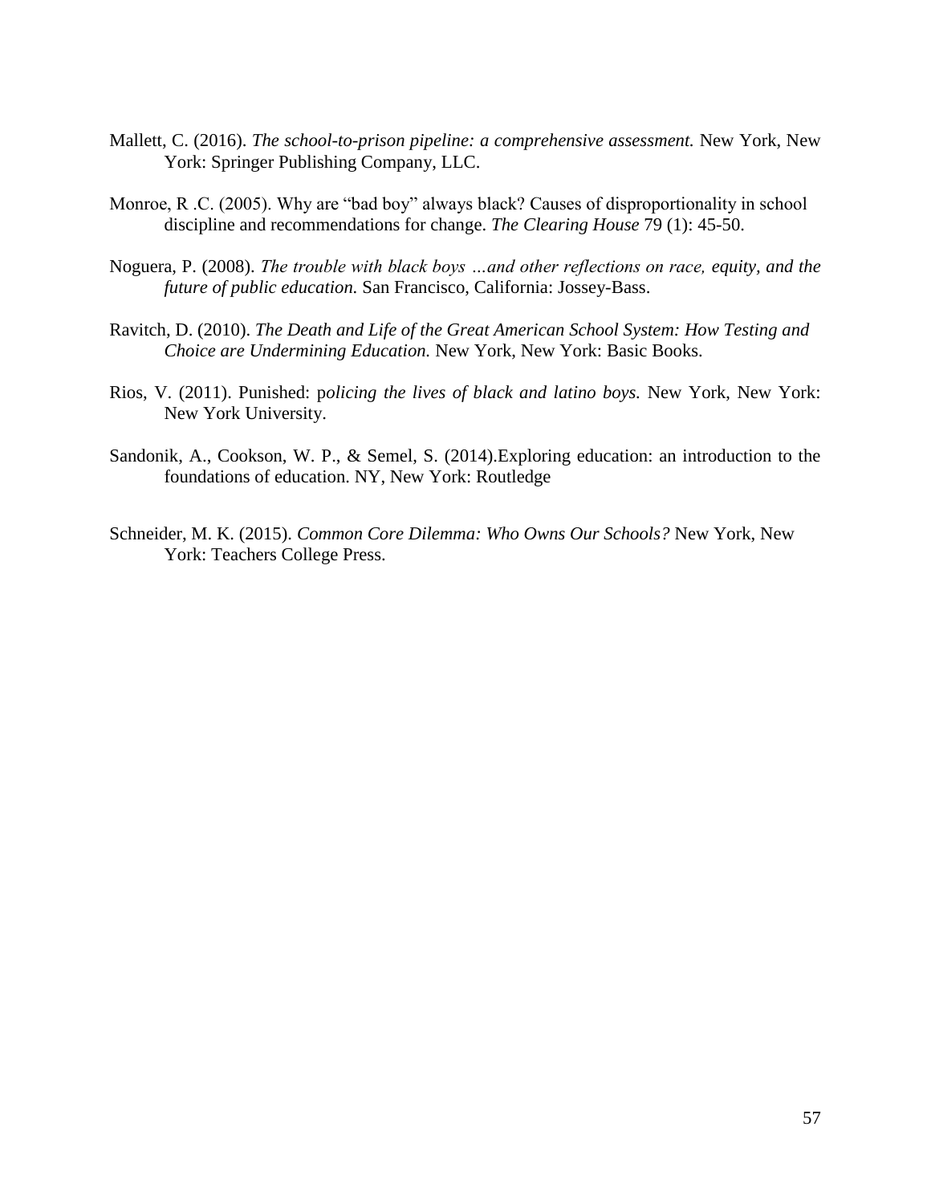Mallett, C. (2016). *The school-to-prison pipeline: a comprehensive assessment.* New York, New York: Springer Publishing Company, LLC.

Monroe, R .C. (2005). Why are "bad boy" always black? Causes of disproportionality in school discipline and recommendations for change. *The Clearing House* 79 (1): 45-50.

Noguera, P. (2008). *The trouble with black boys …and other reflections on race, equity, and the future of public education.* San Francisco, California: Jossey-Bass.

Ravitch, D. (2010). *The Death and Life of the Great American School System: How Testing and Choice are Undermining Education.* New York, New York: Basic Books.

Rios, V. (2011). Punished: p*olicing the lives of black and latino boys.* New York, New York: New York University.

Sandonik, A., Cookson, W. P., & Semel, S. (2014).Exploring education: an introduction to the foundations of education. NY, New York: Routledge

Schneider, M. K. (2015). *Common Core Dilemma: Who Owns Our Schools?* New York, New York: Teachers College Press.